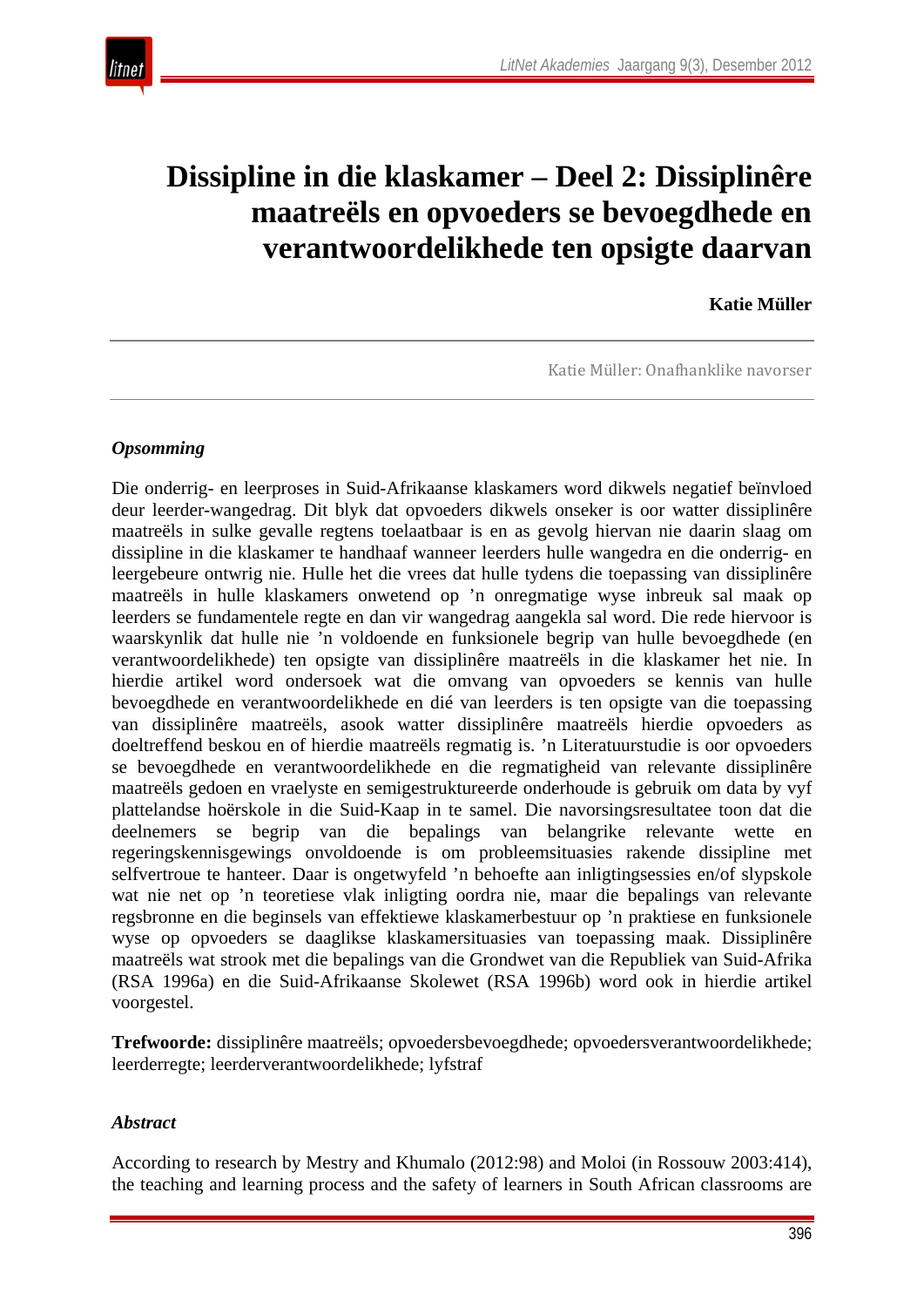# Dissipline in die klaskamer – Deel 2: Dissiplinêre maatreëls en opvoeders se bevoegdhede en verantwoordelikhede ten opsigte daarvan

**Katie Müller**

Katie Müller: Onafhanklike navorser

### *Opsomming*

Die onderrig- en leerproses in Suid-Afrikaanse klaskamers word dikwels negatief beïnvloed deur leerder-wangedrag. Dit blyk dat opvoeders dikwels onseker is oor watter dissiplinêre maatreëls in sulke gevalle regtens toelaatbaar is en as gevolg hiervan nie daarin slaag om dissipline in die klaskamer te handhaaf wanneer leerders hulle wangedra en die onderrig- en leergebeure ontwrig nie. Hulle het die vrees dat hulle tydens die toepassing van dissiplinêre maatreëls in hulle klaskamers onwetend op ’n onregmatige wyse inbreuk sal maak op leerders se fundamentele regte en dan vir wangedrag aangekla sal word. Die rede hiervoor is waarskynlik dat hulle nie ’n voldoende en funksionele begrip van hulle bevoegdhede (en verantwoordelikhede) ten opsigte van dissiplinêre maatreëls in die klaskamer het nie. In hierdie artikel word ondersoek wat die omvang van opvoeders se kennis van hulle bevoegdhede en verantwoordelikhede en dié van leerders is ten opsigte van die toepassing van dissiplinêre maatreëls, asook watter dissiplinêre maatreëls hierdie opvoeders as doeltreffend beskou en of hierdie maatreëls regmatig is. ’n Literatuurstudie is oor opvoeders se bevoegdhede en verantwoordelikhede en die regmatigheid van relevante dissiplinêre maatreëls gedoen en vraelyste en semigestruktureerde onderhoude is gebruik om data by vyf plattelandse hoërskole in die Suid-Kaap in te samel. Die navorsingsresultatee toon dat die deelnemers se begrip van die bepalings van belangrike relevante wette en regeringskennisgewings onvoldoende is om probleemsituasies rakende dissipline met selfvertroue te hanteer. Daar is ongetwyfeld ’n behoefte aan inligtingsessies en/of slypskole wat nie net op ’n teoretiese vlak inligting oordra nie, maar die bepalings van relevante regsbronne en die beginsels van effektiewe klaskamerbestuur op ’n praktiese en funksionele wyse op opvoeders se daaglikse klaskamersituasies van toepassing maak. Dissiplinêre maatreëls wat strook met die bepalings van die Grondwet van die Republiek van Suid-Afrika (RSA 1996a) en die Suid-Afrikaanse Skolewet (RSA 1996b) word ook in hierdie artikel voorgestel.

**Trefwoorde:** dissiplinêre maatreëls; opvoedersbevoegdhede; opvoedersverantwoordelikhede; leerderregte; leerderverantwoordelikhede; lyfstraf

### *Abstract*

According to research by Mestry and Khumalo (2012:98) and Moloi (in Rossouw 2003:414), the teaching and learning process and the safety of learners in South African classrooms are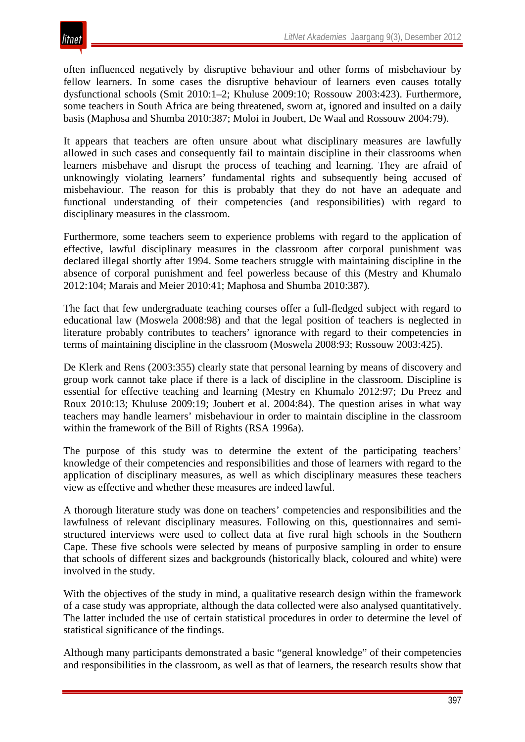often influenced negatively by disruptive behaviour and other forms of misbehaviour by fellow learners. In some cases the disruptive behaviour of learners even causes totally dysfunctional schools (Smit 2010:1–2; Khuluse 2009:10; Rossouw 2003:423). Furthermore, some teachers in South Africa are being threatened, sworn at, ignored and insulted on a daily basis (Maphosa and Shumba 2010:387; Moloi in Joubert, De Waal and Rossouw 2004:79).

It appears that teachers are often unsure about what disciplinary measures are lawfully allowed in such cases and consequently fail to maintain discipline in their classrooms when learners misbehave and disrupt the process of teaching and learning. They are afraid of unknowingly violating learners' fundamental rights and subsequently being accused of misbehaviour. The reason for this is probably that they do not have an adequate and functional understanding of their competencies (and responsibilities) with regard to disciplinary measures in the classroom.

Furthermore, some teachers seem to experience problems with regard to the application of effective, lawful disciplinary measures in the classroom after corporal punishment was declared illegal shortly after 1994. Some teachers struggle with maintaining discipline in the absence of corporal punishment and feel powerless because of this (Mestry and Khumalo 2012:104; Marais and Meier 2010:41; Maphosa and Shumba 2010:387).

The fact that few undergraduate teaching courses offer a full-fledged subject with regard to educational law (Moswela 2008:98) and that the legal position of teachers is neglected in literature probably contributes to teachers' ignorance with regard to their competencies in terms of maintaining discipline in the classroom (Moswela 2008:93; Rossouw 2003:425).

De Klerk and Rens (2003:355) clearly state that personal learning by means of discovery and group work cannot take place if there is a lack of discipline in the classroom. Discipline is essential for effective teaching and learning (Mestry en Khumalo 2012:97; Du Preez and Roux 2010:13; Khuluse 2009:19; Joubert et al. 2004:84). The question arises in what way teachers may handle learners' misbehaviour in order to maintain discipline in the classroom within the framework of the Bill of Rights (RSA 1996a).

The purpose of this study was to determine the extent of the participating teachers' knowledge of their competencies and responsibilities and those of learners with regard to the application of disciplinary measures, as well as which disciplinary measures these teachers view as effective and whether these measures are indeed lawful.

A thorough literature study was done on teachers' competencies and responsibilities and the lawfulness of relevant disciplinary measures. Following on this, questionnaires and semi-structured interviews were used to collect data at five rural high schools in the Southern Cape. These five schools were selected by means of purposive sampling in order to ensure that schools of different sizes and backgrounds (historically black, coloured and white) were involved in the study.

With the objectives of the study in mind, a qualitative research design within the framework of a case study was appropriate, although the data collected were also analysed quantitatively. The latter included the use of certain statistical procedures in order to determine the level of statistical significance of the findings.

Although many participants demonstrated a basic "general knowledge" of their competencies and responsibilities in the classroom, as well as that of learners, the research results show that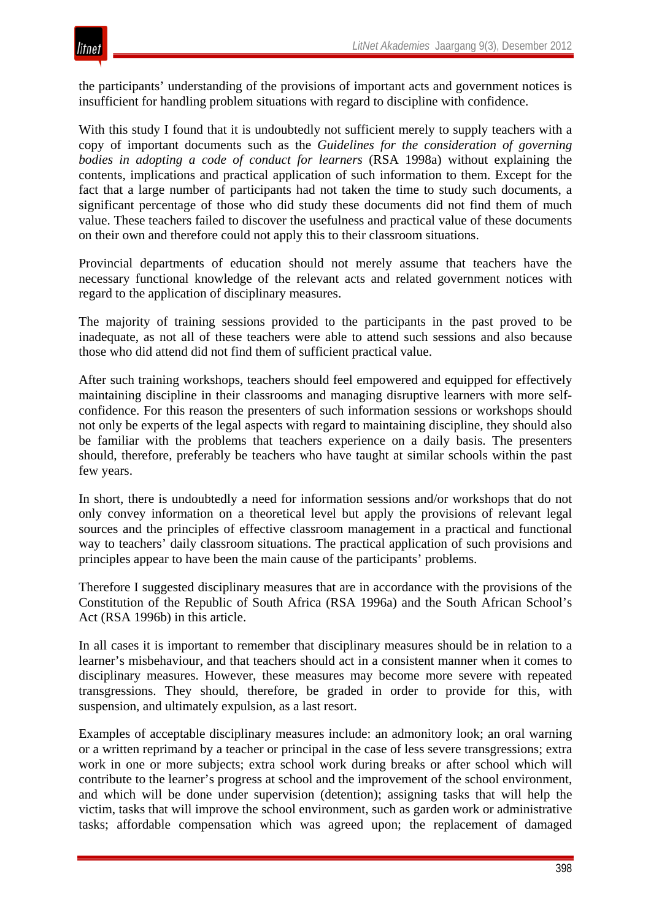the participants' understanding of the provisions of important acts and government notices is insufficient for handling problem situations with regard to discipline with confidence.

With this study I found that it is undoubtedly not sufficient merely to supply teachers with a copy of important documents such as the *Guidelines for the consideration of governing bodies in adopting a code of conduct for learners* (RSA 1998a) without explaining the contents, implications and practical application of such information to them. Except for the fact that a large number of participants had not taken the time to study such documents, a significant percentage of those who did study these documents did not find them of much value. These teachers failed to discover the usefulness and practical value of these documents on their own and therefore could not apply this to their classroom situations.

Provincial departments of education should not merely assume that teachers have the necessary functional knowledge of the relevant acts and related government notices with regard to the application of disciplinary measures.

The majority of training sessions provided to the participants in the past proved to be inadequate, as not all of these teachers were able to attend such sessions and also because those who did attend did not find them of sufficient practical value.

After such training workshops, teachers should feel empowered and equipped for effectively maintaining discipline in their classrooms and managing disruptive learners with more self-confidence. For this reason the presenters of such information sessions or workshops should not only be experts of the legal aspects with regard to maintaining discipline, they should also be familiar with the problems that teachers experience on a daily basis. The presenters should, therefore, preferably be teachers who have taught at similar schools within the past few years.

In short, there is undoubtedly a need for information sessions and/or workshops that do not only convey information on a theoretical level but apply the provisions of relevant legal sources and the principles of effective classroom management in a practical and functional way to teachers' daily classroom situations. The practical application of such provisions and principles appear to have been the main cause of the participants' problems.

Therefore I suggested disciplinary measures that are in accordance with the provisions of the Constitution of the Republic of South Africa (RSA 1996a) and the South African School's Act (RSA 1996b) in this article.

In all cases it is important to remember that disciplinary measures should be in relation to a learner's misbehaviour, and that teachers should act in a consistent manner when it comes to disciplinary measures. However, these measures may become more severe with repeated transgressions. They should, therefore, be graded in order to provide for this, with suspension, and ultimately expulsion, as a last resort.

Examples of acceptable disciplinary measures include: an admonitory look; an oral warning or a written reprimand by a teacher or principal in the case of less severe transgressions; extra work in one or more subjects; extra school work during breaks or after school which will contribute to the learner's progress at school and the improvement of the school environment, and which will be done under supervision (detention); assigning tasks that will help the victim, tasks that will improve the school environment, such as garden work or administrative tasks; affordable compensation which was agreed upon; the replacement of damaged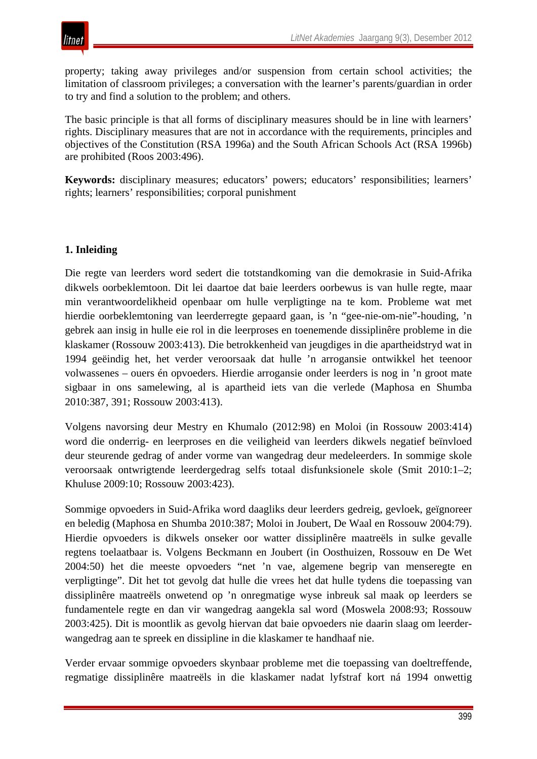property; taking away privileges and/or suspension from certain school activities; the limitation of classroom privileges; a conversation with the learner's parents/guardian in order to try and find a solution to the problem; and others.

The basic principle is that all forms of disciplinary measures should be in line with learners' rights. Disciplinary measures that are not in accordance with the requirements, principles and objectives of the Constitution (RSA 1996a) and the South African Schools Act (RSA 1996b) are prohibited (Roos 2003:496).

**Keywords:** disciplinary measures; educators' powers; educators' responsibilities; learners' rights; learners' responsibilities; corporal punishment

## 1. Inleiding

Die regte van leerders word sedert die totstandkoming van die demokrasie in Suid-Afrika dikwels oorbeklemtoon. Dit lei daartoe dat baie leerders oorbewus is van hulle regte, maar min verantwoordelikheid openbaar om hulle verpligtinge na te kom. Probleme wat met hierdie oorbeklemtoning van leerderregte gepaard gaan, is 'n "gee-nie-om-nie"-houding, 'n gebrek aan insig in hulle eie rol in die leerproses en toenemende dissiplinêre probleme in die klaskamer (Rossouw 2003:413). Die betrokkenheid van jeugdiges in die apartheidstryd wat in 1994 geëindig het, het verder veroorsaak dat hulle 'n arrogansie ontwikkel het teenoor volwassenes – ouers én opvoeders. Hierdie arrogansie onder leerders is nog in 'n groot mate sigbaar in ons samelewing, al is apartheid iets van die verlede (Maphosa en Shumba 2010:387, 391; Rossouw 2003:413).

Volgens navorsing deur Mestry en Khumalo (2012:98) en Moloi (in Rossouw 2003:414) word die onderrig- en leerproses en die veiligheid van leerders dikwels negatief beïnvloed deur steurende gedrag of ander vorme van wangedrag deur medeleerders. In sommige skole veroorsaak ontwrigtende leerdergedrag selfs totaal disfunksionele skole (Smit 2010:1–2; Khuluse 2009:10; Rossouw 2003:423).

Sommige opvoeders in Suid-Afrika word daagliks deur leerders gedreig, gevloek, geïgnoreer en beledig (Maphosa en Shumba 2010:387; Moloi in Joubert, De Waal en Rossouw 2004:79). Hierdie opvoeders is dikwels onseker oor watter dissiplinêre maatreëls in sulke gevalle regtens toelaatbaar is. Volgens Beckmann en Joubert (in Oosthuizen, Rossouw en De Wet 2004:50) het die meeste opvoeders "net 'n vae, algemene begrip van menseregte en verpligtinge". Dit het tot gevolg dat hulle die vrees het dat hulle tydens die toepassing van dissiplinêre maatreëls onwetend op 'n onregmatige wyse inbreuk sal maak op leerders se fundamentele regte en dan vir wangedrag aangekla sal word (Moswela 2008:93; Rossouw 2003:425). Dit is moontlik as gevolg hiervan dat baie opvoeders nie daarin slaag om leerder-wangedrag aan te spreek en dissipline in die klaskamer te handhaaf nie.

Verder ervaar sommige opvoeders skynbaar probleme met die toepassing van doeltreffende, regmatige dissiplinêre maatreëls in die klaskamer nadat lyfstraf kort ná 1994 onwettig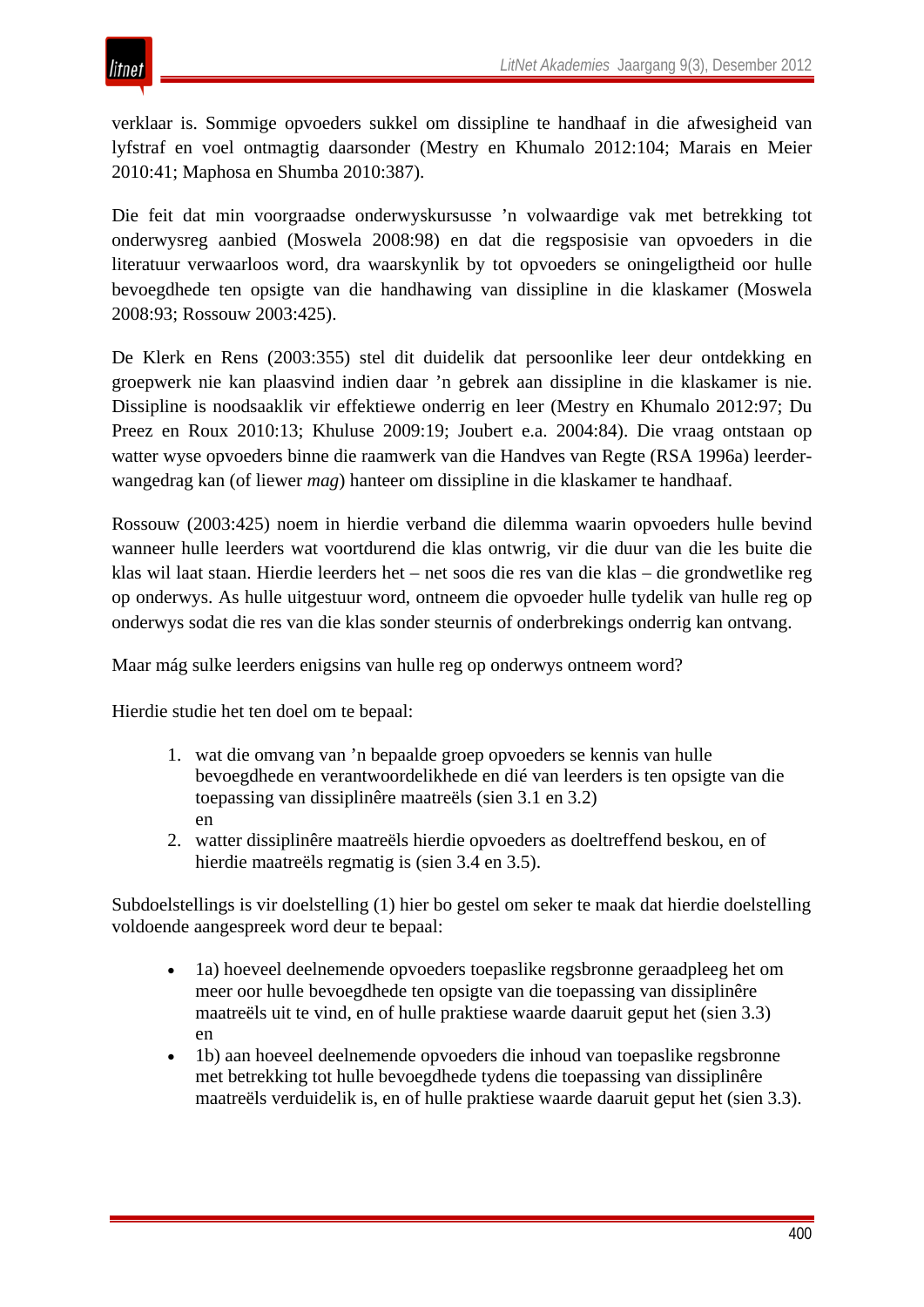verklaar is. Sommige opvoeders sukkel om dissipline te handhaaf in die afwesigheid van lyfstraf en voel ontmagtig daarsonder (Mestry en Khumalo 2012:104; Marais en Meier 2010:41; Maphosa en Shumba 2010:387).

Die feit dat min voorgraadse onderwyskursusse ’n volwaardige vak met betrekking tot onderwysreg aanbied (Moswela 2008:98) en dat die regsposisie van opvoeders in die literatuur verwaarloos word, dra waarskynlik by tot opvoeders se oningeligtheid oor hulle bevoegdhede ten opsigte van die handhawing van dissipline in die klaskamer (Moswela 2008:93; Rossouw 2003:425).

De Klerk en Rens (2003:355) stel dit duidelik dat persoonlike leer deur ontdekking en groepwerk nie kan plaasvind indien daar ’n gebrek aan dissipline in die klaskamer is nie. Dissipline is noodsaaklik vir effektiewe onderrig en leer (Mestry en Khumalo 2012:97; Du Preez en Roux 2010:13; Khuluse 2009:19; Joubert e.a. 2004:84). Die vraag ontstaan op watter wyse opvoeders binne die raamwerk van die Handves van Regte (RSA 1996a) leerder-wangedrag kan (of liewer *mag*) hanteer om dissipline in die klaskamer te handhaaf.

Rossouw (2003:425) noem in hierdie verband die dilemma waarin opvoeders hulle bevind wanneer hulle leerders wat voortdurend die klas ontwrig, vir die duur van die les buite die klas wil laat staan. Hierdie leerders het – net soos die res van die klas – die grondwetlike reg op onderwys. As hulle uitgestuur word, ontneem die opvoeder hulle tydelik van hulle reg op onderwys sodat die res van die klas sonder steurnis of onderbrekings onderrig kan ontvang.

Maar mág sulke leerders enigsins van hulle reg op onderwys ontneem word?

Hierdie studie het ten doel om te bepaal:

1. wat die omvang van ’n bepaalde groep opvoeders se kennis van hulle bevoegdhede en verantwoordelikhede en dié van leerders is ten opsigte van die toepassing van dissiplinêre maatreëls (sien 3.1 en 3.2) en
2. watter dissiplinêre maatreëls hierdie opvoeders as doeltreffend beskou, en of hierdie maatreëls regmatig is (sien 3.4 en 3.5).

Subdoelstellings is vir doelstelling (1) hier bo gestel om seker te maak dat hierdie doelstelling voldoende aangespreek word deur te bepaal:

- 1a) hoeveel deelnemende opvoeders toepaslike regsbronne geraadpleeg het om meer oor hulle bevoegdhede ten opsigte van die toepassing van dissiplinêre maatreëls uit te vind, en of hulle praktiese waarde daaruit geput het (sien 3.3) en
- 1b) aan hoeveel deelnemende opvoeders die inhoud van toepaslike regsbronne met betrekking tot hulle bevoegdhede tydens die toepassing van dissiplinêre maatreëls verduidelik is, en of hulle praktiese waarde daaruit geput het (sien 3.3).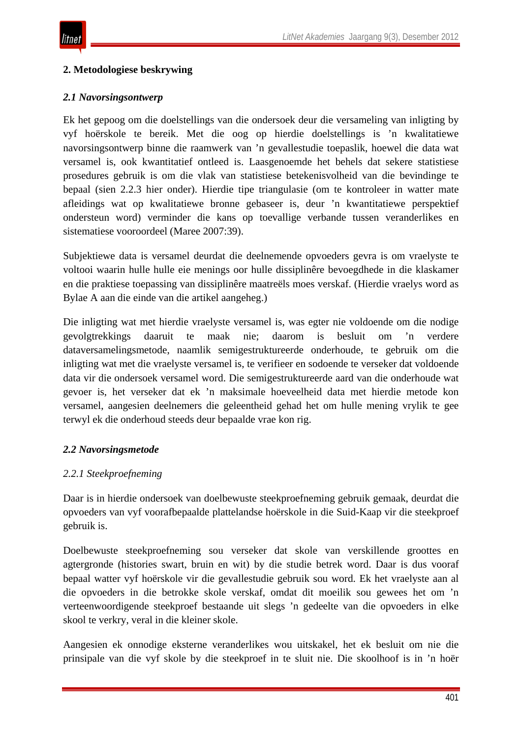## 2. Metodologiese beskrywing

### *2.1 Navorsingsontwerp*

Ek het gepoog om die doelstellings van die ondersoek deur die versameling van inligting by vyf hoërskole te bereik. Met die oog op hierdie doelstellings is ’n kwalitatiewe navorsingsontwerp binne die raamwerk van ’n gevallestudie toepaslik, hoewel die data wat versamel is, ook kwantitatief ontleed is. Laasgenoemde het behels dat sekere statistiese prosedures gebruik is om die vlak van statistiese betekenisvolheid van die bevindinge te bepaal (sien 2.2.3 hier onder). Hierdie tipe triangulasie (om te kontroleer in watter mate afleidings wat op kwalitatiewe bronne gebaseer is, deur ’n kwantitatiewe perspektief ondersteun word) verminder die kans op toevallige verbande tussen veranderlikes en sistematiese vooroordeel (Maree 2007:39).

Subjektiewe data is versamel deurdat die deelnemende opvoeders gevra is om vraelyste te voltooi waarin hulle hulle eie menings oor hulle dissiplinêre bevoegdhede in die klaskamer en die praktiese toepassing van dissiplinêre maatreëls moes verskaf. (Hierdie vraelys word as Bylae A aan die einde van die artikel aangeheg.)

Die inligting wat met hierdie vraelyste versamel is, was egter nie voldoende om die nodige gevolgtrekkings daaruit te maak nie; daarom is besluit om ’n verdere dataversamelingsmetode, naamlik semigestruktureerde onderhoude, te gebruik om die inligting wat met die vraelyste versamel is, te verifieer en sodoende te verseker dat voldoende data vir die ondersoek versamel word. Die semigestruktureerde aard van die onderhoude wat gevoer is, het verseker dat ek ’n maksimale hoeveelheid data met hierdie metode kon versamel, aangesien deelnemers die geleentheid gehad het om hulle mening vrylik te gee terwyl ek die onderhoud steeds deur bepaalde vrae kon rig.

### *2.2 Navorsingsmetode*

#### *2.2.1 Steekproefneming*

Daar is in hierdie ondersoek van doelbewuste steekproefneming gebruik gemaak, deurdat die opvoeders van vyf vooraf bepaalde plattelandse hoërskole in die Suid-Kaap vir die steekproef gebruik is.

Doelbewuste steekproefneming sou verseker dat skole van verskillende groottes en agtergronde (histories swart, bruin en wit) by die studie betrek word. Daar is dus vooraf bepaal watter vyf hoërskole vir die gevallestudie gebruik sou word. Ek het vraelyste aan al die opvoeders in die betrokke skole verskaf, omdat dit moeilik sou gewees het om ’n verteenwoordigende steekproef bestaande uit slegs ’n gedeelte van die opvoeders in elke skool te verkry, veral in die kleiner skole.

Aangesien ek onnodige eksterne veranderlikes wou uitskakel, het ek besluit om nie die prinsipale van die vyf skole by die steekproef in te sluit nie. Die skoolhoof is in ’n hoër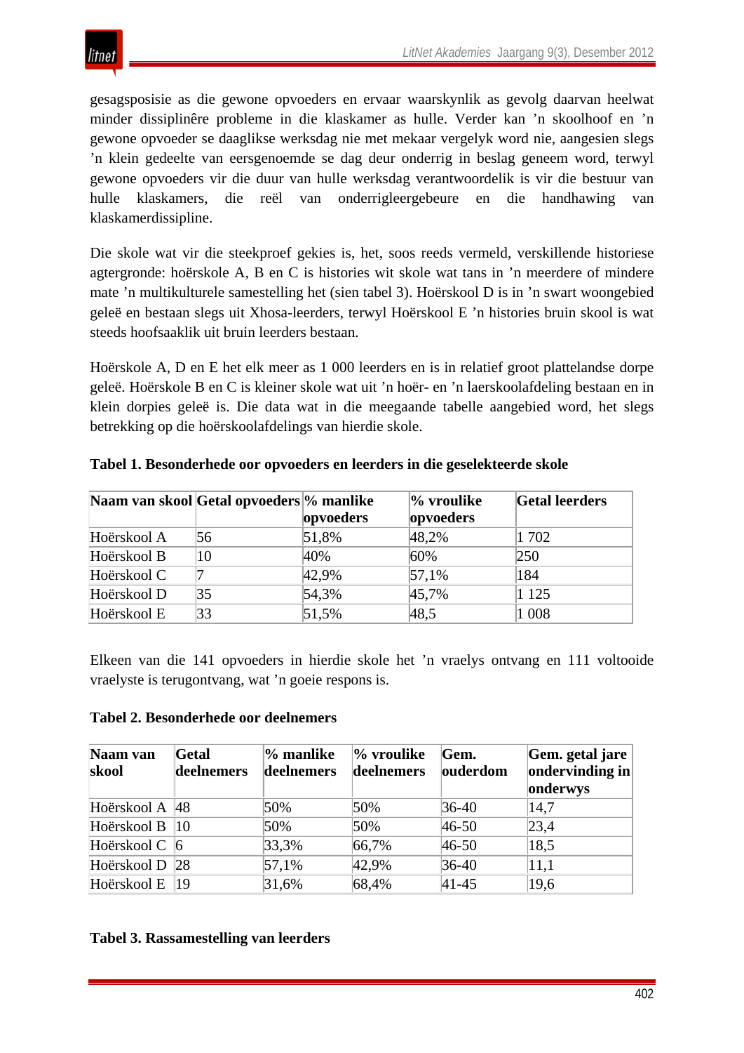gesagsposisie as die gewone opvoeders en ervaar waarskynlik as gevolg daarvan heelwat minder dissiplinêre probleme in die klaskamer as hulle. Verder kan 'n skoolhoof en 'n gewone opvoeder se daaglikse werksdag nie met mekaar vergelyk word nie, aangesien slegs 'n klein gedeelte van eersgenoemde se dag deur onderrig in beslag geneem word, terwyl gewone opvoeders vir die duur van hulle werksdag verantwoordelik is vir die bestuur van hulle klaskamers, die reël van onderrigleergebeure en die handhawing van klaskamerdissipline.

Die skole wat vir die steekproef gekies is, het, soos reeds vermeld, verskillende historiese agtergronde: hoërskole A, B en C is histories wit skole wat tans in 'n meerdere of mindere mate 'n multikulturele samestelling het (sien tabel 3). Hoërskool D is in 'n swart woongebied geleë en bestaan slegs uit Xhosa-leerders, terwyl Hoërskool E 'n histories bruin skool is wat steeds hoofsaaklik uit bruin leerders bestaan.

Hoërskole A, D en E het elk meer as 1 000 leerders en is in relatief groot plattelandse dorpe geleë. Hoërskole B en C is kleiner skole wat uit 'n hoër- en 'n laerskoolafdeling bestaan en in klein dorpies geleë is. Die data wat in die meegaande tabelle aangebied word, het slegs betrekking op die hoërskoolafdelings van hierdie skole.

**Tabel 1. Besonderhede oor opvoeders en leerders in die geselekteerde skole**

| Naam van skool | Getal opvoeders | % manlike opvoeders | % vroulike opvoeders | Getal leerders |
|---|---|---|---|---|
| Hoërskool A | 56 | 51,8% | 48,2% | 1 702 |
| Hoërskool B | 10 | 40% | 60% | 250 |
| Hoërskool C | 7 | 42,9% | 57,1% | 184 |
| Hoërskool D | 35 | 54,3% | 45,7% | 1 125 |
| Hoërskool E | 33 | 51,5% | 48,5 | 1 008 |

Elkeen van die 141 opvoeders in hierdie skole het 'n vraelys ontvang en 111 voltooide vraelyste is terugontvang, wat 'n goeie respons is.

**Tabel 2. Besonderhede oor deelnemers**

| Naam van skool | Getal deelnemers | % manlike deelnemers | % vroulike deelnemers | Gem. ouderdom | Gem. getal jare ondervinding in onderwys |
|---|---|---|---|---|---|
| Hoërskool A | 48 | 50% | 50% | 36-40 | 14,7 |
| Hoërskool B | 10 | 50% | 50% | 46-50 | 23,4 |
| Hoërskool C | 6 | 33,3% | 66,7% | 46-50 | 18,5 |
| Hoërskool D | 28 | 57,1% | 42,9% | 36-40 | 11,1 |
| Hoërskool E | 19 | 31,6% | 68,4% | 41-45 | 19,6 |

**Tabel 3. Rassamestelling van leerders**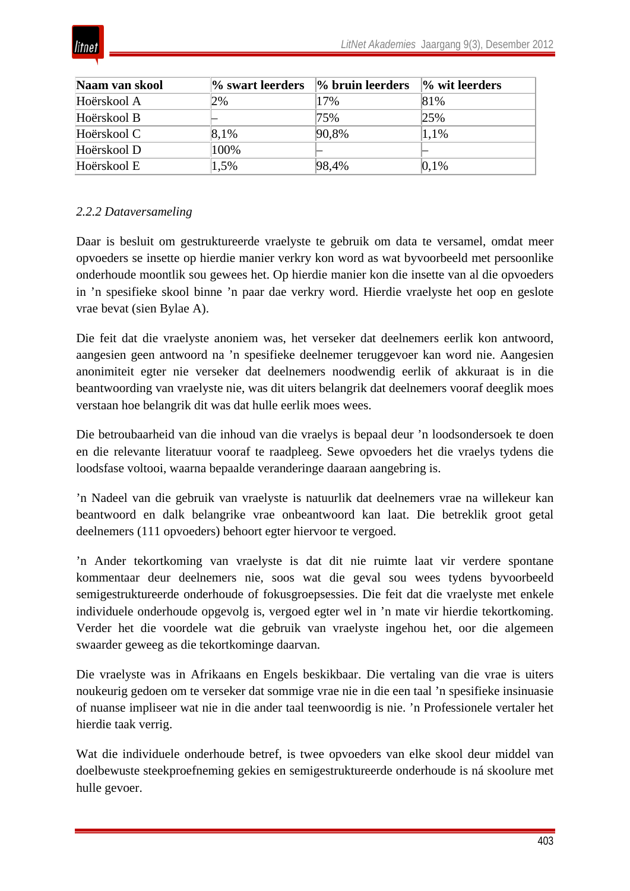| Naam van skool | % swart leerders | % bruin leerders | % wit leerders |
|---|---|---|---|
| Hoërskool A | 2% | 17% | 81% |
| Hoërskool B | – | 75% | 25% |
| Hoërskool C | 8,1% | 90,8% | 1,1% |
| Hoërskool D | 100% | – | – |
| Hoërskool E | 1,5% | 98,4% | 0,1% |

*2.2.2 Dataversameling*

Daar is besluit om gestruktureerde vraelyste te gebruik om data te versamel, omdat meer opvoeders se insette op hierdie manier verkry kon word as wat byvoorbeeld met persoonlike onderhoude moontlik sou gewees het. Op hierdie manier kon die insette van al die opvoeders in ’n spesifieke skool binne ’n paar dae verkry word. Hierdie vraelyste het oop en geslote vrae bevat (sien Bylae A).

Die feit dat die vraelyste anoniem was, het verseker dat deelnemers eerlik kon antwoord, aangesien geen antwoord na ’n spesifieke deelnemer teruggevoer kan word nie. Aangesien anonimiteit egter nie verseker dat deelnemers noodwendig eerlik of akkuraat is in die beantwoording van vraelyste nie, was dit uiters belangrik dat deelnemers vooraf deeglik moes verstaan hoe belangrik dit was dat hulle eerlik moes wees.

Die betroubaarheid van die inhoud van die vraelys is bepaal deur ’n loodsondersoek te doen en die relevante literatuur vooraf te raadpleeg. Sewe opvoeders het die vraelys tydens die loodsfase voltooi, waarna bepaalde veranderinge daaraan aangebring is.

’n Nadeel van die gebruik van vraelyste is natuurlik dat deelnemers vrae na willekeur kan beantwoord en dalk belangrike vrae onbeantwoord kan laat. Die betreklik groot getal deelnemers (111 opvoeders) behoort egter hiervoor te vergoed.

’n Ander tekortkoming van vraelyste is dat dit nie ruimte laat vir verdere spontane kommentaar deur deelnemers nie, soos wat die geval sou wees tydens byvoorbeeld semigestruktureerde onderhoude of fokusgroepsessies. Die feit dat die vraelyste met enkele individuele onderhoude opgevolg is, vergoed egter wel in ’n mate vir hierdie tekortkoming. Verder het die voordele wat die gebruik van vraelyste ingehou het, oor die algemeen swaarder geweeg as die tekortkominge daarvan.

Die vraelyste was in Afrikaans en Engels beskikbaar. Die vertaling van die vrae is uiters noukeurig gedoen om te verseker dat sommige vrae nie in die een taal ’n spesifieke insinuasie of nuanse impliseer wat nie in die ander taal teenwoordig is nie. ’n Professionele vertaler het hierdie taak verrig.

Wat die individuele onderhoude betref, is twee opvoeders van elke skool deur middel van doelbewuste steekproefneming gekies en semigestruktureerde onderhoude is ná skoolure met hulle gevoer.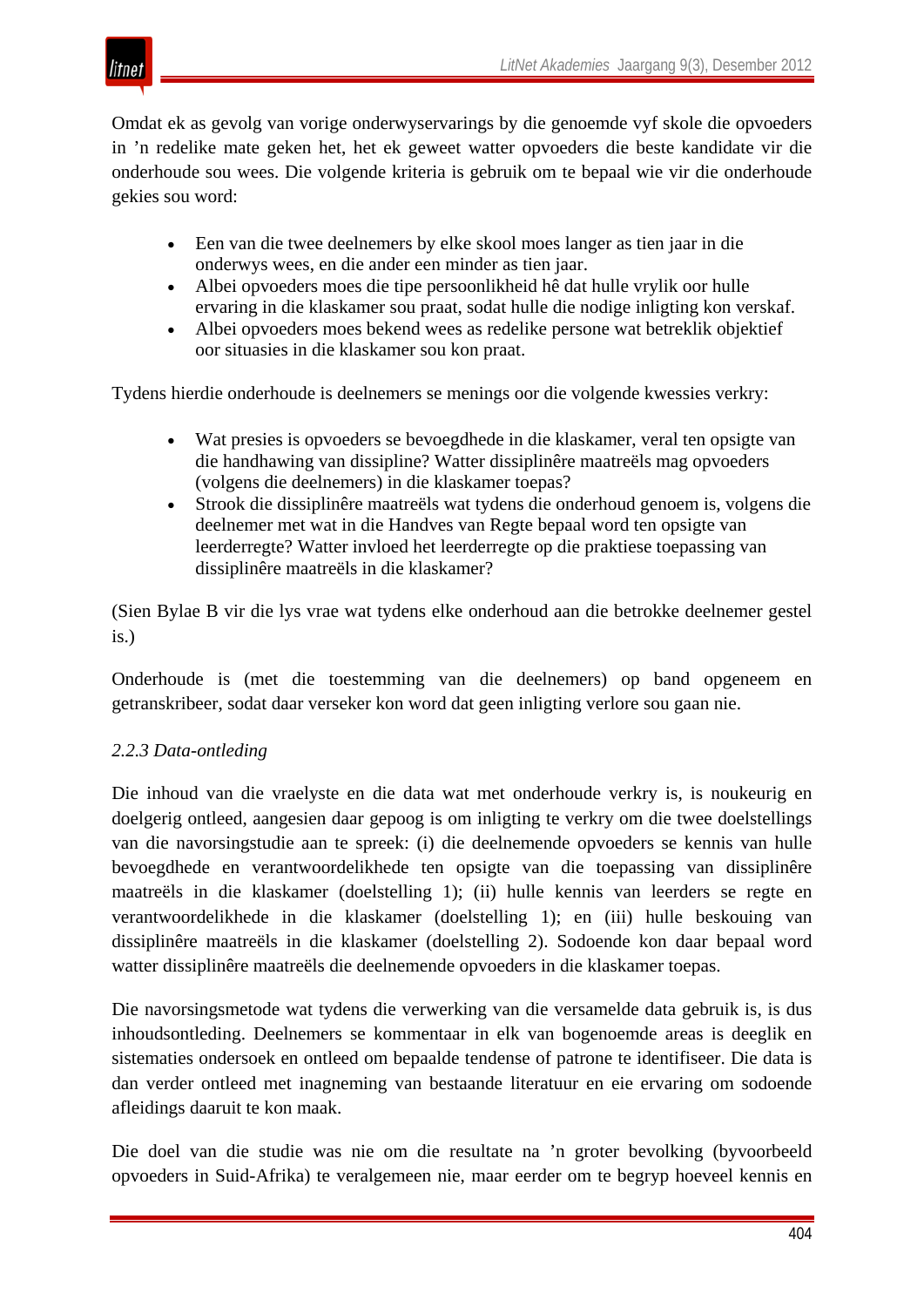Omdat ek as gevolg van vorige onderwyservarings by die genoemde vyf skole die opvoeders in ’n redelike mate geken het, het ek geweet watter opvoeders die beste kandidate vir die onderhoude sou wees. Die volgende kriteria is gebruik om te bepaal wie vir die onderhoude gekies sou word:

- Een van die twee deelnemers by elke skool moes langer as tien jaar in die onderwys wees, en die ander een minder as tien jaar.
- Albei opvoeders moes die tipe persoonlikheid hê dat hulle vrylik oor hulle ervaring in die klaskamer sou praat, sodat hulle die nodige inligting kon verskaf.
- Albei opvoeders moes bekend wees as redelike persone wat betreklik objektief oor situasies in die klaskamer sou kon praat.

Tydens hierdie onderhoude is deelnemers se menings oor die volgende kwessies verkry:

- Wat presies is opvoeders se bevoegdhede in die klaskamer, veral ten opsigte van die handhawing van dissipline? Watter dissiplinêre maatreëls mag opvoeders (volgens die deelnemers) in die klaskamer toepas?
- Strook die dissiplinêre maatreëls wat tydens die onderhoud genoem is, volgens die deelnemer met wat in die Handves van Regte bepaal word ten opsigte van leerderregte? Watter invloed het leerderregte op die praktiese toepassing van dissiplinêre maatreëls in die klaskamer?

(Sien Bylae B vir die lys vrae wat tydens elke onderhoud aan die betrokke deelnemer gestel is.)

Onderhoude is (met die toestemming van die deelnemers) op band opgeneem en getranskribeer, sodat daar verseker kon word dat geen inligting verlore sou gaan nie.

*2.2.3 Data-ontleding*

Die inhoud van die vraelyste en die data wat met onderhoude verkry is, is noukeurig en doelgerig ontleed, aangesien daar gepoog is om inligting te verkry om die twee doelstellings van die navorsingstudie aan te spreek: (i) die deelnemende opvoeders se kennis van hulle bevoegdhede en verantwoordelikhede ten opsigte van die toepassing van dissiplinêre maatreëls in die klaskamer (doelstelling 1); (ii) hulle kennis van leerders se regte en verantwoordelikhede in die klaskamer (doelstelling 1); en (iii) hulle beskouing van dissiplinêre maatreëls in die klaskamer (doelstelling 2). Sodoende kon daar bepaal word watter dissiplinêre maatreëls die deelnemende opvoeders in die klaskamer toepas.

Die navorsingsmetode wat tydens die verwerking van die versamelde data gebruik is, is dus inhoudsontleding. Deelnemers se kommentaar in elk van bogenoemde areas is deeglik en sistematies ondersoek en ontleed om bepaalde tendense of patrone te identifiseer. Die data is dan verder ontleed met inagneming van bestaande literatuur en eie ervaring om sodoende afleidings daaruit te kon maak.

Die doel van die studie was nie om die resultate na ’n groter bevolking (byvoorbeeld opvoeders in Suid-Afrika) te veralgemeen nie, maar eerder om te begryp hoeveel kennis en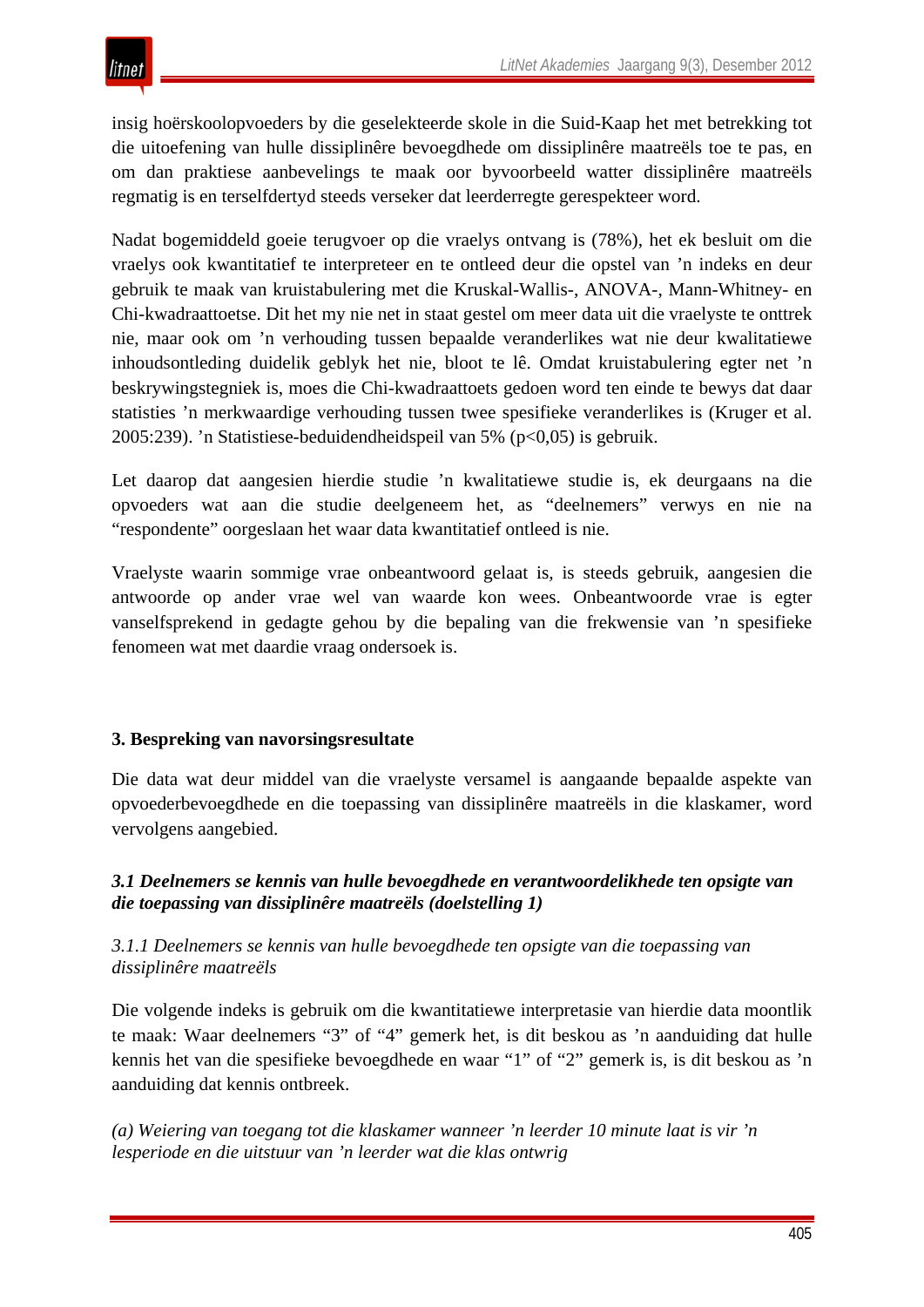insig hoërskoolopvoeders by die geselekteerde skole in die Suid-Kaap het met betrekking tot die uitoefening van hulle dissiplinêre bevoegdhede om dissiplinêre maatreëls toe te pas, en om dan praktiese aanbevelings te maak oor byvoorbeeld watter dissiplinêre maatreëls regmatig is en terselfdertyd steeds verseker dat leerderregte gerespekteer word.

Nadat bogemiddeld goeie terugvoer op die vraelys ontvang is (78%), het ek besluit om die vraelys ook kwantitatief te interpreteer en te ontleed deur die opstel van ’n indeks en deur gebruik te maak van kruistabulering met die Kruskal-Wallis-, ANOVA-, Mann-Whitney- en Chi-kwadraattoetse. Dit het my nie net in staat gestel om meer data uit die vraelyste te onttrek nie, maar ook om ’n verhouding tussen bepaalde veranderlikes wat nie deur kwalitatiewe inhoudsontleding duidelik geblyk het nie, bloot te lê. Omdat kruistabulering egter net ’n beskrywingstegniek is, moes die Chi-kwadraattoets gedoen word ten einde te bewys dat daar statisties ’n merkwaardige verhouding tussen twee spesifieke veranderlikes is (Kruger et al. 2005:239). ’n Statistiese-beduidendheidspeil van 5% ($p<0,05$) is gebruik.

Let daarop dat aangesien hierdie studie ’n kwalitatiewe studie is, ek deurgaans na die opvoeders wat aan die studie deelgeneem het, as “deelnemers” verwys en nie na “respondente” oorgeslaan het waar data kwantitatief ontleed is nie.

Vraelyste waarin sommige vrae onbeantwoord gelaat is, is steeds gebruik, aangesien die antwoorde op ander vrae wel van waarde kon wees. Onbeantwoorde vrae is egter vanselfsprekend in gedagte gehou by die bepaling van die frekwensie van ’n spesifieke fenomeen wat met daardie vraag ondersoek is.

## 3. Bespreking van navorsingsresultate

Die data wat deur middel van die vraelyste versamel is aangaande bepaalde aspekte van opvoederbevoegdhede en die toepassing van dissiplinêre maatreëls in die klaskamer, word vervolgens aangebied.

### *3.1 Deelnemers se kennis van hulle bevoegdhede en verantwoordelikhede ten opsigte van die toepassing van dissiplinêre maatreëls (doelstelling 1)*

#### *3.1.1 Deelnemers se kennis van hulle bevoegdhede ten opsigte van die toepassing van dissiplinêre maatreëls*

Die volgende indeks is gebruik om die kwantitatiewe interpretasie van hierdie data moontlik te maak: Waar deelnemers “3” of “4” gemerk het, is dit beskou as ’n aanduiding dat hulle kennis het van die spesifieke bevoegdhede en waar “1” of “2” gemerk is, is dit beskou as ’n aanduiding dat kennis ontbreek.

*(a) Weiering van toegang tot die klaskamer wanneer ’n leerder 10 minute laat is vir ’n lesperiode en die uitstuur van ’n leerder wat die klas ontwrig*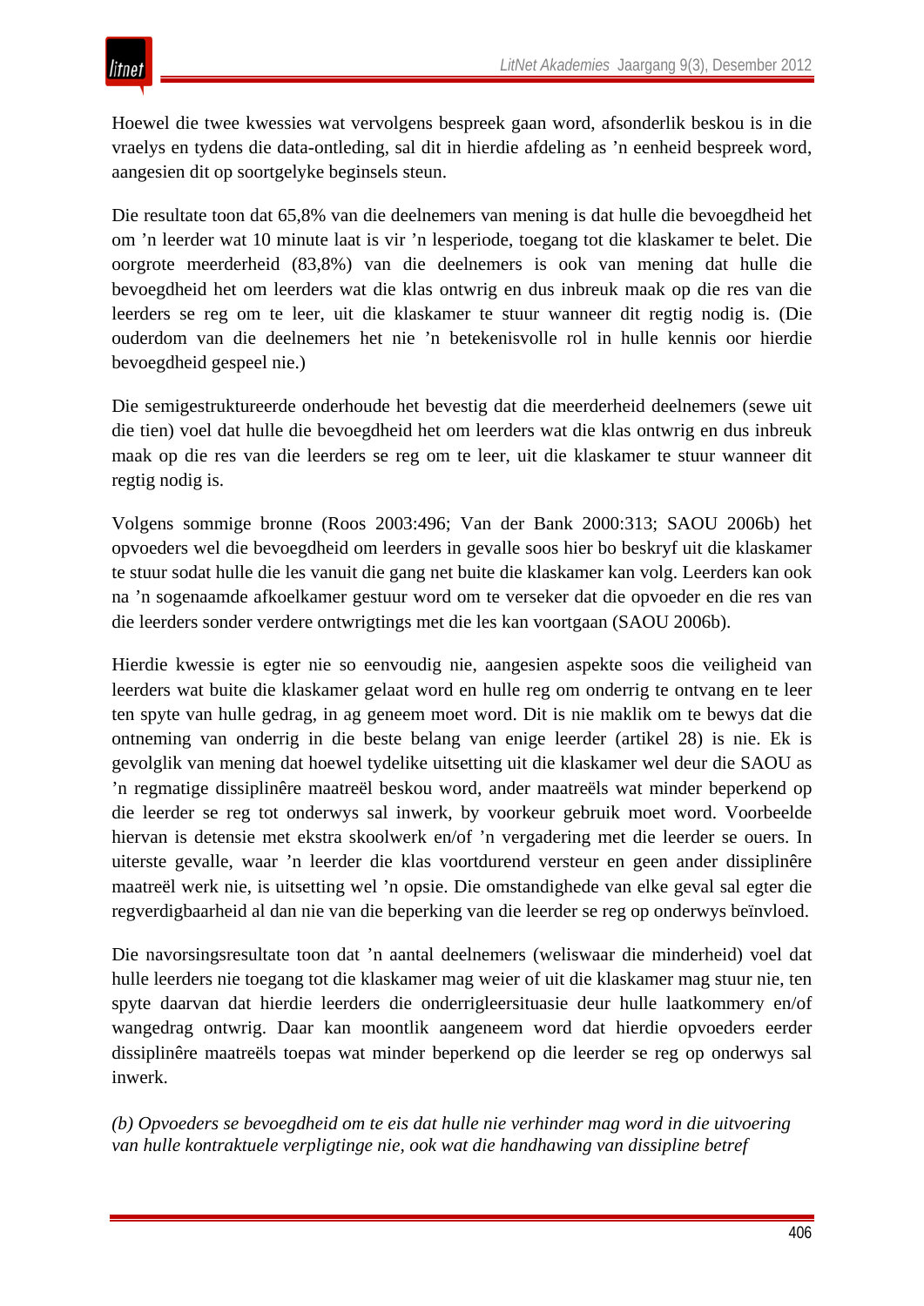Hoewel die twee kwessies wat vervolgens bespreek gaan word, afsonderlik beskou is in die vraelys en tydens die data-ontleding, sal dit in hierdie afdeling as ’n eenheid bespreek word, aangesien dit op soortgelyke beginsels steun.

Die resultate toon dat 65,8% van die deelnemers van mening is dat hulle die bevoegdheid het om ’n leerder wat 10 minute laat is vir ’n lesperiode, toegang tot die klaskamer te belet. Die oorgrote meerderheid (83,8%) van die deelnemers is ook van mening dat hulle die bevoegdheid het om leerders wat die klas ontwrig en dus inbreuk maak op die res van die leerders se reg om te leer, uit die klaskamer te stuur wanneer dit regtig nodig is. (Die ouderdom van die deelnemers het nie ’n betekenisvolle rol in hulle kennis oor hierdie bevoegdheid gespeel nie.)

Die semigestruktureerde onderhoude het bevestig dat die meerderheid deelnemers (sewe uit die tien) voel dat hulle die bevoegdheid het om leerders wat die klas ontwrig en dus inbreuk maak op die res van die leerders se reg om te leer, uit die klaskamer te stuur wanneer dit regtig nodig is.

Volgens sommige bronne (Roos 2003:496; Van der Bank 2000:313; SAOU 2006b) het opvoeders wel die bevoegdheid om leerders in gevalle soos hier bo beskryf uit die klaskamer te stuur sodat hulle die les vanuit die gang net buite die klaskamer kan volg. Leerders kan ook na ’n sogenaamde afkoelkamer gestuur word om te verseker dat die opvoeder en die res van die leerders sonder verdere ontwrigtings met die les kan voortgaan (SAOU 2006b).

Hierdie kwessie is egter nie so eenvoudig nie, aangesien aspekte soos die veiligheid van leerders wat buite die klaskamer gelaat word en hulle reg om onderrig te ontvang en te leer ten spyte van hulle gedrag, in ag geneem moet word. Dit is nie maklik om te bewys dat die ontneming van onderrig in die beste belang van enige leerder (artikel 28) is nie. Ek is gevolglik van mening dat hoewel tydelike uitsetting uit die klaskamer wel deur die SAOU as ’n regmatige dissiplinêre maatreël beskou word, ander maatreëls wat minder beperkend op die leerder se reg tot onderwys sal inwerk, by voorkeur gebruik moet word. Voorbeelde hiervan is detensie met ekstra skoolwerk en/of ’n vergadering met die leerder se ouers. In uiterste gevalle, waar ’n leerder die klas voortdurend versteur en geen ander dissiplinêre maatreël werk nie, is uitsetting wel ’n opsie. Die omstandighede van elke geval sal egter die regverdigbaarheid al dan nie van die beperking van die leerder se reg op onderwys beïnvloed.

Die navorsingsresultate toon dat ’n aantal deelnemers (weliswaar die minderheid) voel dat hulle leerders nie toegang tot die klaskamer mag weier of uit die klaskamer mag stuur nie, ten spyte daarvan dat hierdie leerders die onderrigleersituasie deur hulle laatkommery en/of wangedrag ontwrig. Daar kan moontlik aangeneem word dat hierdie opvoeders eerder dissiplinêre maatreëls toepas wat minder beperkend op die leerder se reg op onderwys sal inwerk.

*(b) Opvoeders se bevoegdheid om te eis dat hulle nie verhinder mag word in die uitvoering van hulle kontraktuele verpligtinge nie, ook wat die handhawing van dissipline betref*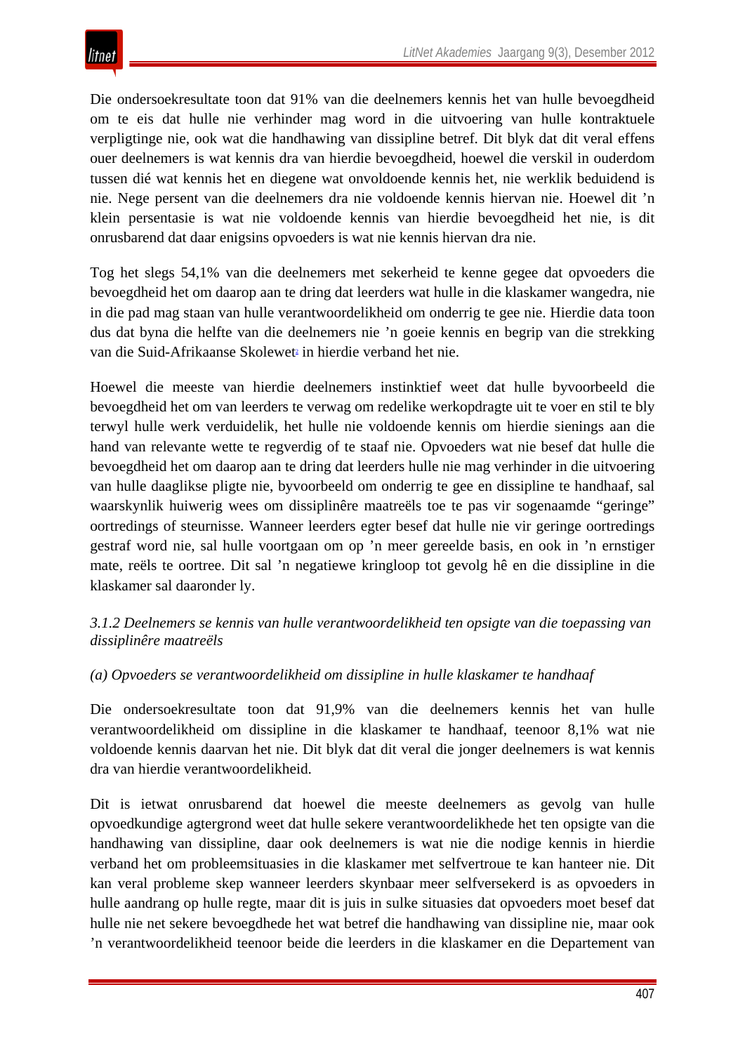Die ondersoekresultate toon dat 91% van die deelnemers kennis het van hulle bevoegdheid om te eis dat hulle nie verhinder mag word in die uitvoering van hulle kontraktuele verpligtinge nie, ook wat die handhawing van dissipline betref. Dit blyk dat dit veral effens ouer deelnemers is wat kennis dra van hierdie bevoegdheid, hoewel die verskil in ouderdom tussen dié wat kennis het en diegene wat onvoldoende kennis het, nie werklik beduidend is nie. Nege persent van die deelnemers dra nie voldoende kennis hiervan nie. Hoewel dit 'n klein persentasie is wat nie voldoende kennis van hierdie bevoegdheid het nie, is dit onrusbarend dat daar enigsins opvoeders is wat nie kennis hiervan dra nie.

Tog het slegs 54,1% van die deelnemers met sekerheid te kenne gegee dat opvoeders die bevoegdheid het om daarop aan te dring dat leerders wat hulle in die klaskamer wangedra, nie in die pad mag staan van hulle verantwoordelikheid om onderrig te gee nie. Hierdie data toon dus dat byna die helfte van die deelnemers nie 'n goeie kennis en begrip van die strekking van die Suid-Afrikaanse Skolewet[2] in hierdie verband het nie.

Hoewel die meeste van hierdie deelnemers instinktief weet dat hulle byvoorbeeld die bevoegdheid het om van leerders te verwag om redelike werkopdragte uit te voer en stil te bly terwyl hulle werk verduidelik, het hulle nie voldoende kennis om hierdie sienings aan die hand van relevante wette te regverdig of te staaf nie. Opvoeders wat nie besef dat hulle die bevoegdheid het om daarop aan te dring dat leerders hulle nie mag verhinder in die uitvoering van hulle daaglikse pligte nie, byvoorbeeld om onderrig te gee en dissipline te handhaaf, sal waarskynlik huiwerig wees om dissiplinêre maatreëls toe te pas vir sogenaamde "geringe" oortredings of steurnisse. Wanneer leerders egter besef dat hulle nie vir geringe oortredings gestraf word nie, sal hulle voortgaan om op 'n meer gereelde basis, en ook in 'n ernstiger mate, reëls te oortree. Dit sal 'n negatiewe kringloop tot gevolg hê en die dissipline in die klaskamer sal daaronder ly.

*3.1.2 Deelnemers se kennis van hulle verantwoordelikheid ten opsigte van die toepassing van dissiplinêre maatreëls*

*(a) Opvoeders se verantwoordelikheid om dissipline in hulle klaskamer te handhaaf*

Die ondersoekresultate toon dat 91,9% van die deelnemers kennis het van hulle verantwoordelikheid om dissipline in die klaskamer te handhaaf, teenoor 8,1% wat nie voldoende kennis daarvan het nie. Dit blyk dat dit veral die jonger deelnemers is wat kennis dra van hierdie verantwoordelikheid.

Dit is ietwat onrusbarend dat hoewel die meeste deelnemers as gevolg van hulle opvoedkundige agtergrond weet dat hulle sekere verantwoordelikhede het ten opsigte van die handhawing van dissipline, daar ook deelnemers is wat nie die nodige kennis in hierdie verband het om probleemsituasies in die klaskamer met selfvertroue te kan hanteer nie. Dit kan veral probleme skep wanneer leerders skynbaar meer selfversekerd is as opvoeders in hulle aandrang op hulle regte, maar dit is juis in sulke situasies dat opvoeders moet besef dat hulle nie net sekere bevoegdhede het wat betref die handhawing van dissipline nie, maar ook 'n verantwoordelikheid teenoor beide die leerders in die klaskamer en die Departement van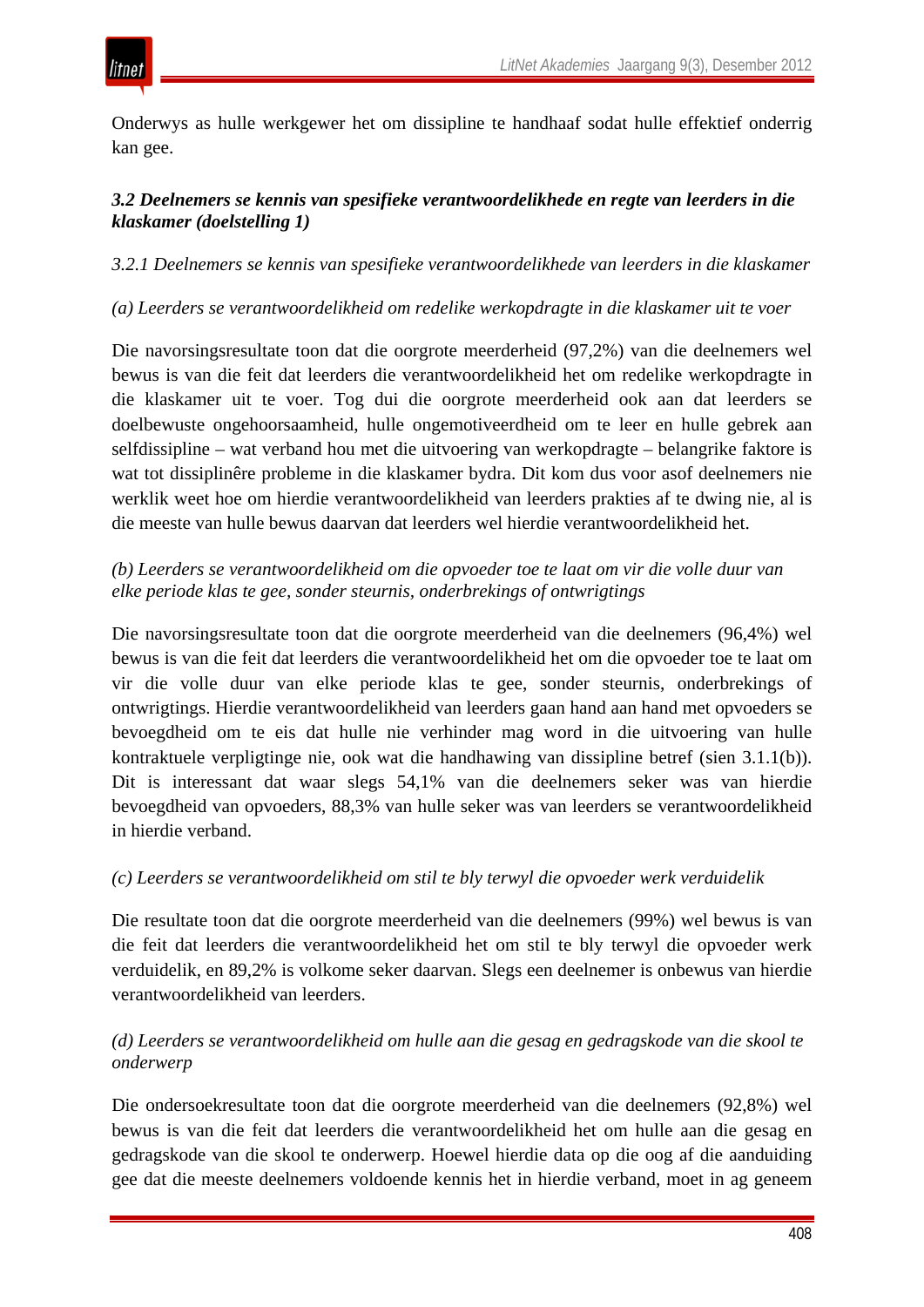Onderwys as hulle werkgewer het om dissipline te handhaaf sodat hulle effektief onderrig kan gee.

### *3.2 Deelnemers se kennis van spesifieke verantwoordelikhede en regte van leerders in die klaskamer (doelstelling 1)*

#### *3.2.1 Deelnemers se kennis van spesifieke verantwoordelikhede van leerders in die klaskamer*

*(a) Leerders se verantwoordelikheid om redelike werkopdragte in die klaskamer uit te voer*

Die navorsingsresultate toon dat die oorgrote meerderheid (97,2%) van die deelnemers wel bewus is van die feit dat leerders die verantwoordelikheid het om redelike werkopdragte in die klaskamer uit te voer. Tog dui die oorgrote meerderheid ook aan dat leerders se doelbewuste ongehoorsaamheid, hulle ongemotiveerdheid om te leer en hulle gebrek aan selfdissipline – wat verband hou met die uitvoering van werkopdragte – belangrike faktore is wat tot dissiplinêre probleme in die klaskamer bydra. Dit kom dus voor asof deelnemers nie werklik weet hoe om hierdie verantwoordelikheid van leerders prakties af te dwing nie, al is die meeste van hulle bewus daarvan dat leerders wel hierdie verantwoordelikheid het.

*(b) Leerders se verantwoordelikheid om die opvoeder toe te laat om vir die volle duur van elke periode klas te gee, sonder steurnis, onderbrekings of ontwrigtings*

Die navorsingsresultate toon dat die oorgrote meerderheid van die deelnemers (96,4%) wel bewus is van die feit dat leerders die verantwoordelikheid het om die opvoeder toe te laat om vir die volle duur van elke periode klas te gee, sonder steurnis, onderbrekings of ontwrigtings. Hierdie verantwoordelikheid van leerders gaan hand aan hand met opvoeders se bevoegdheid om te eis dat hulle nie verhinder mag word in die uitvoering van hulle kontraktuele verpligtinge nie, ook wat die handhawing van dissipline betref (sien 3.1.1(b)). Dit is interessant dat waar slegs 54,1% van die deelnemers seker was van hierdie bevoegdheid van opvoeders, 88,3% van hulle seker was van leerders se verantwoordelikheid in hierdie verband.

*(c) Leerders se verantwoordelikheid om stil te bly terwyl die opvoeder werk verduidelik*

Die resultate toon dat die oorgrote meerderheid van die deelnemers (99%) wel bewus is van die feit dat leerders die verantwoordelikheid het om stil te bly terwyl die opvoeder werk verduidelik, en 89,2% is volkome seker daarvan. Slegs een deelnemer is onbewus van hierdie verantwoordelikheid van leerders.

*(d) Leerders se verantwoordelikheid om hulle aan die gesag en gedragskode van die skool te onderwerp*

Die ondersoekresultate toon dat die oorgrote meerderheid van die deelnemers (92,8%) wel bewus is van die feit dat leerders die verantwoordelikheid het om hulle aan die gesag en gedragskode van die skool te onderwerp. Hoewel hierdie data op die oog af die aanduiding gee dat die meeste deelnemers voldoende kennis het in hierdie verband, moet in ag geneem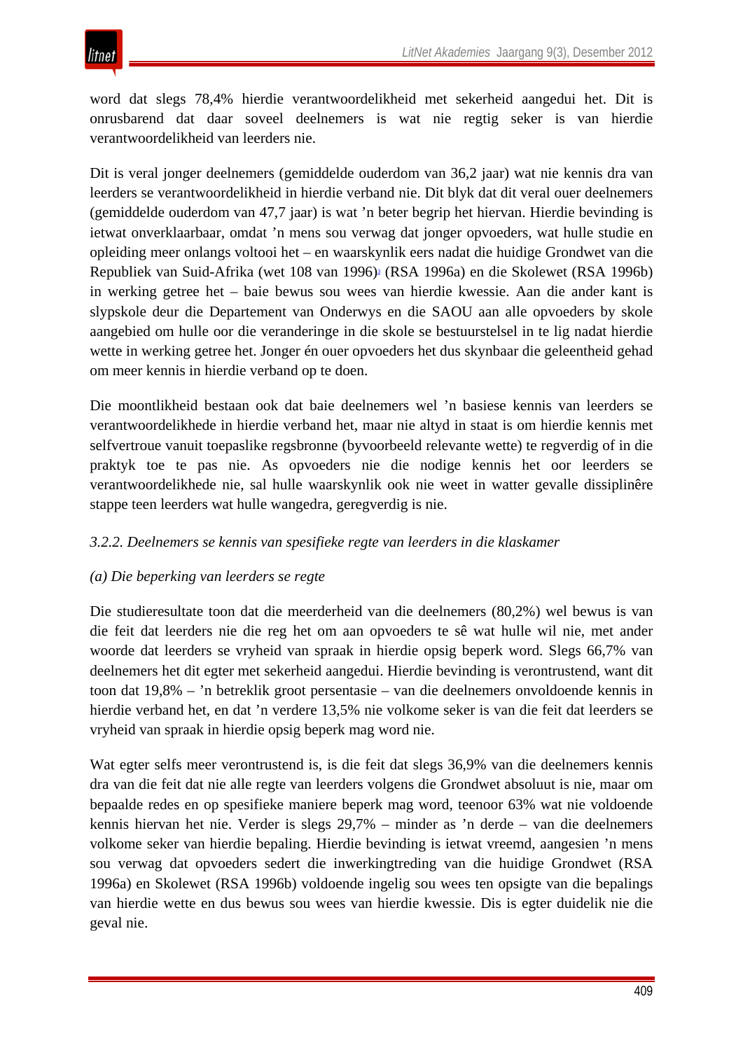word dat slegs 78,4% hierdie verantwoordelikheid met sekerheid aangedui het. Dit is onrusbarend dat daar soveel deelnemers is wat nie regtig seker is van hierdie verantwoordelikheid van leerders nie.

Dit is veral jonger deelnemers (gemiddelde ouderdom van 36,2 jaar) wat nie kennis dra van leerders se verantwoordelikheid in hierdie verband nie. Dit blyk dat dit veral ouer deelnemers (gemiddelde ouderdom van 47,7 jaar) is wat 'n beter begrip het hiervan. Hierdie bevinding is ietwat onverklaarbaar, omdat 'n mens sou verwag dat jonger opvoeders, wat hulle studie en opleiding meer onlangs voltooi het – en waarskynlik eers nadat die huidige Grondwet van die Republiek van Suid-Afrika (wet 108 van 1996)[3] (RSA 1996a) en die Skolewet (RSA 1996b) in werking getree het – baie bewus sou wees van hierdie kwessie. Aan die ander kant is slypskole deur die Departement van Onderwys en die SAOU aan alle opvoeders by skole aangebied om hulle oor die veranderinge in die skole se bestuurstelsel in te lig nadat hierdie wette in werking getree het. Jonger én ouer opvoeders het dus skynbaar die geleentheid gehad om meer kennis in hierdie verband op te doen.

Die moontlikheid bestaan ook dat baie deelnemers wel 'n basiese kennis van leerders se verantwoordelikhede in hierdie verband het, maar nie altyd in staat is om hierdie kennis met selfvertroue vanuit toepaslike regsbronne (byvoorbeeld relevante wette) te regverdig of in die praktyk toe te pas nie. As opvoeders nie die nodige kennis het oor leerders se verantwoordelikhede nie, sal hulle waarskynlik ook nie weet in watter gevalle dissiplinêre stappe teen leerders wat hulle wangedra, geregverdig is nie.

*3.2.2. Deelnemers se kennis van spesifieke regte van leerders in die klaskamer*

*(a) Die beperking van leerders se regte*

Die studieresultate toon dat die meerderheid van die deelnemers (80,2%) wel bewus is van die feit dat leerders nie die reg het om aan opvoeders te sê wat hulle wil nie, met ander woorde dat leerders se vryheid van spraak in hierdie opsig beperk word. Slegs 66,7% van deelnemers het dit egter met sekerheid aangedui. Hierdie bevinding is verontrustend, want dit toon dat 19,8% – 'n betreklik groot persentasie – van die deelnemers onvoldoende kennis in hierdie verband het, en dat 'n verdere 13,5% nie volkome seker is van die feit dat leerders se vryheid van spraak in hierdie opsig beperk mag word nie.

Wat egter selfs meer verontrustend is, is die feit dat slegs 36,9% van die deelnemers kennis dra van die feit dat nie alle regte van leerders volgens die Grondwet absoluut is nie, maar om bepaalde redes en op spesifieke maniere beperk mag word, teenoor 63% wat nie voldoende kennis hiervan het nie. Verder is slegs 29,7% – minder as 'n derde – van die deelnemers volkome seker van hierdie bepaling. Hierdie bevinding is ietwat vreemd, aangesien 'n mens sou verwag dat opvoeders sedert die inwerkingtreding van die huidige Grondwet (RSA 1996a) en Skolewet (RSA 1996b) voldoende ingelig sou wees ten opsigte van die bepalings van hierdie wette en dus bewus sou wees van hierdie kwessie. Dis is egter duidelik nie die geval nie.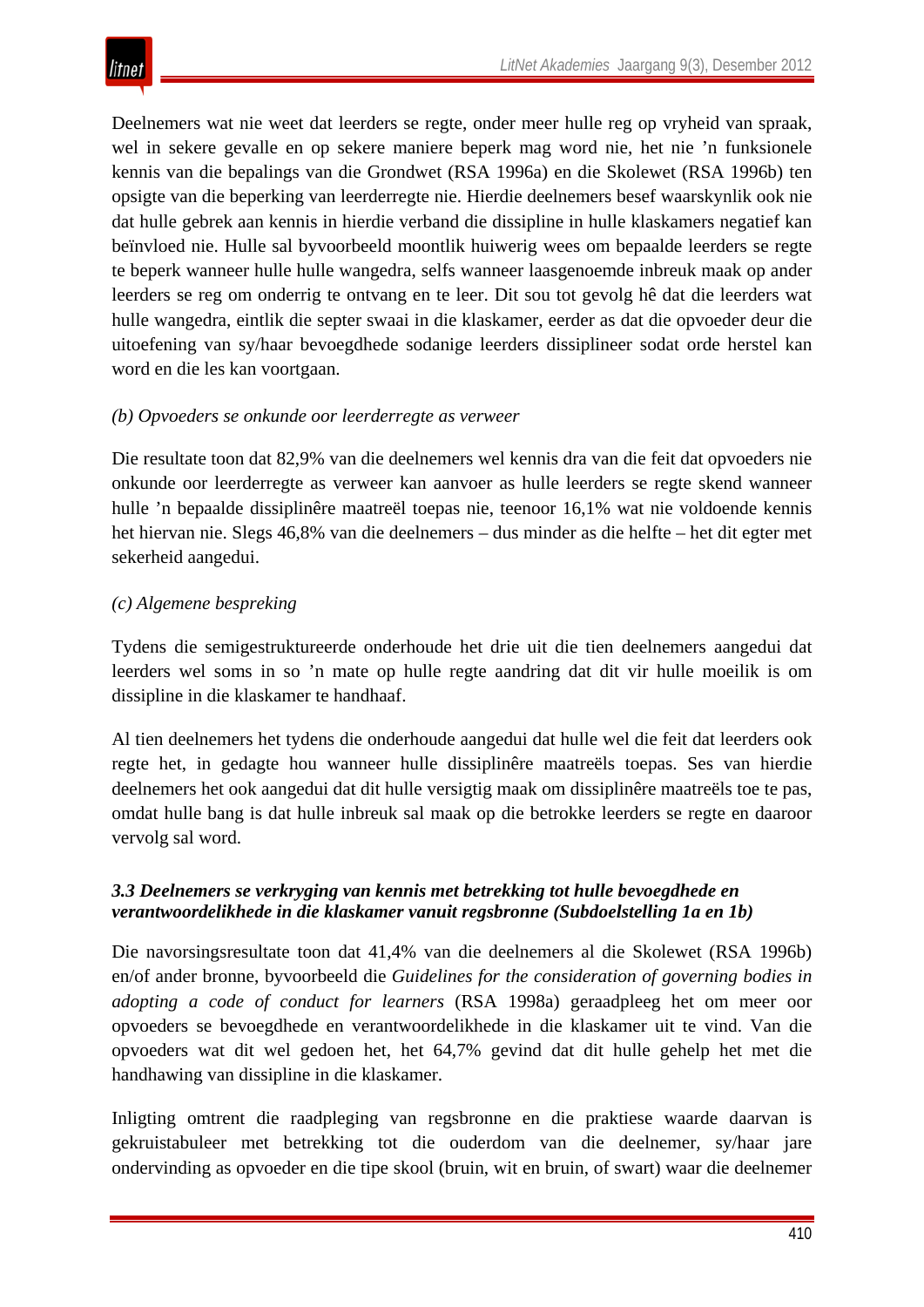Deelnemers wat nie weet dat leerders se regte, onder meer hulle reg op vryheid van spraak, wel in sekere gevalle en op sekere maniere beperk mag word nie, het nie ’n funksionele kennis van die bepalings van die Grondwet (RSA 1996a) en die Skolewet (RSA 1996b) ten opsigte van die beperking van leerderregte nie. Hierdie deelnemers besef waarskynlik ook nie dat hulle gebrek aan kennis in hierdie verband die dissipline in hulle klaskamers negatief kan beïnvloed nie. Hulle sal byvoorbeeld moontlik huiwerig wees om bepaalde leerders se regte te beperk wanneer hulle hulle wangedra, selfs wanneer laasgenoemde inbreuk maak op ander leerders se reg om onderrig te ontvang en te leer. Dit sou tot gevolg hê dat die leerders wat hulle wangedra, eintlik die septer swaai in die klaskamer, eerder as dat die opvoeder deur die uitoefening van sy/haar bevoegdhede sodanige leerders dissiplineer sodat orde herstel kan word en die les kan voortgaan.

*(b) Opvoeders se onkunde oor leerderregte as verweer*

Die resultate toon dat 82,9% van die deelnemers wel kennis dra van die feit dat opvoeders nie onkunde oor leerderregte as verweer kan aanvoer as hulle leerders se regte skend wanneer hulle ’n bepaalde dissiplinêre maatreël toepas nie, teenoor 16,1% wat nie voldoende kennis het hiervan nie. Slegs 46,8% van die deelnemers – dus minder as die helfte – het dit egter met sekerheid aangedui.

*(c) Algemene bespreking*

Tydens die semigestruktureerde onderhoude het drie uit die tien deelnemers aangedui dat leerders wel soms in so ’n mate op hulle regte aandring dat dit vir hulle moeilik is om dissipline in die klaskamer te handhaaf.

Al tien deelnemers het tydens die onderhoude aangedui dat hulle wel die feit dat leerders ook regte het, in gedagte hou wanneer hulle dissiplinêre maatreëls toepas. Ses van hierdie deelnemers het ook aangedui dat dit hulle versigtig maak om dissiplinêre maatreëls toe te pas, omdat hulle bang is dat hulle inbreuk sal maak op die betrokke leerders se regte en daaroor vervolg sal word.

### *3.3 Deelnemers se verkryging van kennis met betrekking tot hulle bevoegdhede en verantwoordelikhede in die klaskamer vanuit regsbronne (Subdoelstelling 1a en 1b)*

Die navorsingsresultate toon dat 41,4% van die deelnemers al die Skolewet (RSA 1996b) en/of ander bronne, byvoorbeeld die *Guidelines for the consideration of governing bodies in adopting a code of conduct for learners* (RSA 1998a) geraadpleeg het om meer oor opvoeders se bevoegdhede en verantwoordelikhede in die klaskamer uit te vind. Van die opvoeders wat dit wel gedoen het, het 64,7% gevind dat dit hulle gehelp het met die handhawing van dissipline in die klaskamer.

Inligting omtrent die raadpleging van regsbronne en die praktiese waarde daarvan is gekruistabuleer met betrekking tot die ouderdom van die deelnemer, sy/haar jare ondervinding as opvoeder en die tipe skool (bruin, wit en bruin, of swart) waar die deelnemer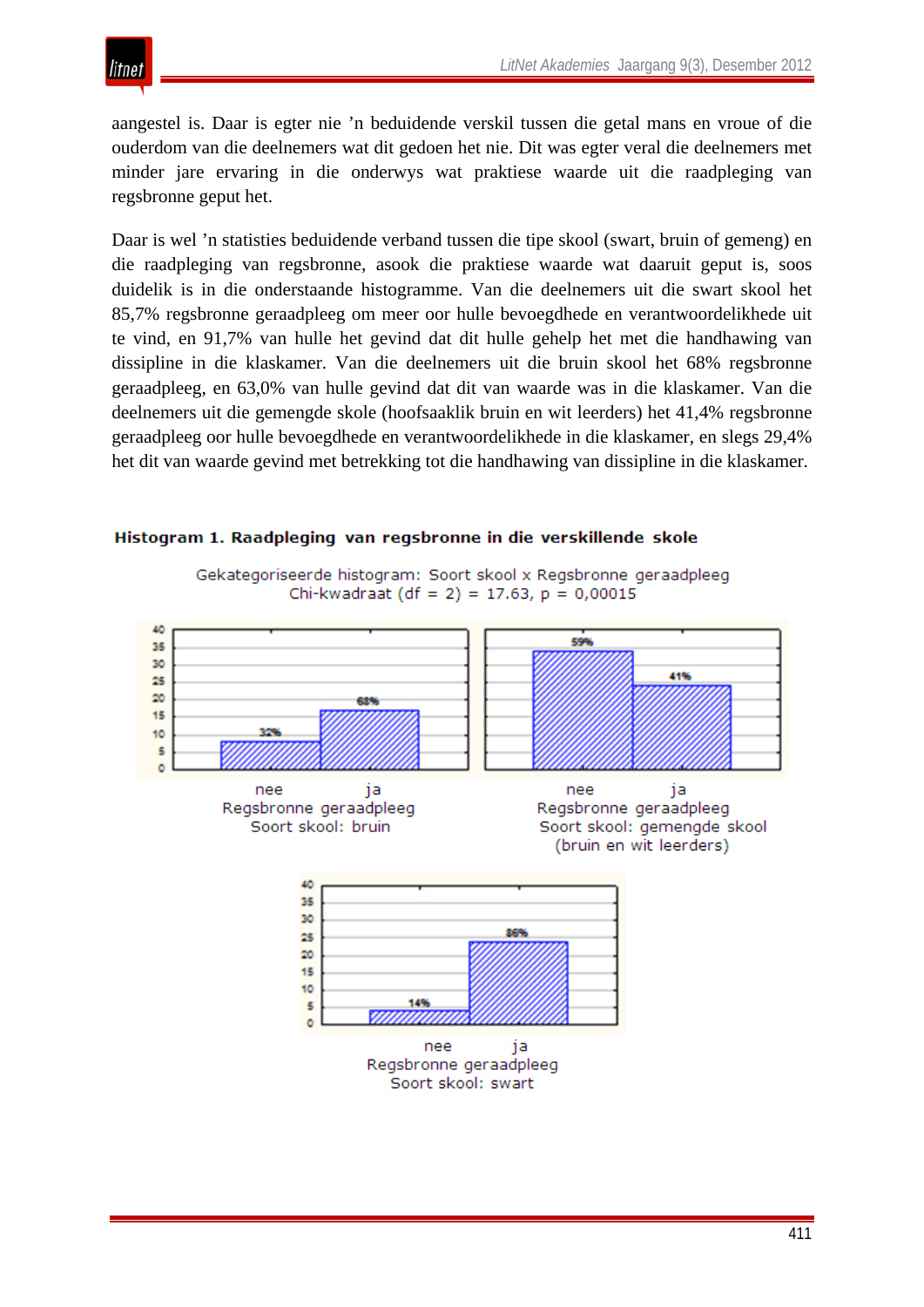aangestel is. Daar is egter nie ’n beduidende verskil tussen die getal mans en vroue of die ouderdom van die deelnemers wat dit gedoen het nie. Dit was egter veral die deelnemers met minder jare ervaring in die onderwys wat praktiese waarde uit die raadpleging van regsbronne geput het.

Daar is wel ’n statisties beduidende verband tussen die tipe skool (swart, bruin of gemeng) en die raadpleging van regsbronne, asook die praktiese waarde wat daaruit geput is, soos duidelik is in die onderstaande histogramme. Van die deelnemers uit die swart skool het 85,7% regsbronne geraadpleeg om meer oor hulle bevoegdhede en verantwoordelikhede uit te vind, en 91,7% van hulle het gevind dat dit hulle gehelp het met die handhawing van dissipline in die klaskamer. Van die deelnemers uit die bruin skool het 68% regsbronne geraadpleeg, en 63,0% van hulle gevind dat dit van waarde was in die klaskamer. Van die deelnemers uit die gemengde skole (hoofsaaklik bruin en wit leerders) het 41,4% regsbronne geraadpleeg oor hulle bevoegdhede en verantwoordelikhede in die klaskamer, en slegs 29,4% het dit van waarde gevind met betrekking tot die handhawing van dissipline in die klaskamer.

**Histogram 1. Raadpleging van regsbronne in die verskillende skole**

Gekategoriseerde histogram: Soort skool x Regsbronne geraadpleeg
Chi-kwadraat (df = 2) = 17.63, p = 0,00015

| Soort skool | Regsbronne geraadpleeg: nee | Regsbronne geraadpleeg: ja |
|---|---|---|
| bruin | 32% | 68% |
| gemengde skool (bruin en wit leerders) | 59% | 41% |
| swart | 14% | 86% |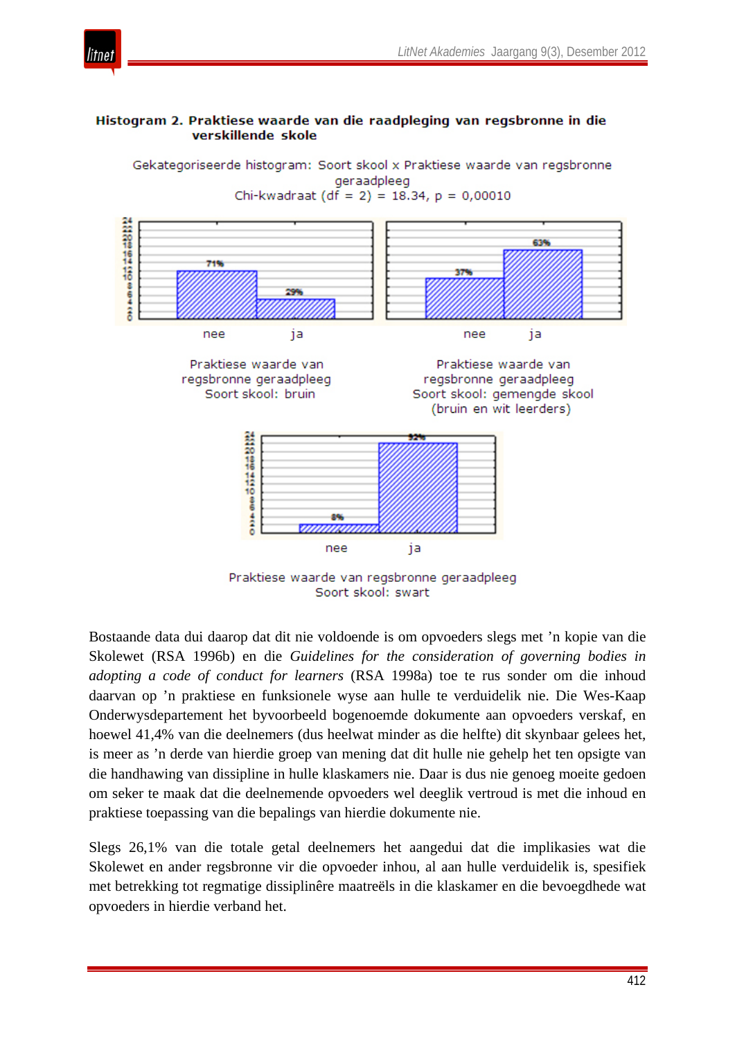**Histogram 2. Praktiese waarde van die raadpleging van regsbronne in die verskillende skole**

Gekategoriseerde histogram: Soort skool x Praktiese waarde van regsbronne geraadpleeg
Chi-kwadraat (df = 2) = 18.34, p = 0,00010

Praktiese waarde van regsbronne geraadpleeg
Soort skool: bruin

Praktiese waarde van regsbronne geraadpleeg
Soort skool: gemengde skool (bruin en wit leerders)

Praktiese waarde van regsbronne geraadpleeg
Soort skool: swart

Bostaande data dui daarop dat dit nie voldoende is om opvoeders slegs met 'n kopie van die Skolewet (RSA 1996b) en die *Guidelines for the consideration of governing bodies in adopting a code of conduct for learners* (RSA 1998a) toe te rus sonder om die inhoud daarvan op 'n praktiese en funksionele wyse aan hulle te verduidelik nie. Die Wes-Kaap Onderwysdepartement het byvoorbeeld bogenoemde dokumente aan opvoeders verskaf, en hoewel 41,4% van die deelnemers (dus heelwat minder as die helfte) dit skynbaar gelees het, is meer as 'n derde van hierdie groep van mening dat dit hulle nie gehelp het ten opsigte van die handhawing van dissipline in hulle klaskamers nie. Daar is dus nie genoeg moeite gedoen om seker te maak dat die deelnemende opvoeders wel deeglik vertroud is met die inhoud en praktiese toepassing van die bepalings van hierdie dokumente nie.

Slegs 26,1% van die totale getal deelnemers het aangedui dat die implikasies wat die Skolewet en ander regsbronne vir die opvoeder inhou, al aan hulle verduidelik is, spesifiek met betrekking tot regmatige dissiplinêre maatreëls in die klaskamer en die bevoegdhede wat opvoeders in hierdie verband het.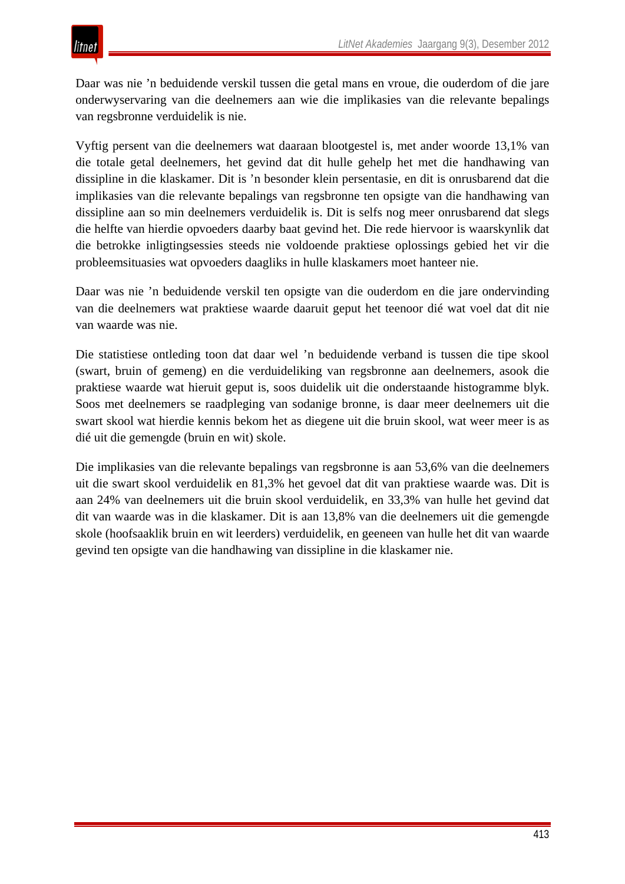Daar was nie ’n beduidende verskil tussen die getal mans en vroue, die ouderdom of die jare onderwyservaring van die deelnemers aan wie die implikasies van die relevante bepalings van regsbronne verduidelik is nie.

Vyftig persent van die deelnemers wat daaraan blootgestel is, met ander woorde 13,1% van die totale getal deelnemers, het gevind dat dit hulle gehelp het met die handhawing van dissipline in die klaskamer. Dit is ’n besonder klein persentasie, en dit is onrusbarend dat die implikasies van die relevante bepalings van regsbronne ten opsigte van die handhawing van dissipline aan so min deelnemers verduidelik is. Dit is selfs nog meer onrusbarend dat slegs die helfte van hierdie opvoeders daarby baat gevind het. Die rede hiervoor is waarskynlik dat die betrokke inligtingsessies steeds nie voldoende praktiese oplossings gebied het vir die probleemsituasies wat opvoeders daagliks in hulle klaskamers moet hanteer nie.

Daar was nie ’n beduidende verskil ten opsigte van die ouderdom en die jare ondervinding van die deelnemers wat praktiese waarde daaruit geput het teenoor dié wat voel dat dit nie van waarde was nie.

Die statistiese ontleding toon dat daar wel ’n beduidende verband is tussen die tipe skool (swart, bruin of gemeng) en die verduideliking van regsbronne aan deelnemers, asook die praktiese waarde wat hieruit geput is, soos duidelik uit die onderstaande histogramme blyk. Soos met deelnemers se raadpleging van sodanige bronne, is daar meer deelnemers uit die swart skool wat hierdie kennis bekom het as diegene uit die bruin skool, wat weer meer is as dié uit die gemengde (bruin en wit) skole.

Die implikasies van die relevante bepalings van regsbronne is aan 53,6% van die deelnemers uit die swart skool verduidelik en 81,3% het gevoel dat dit van praktiese waarde was. Dit is aan 24% van deelnemers uit die bruin skool verduidelik, en 33,3% van hulle het gevind dat dit van waarde was in die klaskamer. Dit is aan 13,8% van die deelnemers uit die gemengde skole (hoofsaaklik bruin en wit leerders) verduidelik, en geeneen van hulle het dit van waarde gevind ten opsigte van die handhawing van dissipline in die klaskamer nie.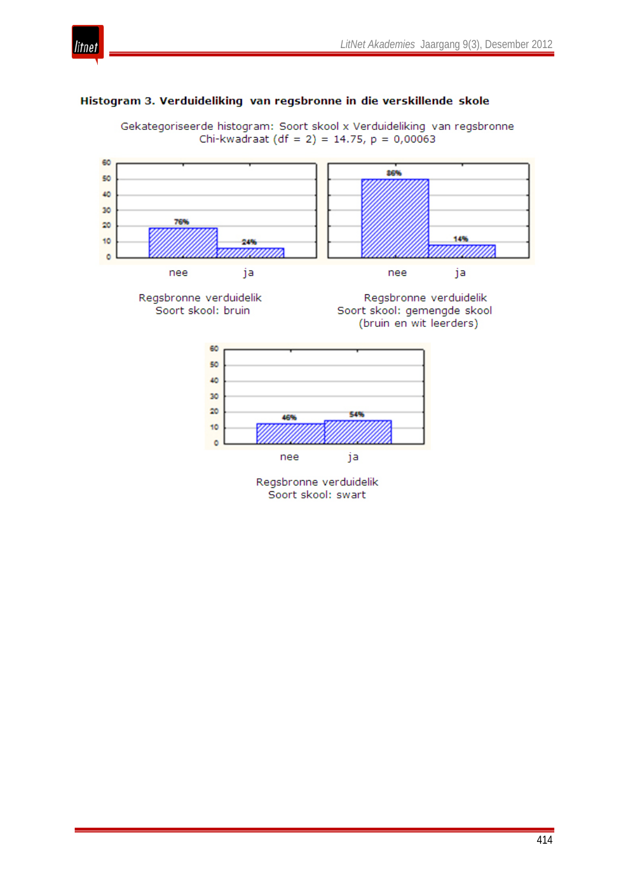**Histogram 3. Verduideliking van regsbronne in die verskillende skole**

Gekategoriseerde histogram: Soort skool x Verduideliking van regsbronne
Chi-kwadraat (df = 2) = 14.75, p = 0,00063

| Soort skool | nee | ja |
|---|---|---|
| bruin | 76% | 24% |
| gemengde skool (bruin en wit leerders) | 86% | 14% |
| swart | 46% | 54% |

Regsbronne verduidelik
Soort skool: bruin

Regsbronne verduidelik
Soort skool: gemengde skool
(bruin en wit leerders)

Regsbronne verduidelik
Soort skool: swart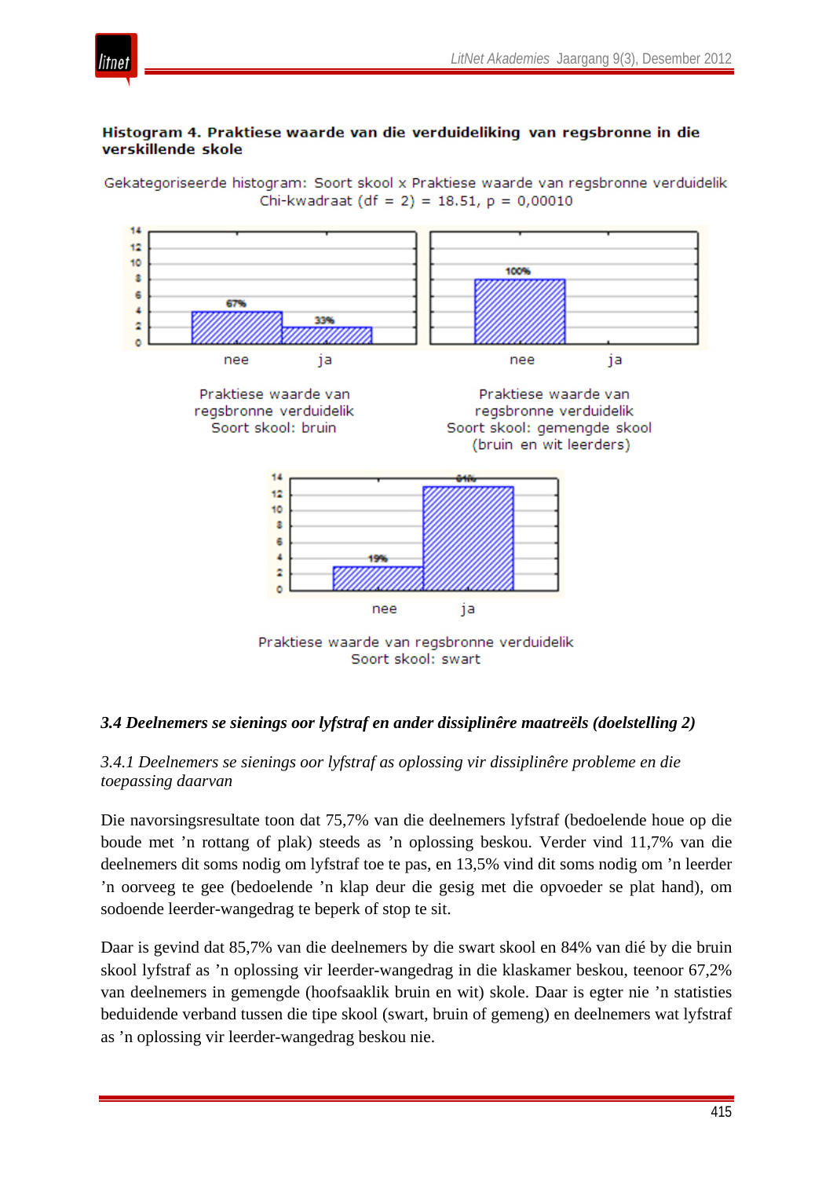**Histogram 4. Praktiese waarde van die verduideliking van regsbronne in die verskillende skole**

Gekategoriseerde histogram: Soort skool x Praktiese waarde van regsbronne verduidelik
Chi-kwadraat (df = 2) = 18.51, p = 0,00010

| Soort skool | nee | ja |
|---|---|---|
| bruin | 67% | 33% |
| gemengde skool (bruin en wit leerders) | 100% | |
| swart | 19% | 81% |

Praktiese waarde van regsbronne verduidelik
Soort skool: bruin

Praktiese waarde van regsbronne verduidelik
Soort skool: gemengde skool (bruin en wit leerders)

Praktiese waarde van regsbronne verduidelik
Soort skool: swart

### *3.4 Deelnemers se sienings oor lyfstraf en ander dissiplinêre maatreëls (doelstelling 2)*

#### *3.4.1 Deelnemers se sienings oor lyfstraf as oplossing vir dissiplinêre probleme en die toepassing daarvan*

Die navorsingsresultate toon dat 75,7% van die deelnemers lyfstraf (bedoelende houe op die boude met 'n rottang of plak) steeds as 'n oplossing beskou. Verder vind 11,7% van die deelnemers dit soms nodig om lyfstraf toe te pas, en 13,5% vind dit soms nodig om 'n leerder 'n oorveeg te gee (bedoelende 'n klap deur die gesig met die opvoeder se plat hand), om sodoende leerder-wangedrag te beperk of stop te sit.

Daar is gevind dat 85,7% van die deelnemers by die swart skool en 84% van dié by die bruin skool lyfstraf as 'n oplossing vir leerder-wangedrag in die klaskamer beskou, teenoor 67,2% van deelnemers in gemengde (hoofsaaklik bruin en wit) skole. Daar is egter nie 'n statisties beduidende verband tussen die tipe skool (swart, bruin of gemeng) en deelnemers wat lyfstraf as 'n oplossing vir leerder-wangedrag beskou nie.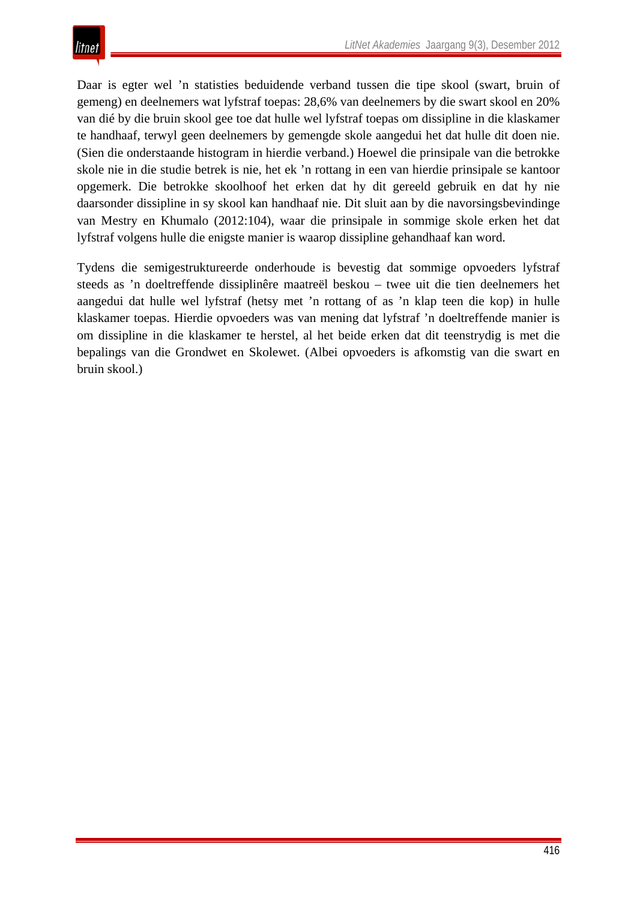Daar is egter wel ’n statisties beduidende verband tussen die tipe skool (swart, bruin of gemeng) en deelnemers wat lyfstraf toepas: 28,6% van deelnemers by die swart skool en 20% van dié by die bruin skool gee toe dat hulle wel lyfstraf toepas om dissipline in die klaskamer te handhaaf, terwyl geen deelnemers by gemengde skole aangedui het dat hulle dit doen nie. (Sien die onderstaande histogram in hierdie verband.) Hoewel die prinsipale van die betrokke skole nie in die studie betrek is nie, het ek ’n rottang in een van hierdie prinsipale se kantoor opgemerk. Die betrokke skoolhoof het erken dat hy dit gereeld gebruik en dat hy nie daarsonder dissipline in sy skool kan handhaaf nie. Dit sluit aan by die navorsingsbevindinge van Mestry en Khumalo (2012:104), waar die prinsipale in sommige skole erken het dat lyfstraf volgens hulle die enigste manier is waarop dissipline gehandhaaf kan word.

Tydens die semigestruktureerde onderhoude is bevestig dat sommige opvoeders lyfstraf steeds as ’n doeltreffende dissiplinêre maatreël beskou – twee uit die tien deelnemers het aangedui dat hulle wel lyfstraf (hetsy met ’n rottang of as ’n klap teen die kop) in hulle klaskamer toepas. Hierdie opvoeders was van mening dat lyfstraf ’n doeltreffende manier is om dissipline in die klaskamer te herstel, al het beide erken dat dit teenstrydig is met die bepalings van die Grondwet en Skolewet. (Albei opvoeders is afkomstig van die swart en bruin skool.)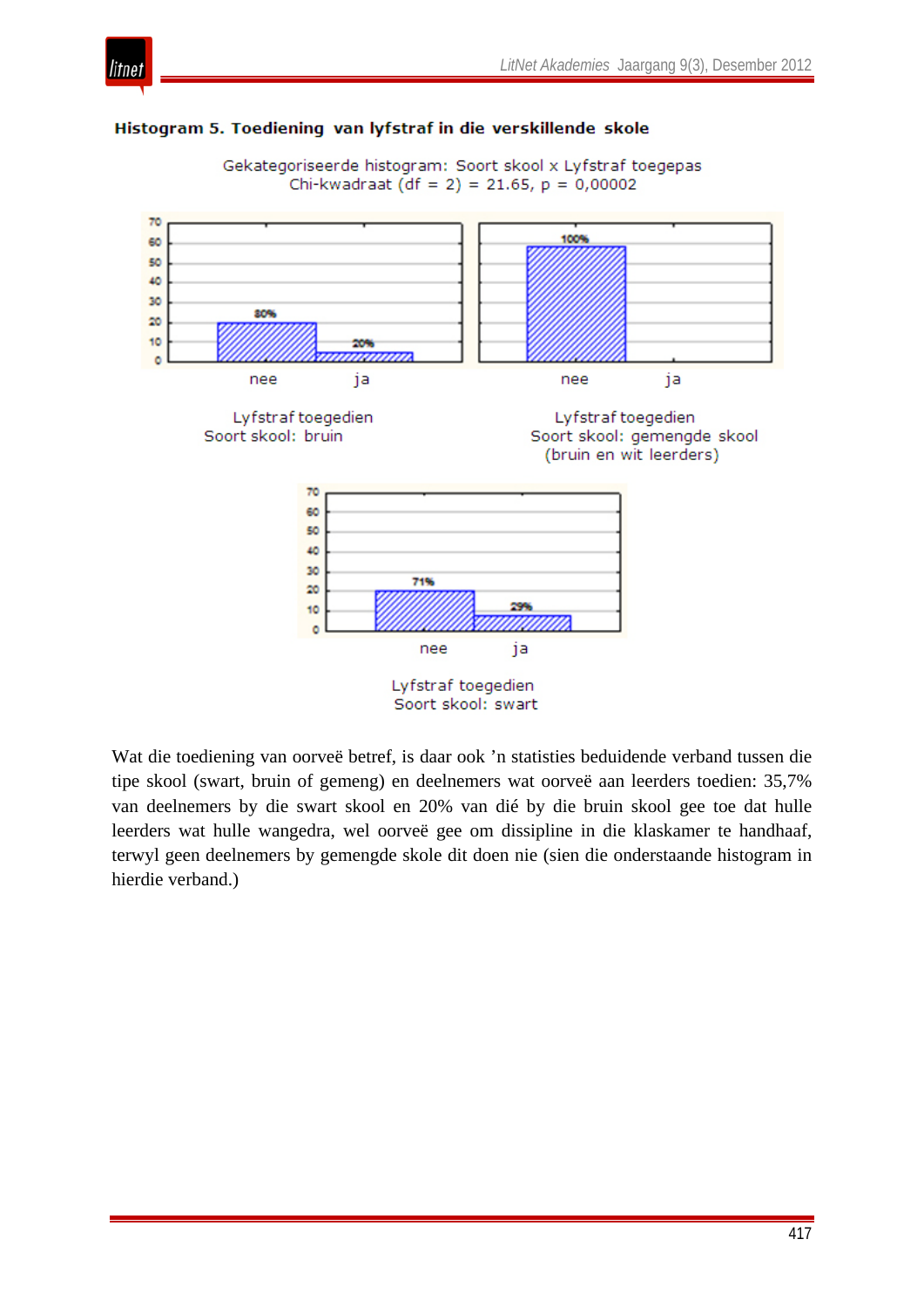**Histogram 5. Toediening van lyfstraf in die verskillende skole**

Gekategoriseerde histogram: Soort skool x Lyfstraf toegepas
Chi-kwadraat (df = 2) = 21.65, p = 0,00002

Lyfstraf toegedien
Soort skool: bruin

Lyfstraf toegedien
Soort skool: gemengde skool
(bruin en wit leerders)

Lyfstraf toegedien
Soort skool: swart

Wat die toediening van oorveë betref, is daar ook ’n statisties beduidende verband tussen die tipe skool (swart, bruin of gemeng) en deelnemers wat oorveë aan leerders toedien: 35,7% van deelnemers by die swart skool en 20% van dié by die bruin skool gee toe dat hulle leerders wat hulle wangedra, wel oorveë gee om dissipline in die klaskamer te handhaaf, terwyl geen deelnemers by gemengde skole dit doen nie (sien die onderstaande histogram in hierdie verband.)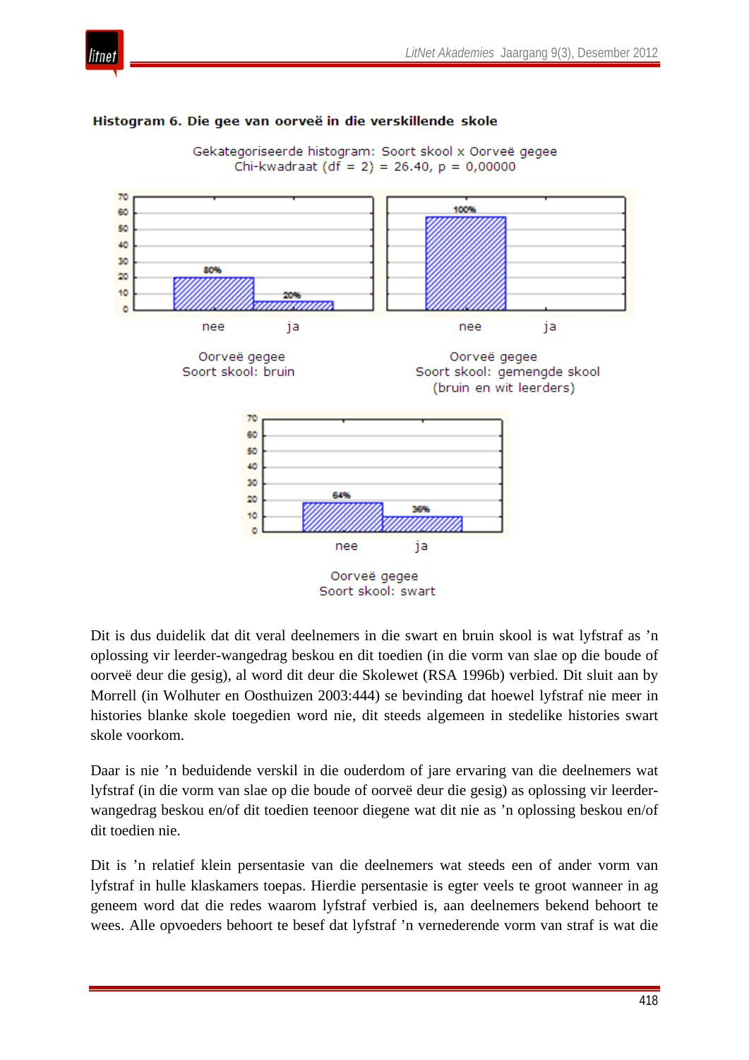**Histogram 6. Die gee van oorveë in die verskillende skole**

Gekategoriseerde histogram: Soort skool x Oorveë gegee
Chi-kwadraat (df = 2) = 26.40, p = 0,00000

Oorveë gegee
Soort skool: bruin

Oorveë gegee
Soort skool: gemengde skool
(bruin en wit leerders)

Oorveë gegee
Soort skool: swart

Dit is dus duidelik dat dit veral deelnemers in die swart en bruin skool is wat lyfstraf as ’n oplossing vir leerder-wangedrag beskou en dit toedien (in die vorm van slae op die boude of oorveë deur die gesig), al word dit deur die Skolewet (RSA 1996b) verbied. Dit sluit aan by Morrell (in Wolhuter en Oosthuizen 2003:444) se bevinding dat hoewel lyfstraf nie meer in histories blanke skole toegedien word nie, dit steeds algemeen in stedelike histories swart skole voorkom.

Daar is nie ’n beduidende verskil in die ouderdom of jare ervaring van die deelnemers wat lyfstraf (in die vorm van slae op die boude of oorveë deur die gesig) as oplossing vir leerder-wangedrag beskou en/of dit toedien teenoor diegene wat dit nie as ’n oplossing beskou en/of dit toedien nie.

Dit is ’n relatief klein persentasie van die deelnemers wat steeds een of ander vorm van lyfstraf in hulle klaskamers toepas. Hierdie persentasie is egter veels te groot wanneer in ag geneem word dat die redes waarom lyfstraf verbied is, aan deelnemers bekend behoort te wees. Alle opvoeders behoort te besef dat lyfstraf ’n vernederende vorm van straf is wat die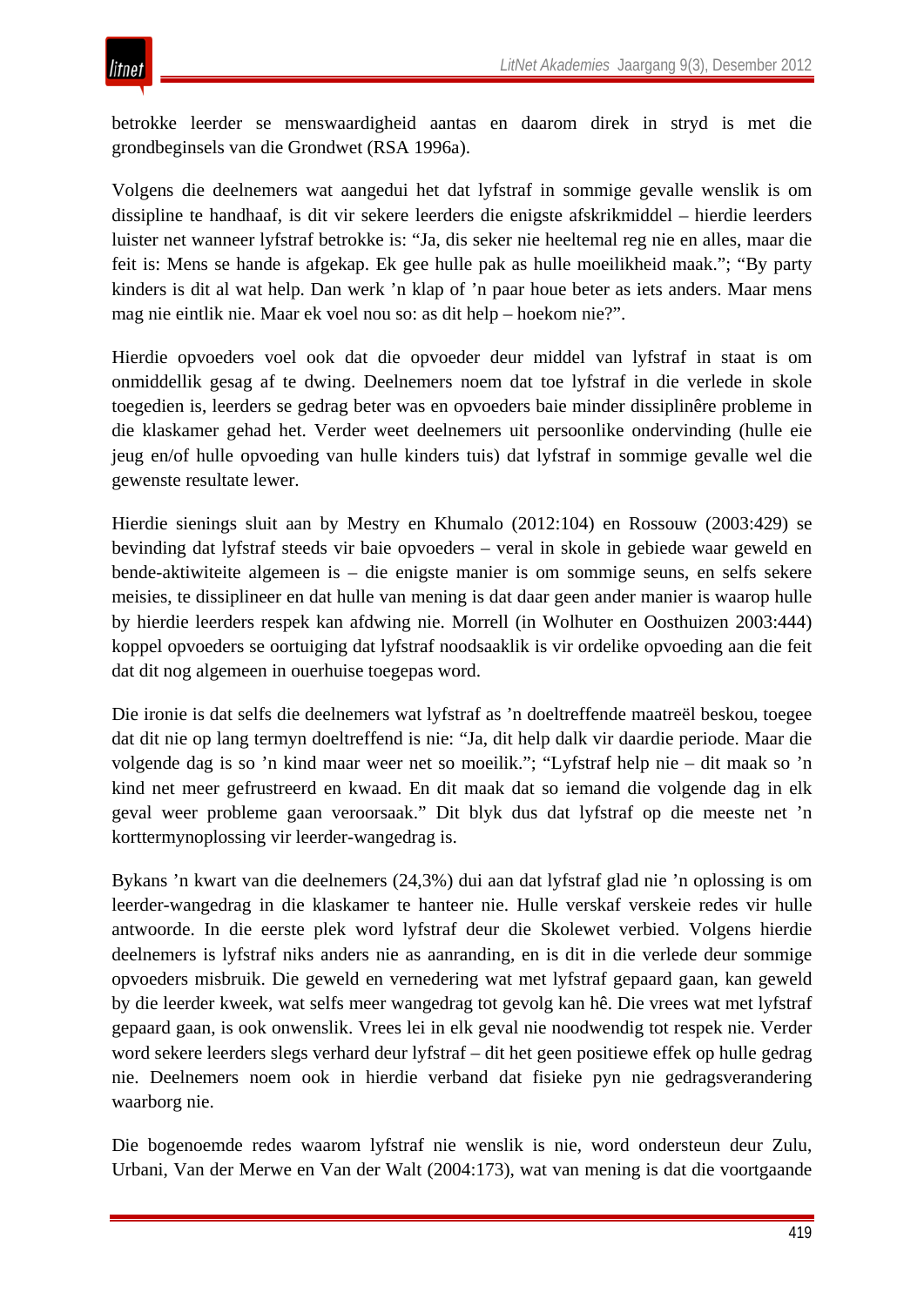betrokke leerder se menswaardigheid aantas en daarom direk in stryd is met die grondbeginsels van die Grondwet (RSA 1996a).

Volgens die deelnemers wat aangedui het dat lyfstraf in sommige gevalle wenslik is om dissipline te handhaaf, is dit vir sekere leerders die enigste afskrikmiddel – hierdie leerders luister net wanneer lyfstraf betrokke is: “Ja, dis seker nie heeltemal reg nie en alles, maar die feit is: Mens se hande is afgekap. Ek gee hulle pak as hulle moeilikheid maak.”; “By party kinders is dit al wat help. Dan werk ’n klap of ’n paar houe beter as iets anders. Maar mens mag nie eintlik nie. Maar ek voel nou so: as dit help – hoekom nie?”.

Hierdie opvoeders voel ook dat die opvoeder deur middel van lyfstraf in staat is om onmiddellik gesag af te dwing. Deelnemers noem dat toe lyfstraf in die verlede in skole toegedien is, leerders se gedrag beter was en opvoeders baie minder dissiplinêre probleme in die klaskamer gehad het. Verder weet deelnemers uit persoonlike ondervinding (hulle eie jeug en/of hulle opvoeding van hulle kinders tuis) dat lyfstraf in sommige gevalle wel die gewenste resultate lewer.

Hierdie sienings sluit aan by Mestry en Khumalo (2012:104) en Rossouw (2003:429) se bevinding dat lyfstraf steeds vir baie opvoeders – veral in skole in gebiede waar geweld en bende-aktiwiteite algemeen is – die enigste manier is om sommige seuns, en selfs sekere meisies, te dissiplineer en dat hulle van mening is dat daar geen ander manier is waarop hulle by hierdie leerders respek kan afdwing nie. Morrell (in Wolhuter en Oosthuizen 2003:444) koppel opvoeders se oortuiging dat lyfstraf noodsaaklik is vir ordelike opvoeding aan die feit dat dit nog algemeen in ouerhuise toegepas word.

Die ironie is dat selfs die deelnemers wat lyfstraf as ’n doeltreffende maatreël beskou, toegee dat dit nie op lang termyn doeltreffend is nie: “Ja, dit help dalk vir daardie periode. Maar die volgende dag is so ’n kind maar weer net so moeilik.”; “Lyfstraf help nie – dit maak so ’n kind net meer gefrustreerd en kwaad. En dit maak dat so iemand die volgende dag in elk geval weer probleme gaan veroorsaak.” Dit blyk dus dat lyfstraf op die meeste net ’n korttermynoplossing vir leerder-wangedrag is.

Bykans ’n kwart van die deelnemers (24,3%) dui aan dat lyfstraf glad nie ’n oplossing is om leerder-wangedrag in die klaskamer te hanteer nie. Hulle verskaf verskeie redes vir hulle antwoorde. In die eerste plek word lyfstraf deur die Skolewet verbied. Volgens hierdie deelnemers is lyfstraf niks anders nie as aanranding, en is dit in die verlede deur sommige opvoeders misbruik. Die geweld en vernedering wat met lyfstraf gepaard gaan, kan geweld by die leerder kweek, wat selfs meer wangedrag tot gevolg kan hê. Die vrees wat met lyfstraf gepaard gaan, is ook onwenslik. Vrees lei in elk geval nie noodwendig tot respek nie. Verder word sekere leerders slegs verhard deur lyfstraf – dit het geen positiewe effek op hulle gedrag nie. Deelnemers noem ook in hierdie verband dat fisieke pyn nie gedragsverandering waarborg nie.

Die bogenoemde redes waarom lyfstraf nie wenslik is nie, word ondersteun deur Zulu, Urbani, Van der Merwe en Van der Walt (2004:173), wat van mening is dat die voortgaande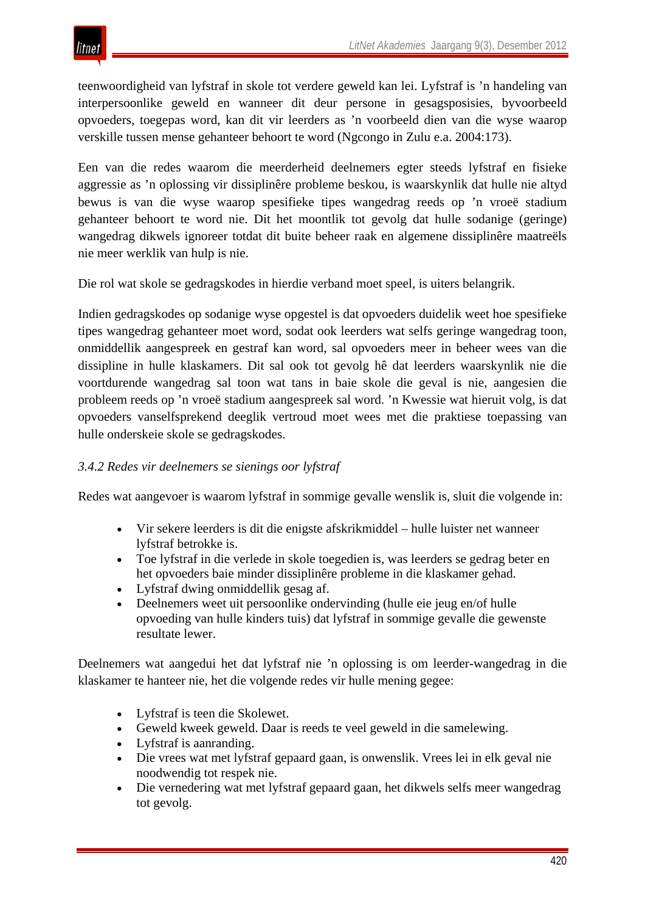teenwoordigheid van lyfstraf in skole tot verdere geweld kan lei. Lyfstraf is ’n handeling van interpersoonlike geweld en wanneer dit deur persone in gesagsposisies, byvoorbeeld opvoeders, toegepas word, kan dit vir leerders as ’n voorbeeld dien van die wyse waarop verskille tussen mense gehanteer behoort te word (Ngcongo in Zulu e.a. 2004:173).

Een van die redes waarom die meerderheid deelnemers egter steeds lyfstraf en fisieke aggressie as ’n oplossing vir dissiplinêre probleme beskou, is waarskynlik dat hulle nie altyd bewus is van die wyse waarop spesifieke tipes wangedrag reeds op ’n vroeë stadium gehanteer behoort te word nie. Dit het moontlik tot gevolg dat hulle sodanige (geringe) wangedrag dikwels ignoreer totdat dit buite beheer raak en algemene dissiplinêre maatreëls nie meer werklik van hulp is nie.

Die rol wat skole se gedragskodes in hierdie verband moet speel, is uiters belangrik.

Indien gedragskodes op sodanige wyse opgestel is dat opvoeders duidelik weet hoe spesifieke tipes wangedrag gehanteer moet word, sodat ook leerders wat selfs geringe wangedrag toon, onmiddellik aangespreek en gestraf kan word, sal opvoeders meer in beheer wees van die dissipline in hulle klaskamers. Dit sal ook tot gevolg hê dat leerders waarskynlik nie die voortdurende wangedrag sal toon wat tans in baie skole die geval is nie, aangesien die probleem reeds op ’n vroeë stadium aangespreek sal word. ’n Kwessie wat hieruit volg, is dat opvoeders vanselfsprekend deeglik vertroud moet wees met die praktiese toepassing van hulle onderskeie skole se gedragskodes.

### *3.4.2 Redes vir deelnemers se sienings oor lyfstraf*

Redes wat aangevoer is waarom lyfstraf in sommige gevalle wenslik is, sluit die volgende in:

- Vir sekere leerders is dit die enigste afskrikmiddel – hulle luister net wanneer lyfstraf betrokke is.
- Toe lyfstraf in die verlede in skole toegedien is, was leerders se gedrag beter en het opvoeders baie minder dissiplinêre probleme in die klaskamer gehad.
- Lyfstraf dwing onmiddellik gesag af.
- Deelnemers weet uit persoonlike ondervinding (hulle eie jeug en/of hulle opvoeding van hulle kinders tuis) dat lyfstraf in sommige gevalle die gewenste resultate lewer.

Deelnemers wat aangedui het dat lyfstraf nie ’n oplossing is om leerder-wangedrag in die klaskamer te hanteer nie, het die volgende redes vir hulle mening gegee:

- Lyfstraf is teen die Skolewet.
- Geweld kweek geweld. Daar is reeds te veel geweld in die samelewing.
- Lyfstraf is aanranding.
- Die vrees wat met lyfstraf gepaard gaan, is onwenslik. Vrees lei in elk geval nie noodwendig tot respek nie.
- Die vernedering wat met lyfstraf gepaard gaan, het dikwels selfs meer wangedrag tot gevolg.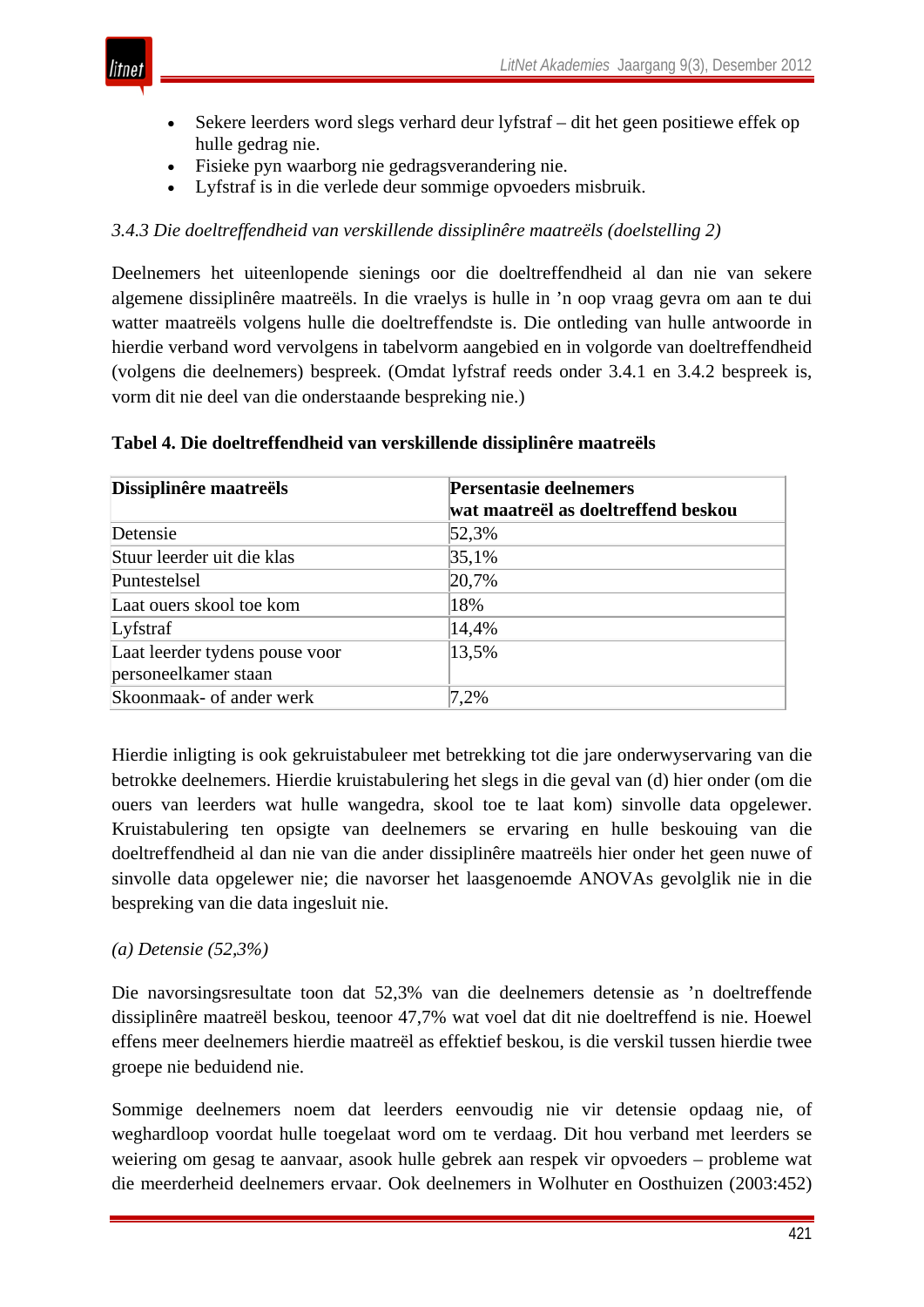- Sekere leerders word slegs verhard deur lyfstraf – dit het geen positiewe effek op hulle gedrag nie.
- Fisieke pyn waarborg nie gedragsverandering nie.
- Lyfstraf is in die verlede deur sommige opvoeders misbruik.

### *3.4.3 Die doeltreffendheid van verskillende dissiplinêre maatreëls (doelstelling 2)*

Deelnemers het uiteenlopende sienings oor die doeltreffendheid al dan nie van sekere algemene dissiplinêre maatreëls. In die vraelys is hulle in 'n oop vraag gevra om aan te dui watter maatreëls volgens hulle die doeltreffendste is. Die ontleding van hulle antwoorde in hierdie verband word vervolgens in tabelvorm aangebied en in volgorde van doeltreffendheid (volgens die deelnemers) bespreek. (Omdat lyfstraf reeds onder 3.4.1 en 3.4.2 bespreek is, vorm dit nie deel van die onderstaande bespreking nie.)

**Tabel 4. Die doeltreffendheid van verskillende dissiplinêre maatreëls**

| Dissiplinêre maatreëls | Persentasie deelnemers wat maatreël as doeltreffend beskou |
|---|---|
| Detensie | 52,3% |
| Stuur leerder uit die klas | 35,1% |
| Puntestelsel | 20,7% |
| Laat ouers skool toe kom | 18% |
| Lyfstraf | 14,4% |
| Laat leerder tydens pouse voor personeelkamer staan | 13,5% |
| Skoonmaak- of ander werk | 7,2% |

Hierdie inligting is ook gekruistabuleer met betrekking tot die jare onderwyservaring van die betrokke deelnemers. Hierdie kruistabulering het slegs in die geval van (d) hier onder (om die ouers van leerders wat hulle wangedra, skool toe te laat kom) sinvolle data opgelewer. Kruistabulering ten opsigte van deelnemers se ervaring en hulle beskouing van die doeltreffendheid al dan nie van die ander dissiplinêre maatreëls hier onder het geen nuwe of sinvolle data opgelewer nie; die navorser het laasgenoemde ANOVAs gevolglik nie in die bespreking van die data ingesluit nie.

*(a) Detensie (52,3%)*

Die navorsingsresultate toon dat 52,3% van die deelnemers detensie as 'n doeltreffende dissiplinêre maatreël beskou, teenoor 47,7% wat voel dat dit nie doeltreffend is nie. Hoewel effens meer deelnemers hierdie maatreël as effektief beskou, is die verskil tussen hierdie twee groepe nie beduidend nie.

Sommige deelnemers noem dat leerders eenvoudig nie vir detensie opdaag nie, of weghardloop voordat hulle toegelaat word om te verdaag. Dit hou verband met leerders se weiering om gesag te aanvaar, asook hulle gebrek aan respek vir opvoeders – probleme wat die meerderheid deelnemers ervaar. Ook deelnemers in Wolhuter en Oosthuizen (2003:452)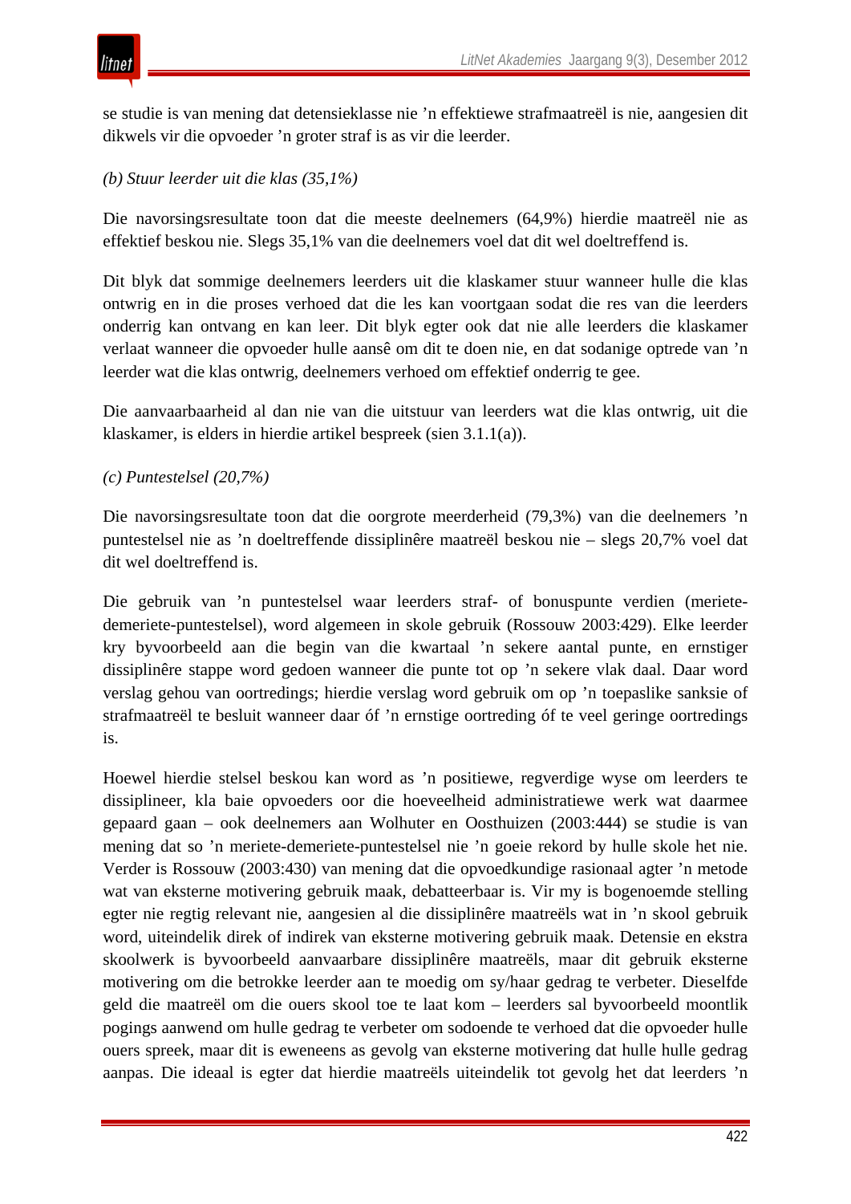se studie is van mening dat detensieklasse nie ’n effektiewe strafmaatreël is nie, aangesien dit dikwels vir die opvoeder ’n groter straf is as vir die leerder.

*(b) Stuur leerder uit die klas (35,1%)*

Die navorsingsresultate toon dat die meeste deelnemers (64,9%) hierdie maatreël nie as effektief beskou nie. Slegs 35,1% van die deelnemers voel dat dit wel doeltreffend is.

Dit blyk dat sommige deelnemers leerders uit die klaskamer stuur wanneer hulle die klas ontwrig en in die proses verhoed dat die les kan voortgaan sodat die res van die leerders onderrig kan ontvang en kan leer. Dit blyk egter ook dat nie alle leerders die klaskamer verlaat wanneer die opvoeder hulle aansê om dit te doen nie, en dat sodanige optrede van ’n leerder wat die klas ontwrig, deelnemers verhoed om effektief onderrig te gee.

Die aanvaarbaarheid al dan nie van die uitstuur van leerders wat die klas ontwrig, uit die klaskamer, is elders in hierdie artikel bespreek (sien 3.1.1(a)).

*(c) Puntestelsel (20,7%)*

Die navorsingsresultate toon dat die oorgrote meerderheid (79,3%) van die deelnemers ’n puntestelsel nie as ’n doeltreffende dissiplinêre maatreël beskou nie – slegs 20,7% voel dat dit wel doeltreffend is.

Die gebruik van ’n puntestelsel waar leerders straf- of bonuspunte verdien (meriete-demeriete-puntestelsel), word algemeen in skole gebruik (Rossouw 2003:429). Elke leerder kry byvoorbeeld aan die begin van die kwartaal ’n sekere aantal punte, en ernstiger dissiplinêre stappe word gedoen wanneer die punte tot op ’n sekere vlak daal. Daar word verslag gehou van oortredings; hierdie verslag word gebruik om op ’n toepaslike sanksie of strafmaatreël te besluit wanneer daar óf ’n ernstige oortreding óf te veel geringe oortredings is.

Hoewel hierdie stelsel beskou kan word as ’n positiewe, regverdige wyse om leerders te dissiplineer, kla baie opvoeders oor die hoeveelheid administratiewe werk wat daarmee gepaard gaan – ook deelnemers aan Wolhuter en Oosthuizen (2003:444) se studie is van mening dat so ’n meriete-demeriete-puntestelsel nie ’n goeie rekord by hulle skole het nie. Verder is Rossouw (2003:430) van mening dat die opvoedkundige rasionaal agter ’n metode wat van eksterne motivering gebruik maak, debatteerbaar is. Vir my is bogenoemde stelling egter nie regtig relevant nie, aangesien al die dissiplinêre maatreëls wat in ’n skool gebruik word, uiteindelik direk of indirek van eksterne motivering gebruik maak. Detensie en ekstra skoolwerk is byvoorbeeld aanvaarbare dissiplinêre maatreëls, maar dit gebruik eksterne motivering om die betrokke leerder aan te moedig om sy/haar gedrag te verbeter. Dieselfde geld die maatreël om die ouers skool toe te laat kom – leerders sal byvoorbeeld moontlik pogings aanwend om hulle gedrag te verbeter om sodoende te verhoed dat die opvoeder hulle ouers spreek, maar dit is eweneens as gevolg van eksterne motivering dat hulle hulle gedrag aanpas. Die ideaal is egter dat hierdie maatreëls uiteindelik tot gevolg het dat leerders ’n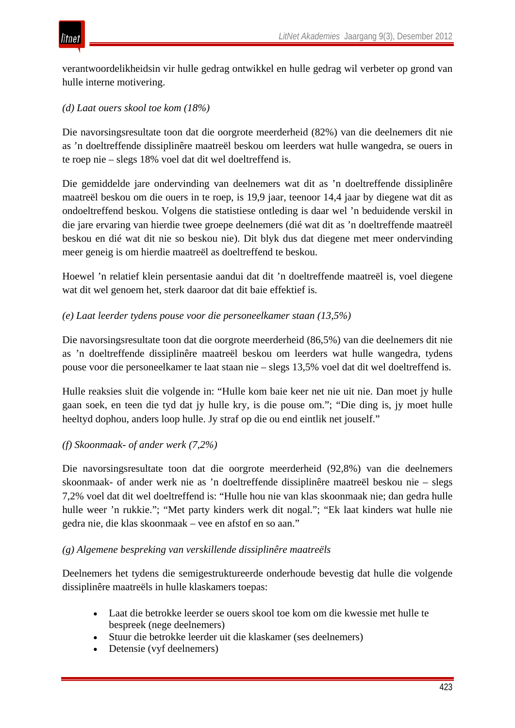verantwoordelikheidsin vir hulle gedrag ontwikkel en hulle gedrag wil verbeter op grond van hulle interne motivering.

*(d) Laat ouers skool toe kom (18%)*

Die navorsingsresultate toon dat die oorgrote meerderheid (82%) van die deelnemers dit nie as ’n doeltreffende dissiplinêre maatreël beskou om leerders wat hulle wangedra, se ouers in te roep nie – slegs 18% voel dat dit wel doeltreffend is.

Die gemiddelde jare ondervinding van deelnemers wat dit as ’n doeltreffende dissiplinêre maatreël beskou om die ouers in te roep, is 19,9 jaar, teenoor 14,4 jaar by diegene wat dit as ondoeltreffend beskou. Volgens die statistiese ontleding is daar wel ’n beduidende verskil in die jare ervaring van hierdie twee groepe deelnemers (dié wat dit as ’n doeltreffende maatreël beskou en dié wat dit nie so beskou nie). Dit blyk dus dat diegene met meer ondervinding meer geneig is om hierdie maatreël as doeltreffend te beskou.

Hoewel ’n relatief klein persentasie aandui dat dit ’n doeltreffende maatreël is, voel diegene wat dit wel genoem het, sterk daaroor dat dit baie effektief is.

*(e) Laat leerder tydens pouse voor die personeelkamer staan (13,5%)*

Die navorsingsresultate toon dat die oorgrote meerderheid (86,5%) van die deelnemers dit nie as ’n doeltreffende dissiplinêre maatreël beskou om leerders wat hulle wangedra, tydens pouse voor die personeelkamer te laat staan nie – slegs 13,5% voel dat dit wel doeltreffend is.

Hulle reaksies sluit die volgende in: “Hulle kom baie keer net nie uit nie. Dan moet jy hulle gaan soek, en teen die tyd dat jy hulle kry, is die pouse om.”; “Die ding is, jy moet hulle heeltyd dophou, anders loop hulle. Jy straf op die ou end eintlik net jouself.”

*(f) Skoonmaak- of ander werk (7,2%)*

Die navorsingsresultate toon dat die oorgrote meerderheid (92,8%) van die deelnemers skoonmaak- of ander werk nie as ’n doeltreffende dissiplinêre maatreël beskou nie – slegs 7,2% voel dat dit wel doeltreffend is: “Hulle hou nie van klas skoonmaak nie; dan gedra hulle hulle weer ’n rukkie.”; “Met party kinders werk dit nogal.”; “Ek laat kinders wat hulle nie gedra nie, die klas skoonmaak – vee en afstof en so aan.”

*(g) Algemene bespreking van verskillende dissiplinêre maatreëls*

Deelnemers het tydens die semigestruktureerde onderhoude bevestig dat hulle die volgende dissiplinêre maatreëls in hulle klaskamers toepas:

- Laat die betrokke leerder se ouers skool toe kom om die kwessie met hulle te bespreek (nege deelnemers)
- Stuur die betrokke leerder uit die klaskamer (ses deelnemers)
- Detensie (vyf deelnemers)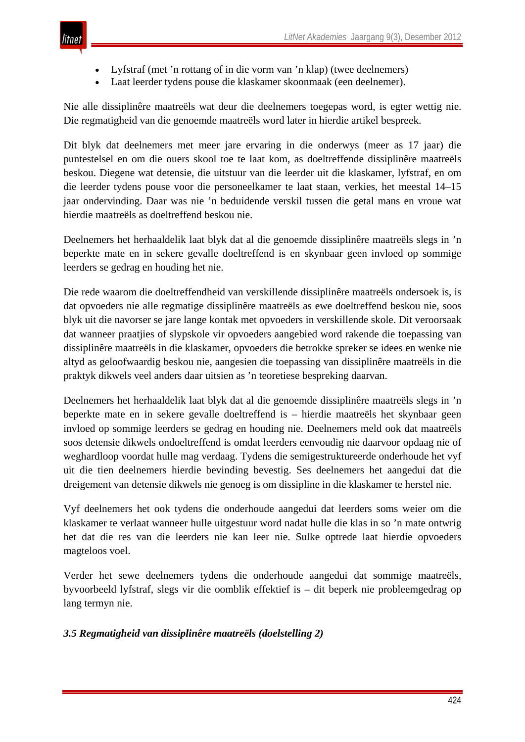- Lyfstraf (met ’n rottang of in die vorm van ’n klap) (twee deelnemers)
- Laat leerder tydens pouse die klaskamer skoonmaak (een deelnemer).

Nie alle dissiplinêre maatreëls wat deur die deelnemers toegepas word, is egter wettig nie. Die regmatigheid van die genoemde maatreëls word later in hierdie artikel bespreek.

Dit blyk dat deelnemers met meer jare ervaring in die onderwys (meer as 17 jaar) die puntestelsel en om die ouers skool toe te laat kom, as doeltreffende dissiplinêre maatreëls beskou. Diegene wat detensie, die uitstuur van die leerder uit die klaskamer, lyfstraf, en om die leerder tydens pouse voor die personeelkamer te laat staan, verkies, het meestal 14–15 jaar ondervinding. Daar was nie ’n beduidende verskil tussen die getal mans en vroue wat hierdie maatreëls as doeltreffend beskou nie.

Deelnemers het herhaaldelik laat blyk dat al die genoemde dissiplinêre maatreëls slegs in ’n beperkte mate en in sekere gevalle doeltreffend is en skynbaar geen invloed op sommige leerders se gedrag en houding het nie.

Die rede waarom die doeltreffendheid van verskillende dissiplinêre maatreëls ondersoek is, is dat opvoeders nie alle regmatige dissiplinêre maatreëls as ewe doeltreffend beskou nie, soos blyk uit die navorser se jare lange kontak met opvoeders in verskillende skole. Dit veroorsaak dat wanneer praatjies of slypskole vir opvoeders aangebied word rakende die toepassing van dissiplinêre maatreëls in die klaskamer, opvoeders die betrokke spreker se idees en wenke nie altyd as geloofwaardig beskou nie, aangesien die toepassing van dissiplinêre maatreëls in die praktyk dikwels veel anders daar uitsien as ’n teoretiese bespreking daarvan.

Deelnemers het herhaaldelik laat blyk dat al die genoemde dissiplinêre maatreëls slegs in ’n beperkte mate en in sekere gevalle doeltreffend is – hierdie maatreëls het skynbaar geen invloed op sommige leerders se gedrag en houding nie. Deelnemers meld ook dat maatreëls soos detensie dikwels ondoeltreffend is omdat leerders eenvoudig nie daarvoor opdaag nie of weghardloop voordat hulle mag verdaag. Tydens die semigestruktureerde onderhoude het vyf uit die tien deelnemers hierdie bevinding bevestig. Ses deelnemers het aangedui dat die dreigement van detensie dikwels nie genoeg is om dissipline in die klaskamer te herstel nie.

Vyf deelnemers het ook tydens die onderhoude aangedui dat leerders soms weier om die klaskamer te verlaat wanneer hulle uitgestuur word nadat hulle die klas in so ’n mate ontwrig het dat die res van die leerders nie kan leer nie. Sulke optrede laat hierdie opvoeders magteloos voel.

Verder het sewe deelnemers tydens die onderhoude aangedui dat sommige maatreëls, byvoorbeeld lyfstraf, slegs vir die oomblik effektief is – dit beperk nie probleemgedrag op lang termyn nie.

### *3.5 Regmatigheid van dissiplinêre maatreëls (doelstelling 2)*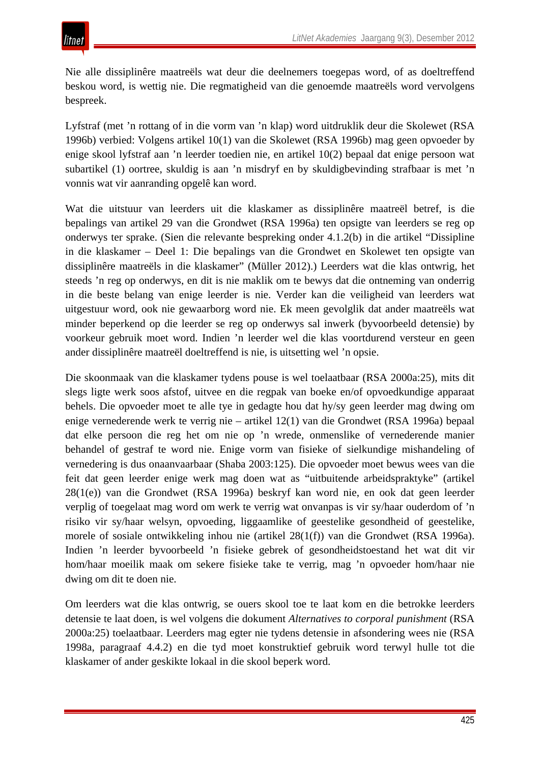Nie alle dissiplinêre maatreëls wat deur die deelnemers toegepas word, of as doeltreffend beskou word, is wettig nie. Die regmatigheid van die genoemde maatreëls word vervolgens bespreek.

Lyfstraf (met ’n rottang of in die vorm van ’n klap) word uitdruklik deur die Skolewet (RSA 1996b) verbied: Volgens artikel 10(1) van die Skolewet (RSA 1996b) mag geen opvoeder by enige skool lyfstraf aan ’n leerder toedien nie, en artikel 10(2) bepaal dat enige persoon wat subartikel (1) oortree, skuldig is aan ’n misdryf en by skuldigbevinding strafbaar is met ’n vonnis wat vir aanranding opgelê kan word.

Wat die uitstuur van leerders uit die klaskamer as dissiplinêre maatreël betref, is die bepalings van artikel 29 van die Grondwet (RSA 1996a) ten opsigte van leerders se reg op onderwys ter sprake. (Sien die relevante bespreking onder 4.1.2(b) in die artikel “Dissipline in die klaskamer – Deel 1: Die bepalings van die Grondwet en Skolewet ten opsigte van dissiplinêre maatreëls in die klaskamer” (Müller 2012).) Leerders wat die klas ontwrig, het steeds ’n reg op onderwys, en dit is nie maklik om te bewys dat die ontneming van onderrig in die beste belang van enige leerder is nie. Verder kan die veiligheid van leerders wat uitgestuur word, ook nie gewaarborg word nie. Ek meen gevolglik dat ander maatreëls wat minder beperkend op die leerder se reg op onderwys sal inwerk (byvoorbeeld detensie) by voorkeur gebruik moet word. Indien ’n leerder wel die klas voortdurend versteur en geen ander dissiplinêre maatreël doeltreffend is nie, is uitsetting wel ’n opsie.

Die skoonmaak van die klaskamer tydens pouse is wel toelaatbaar (RSA 2000a:25), mits dit slegs ligte werk soos afstof, uitvee en die regpak van boeke en/of opvoedkundige apparaat behels. Die opvoeder moet te alle tye in gedagte hou dat hy/sy geen leerder mag dwing om enige vernederende werk te verrig nie – artikel 12(1) van die Grondwet (RSA 1996a) bepaal dat elke persoon die reg het om nie op ’n wrede, onmenslike of vernederende manier behandel of gestraf te word nie. Enige vorm van fisieke of sielkundige mishandeling of vernedering is dus onaanvaarbaar (Shaba 2003:125). Die opvoeder moet bewus wees van die feit dat geen leerder enige werk mag doen wat as “uitbuitende arbeidspraktyke” (artikel 28(1(e)) van die Grondwet (RSA 1996a) beskryf kan word nie, en ook dat geen leerder verplig of toegelaat mag word om werk te verrig wat onvanpas is vir sy/haar ouderdom of ’n risiko vir sy/haar welsyn, opvoeding, liggaamlike of geestelike gesondheid of geestelike, morele of sosiale ontwikkeling inhou nie (artikel 28(1(f)) van die Grondwet (RSA 1996a). Indien ’n leerder byvoorbeeld ’n fisieke gebrek of gesondheidstoestand het wat dit vir hom/haar moeilik maak om sekere fisieke take te verrig, mag ’n opvoeder hom/haar nie dwing om dit te doen nie.

Om leerders wat die klas ontwrig, se ouers skool toe te laat kom en die betrokke leerders detensie te laat doen, is wel volgens die dokument *Alternatives to corporal punishment* (RSA 2000a:25) toelaatbaar. Leerders mag egter nie tydens detensie in afsondering wees nie (RSA 1998a, paragraaf 4.4.2) en die tyd moet konstruktief gebruik word terwyl hulle tot die klaskamer of ander geskikte lokaal in die skool beperk word.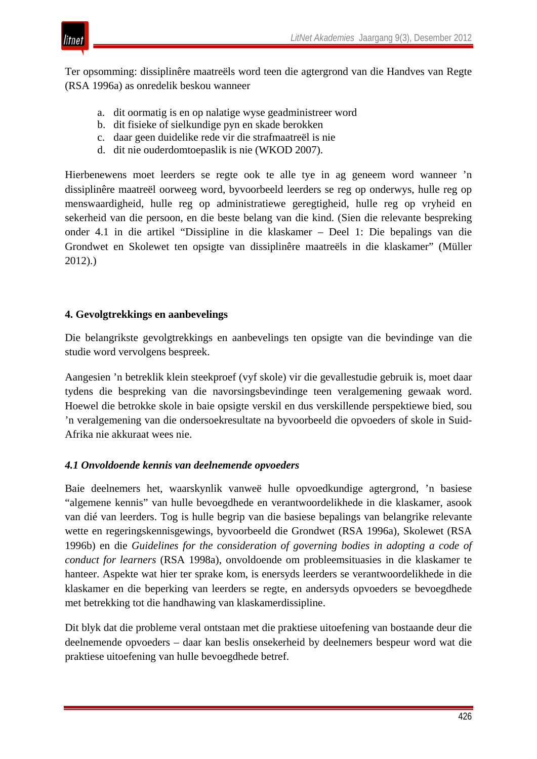Ter opsomming: dissiplinêre maatreëls word teen die agtergrond van die Handves van Regte (RSA 1996a) as onredelik beskou wanneer

a. dit oormatig is en op nalatige wyse geadministreer word
b. dit fisieke of sielkundige pyn en skade berokken
c. daar geen duidelike rede vir die strafmaatreël is nie
d. dit nie ouderdomtoepaslik is nie (WKOD 2007).

Hierbenewens moet leerders se regte ook te alle tye in ag geneem word wanneer 'n dissiplinêre maatreël oorweeg word, byvoorbeeld leerders se reg op onderwys, hulle reg op menswaardigheid, hulle reg op administratiewe geregtigheid, hulle reg op vryheid en sekerheid van die persoon, en die beste belang van die kind. (Sien die relevante bespreking onder 4.1 in die artikel "Dissipline in die klaskamer – Deel 1: Die bepalings van die Grondwet en Skolewet ten opsigte van dissiplinêre maatreëls in die klaskamer" (Müller 2012).)

## 4. Gevolgtrekkings en aanbevelings

Die belangrikste gevolgtrekkings en aanbevelings ten opsigte van die bevindinge van die studie word vervolgens bespreek.

Aangesien 'n betreklik klein steekproef (vyf skole) vir die gevallestudie gebruik is, moet daar tydens die bespreking van die navorsingsbevindinge teen veralgemening gewaak word. Hoewel die betrokke skole in baie opsigte verskil en dus verskillende perspektiewe bied, sou 'n veralgemening van die ondersoekresultate na byvoorbeeld die opvoeders of skole in Suid-Afrika nie akkuraat wees nie.

### *4.1 Onvoldoende kennis van deelnemende opvoeders*

Baie deelnemers het, waarskynlik vanweë hulle opvoedkundige agtergrond, 'n basiese "algemene kennis" van hulle bevoegdhede en verantwoordelikhede in die klaskamer, asook van dié van leerders. Tog is hulle begrip van die basiese bepalings van belangrike relevante wette en regeringskennisgewings, byvoorbeeld die Grondwet (RSA 1996a), Skolewet (RSA 1996b) en die *Guidelines for the consideration of governing bodies in adopting a code of conduct for learners* (RSA 1998a), onvoldoende om probleemsituasies in die klaskamer te hanteer. Aspekte wat hier ter sprake kom, is enersyds leerders se verantwoordelikhede in die klaskamer en die beperking van leerders se regte, en andersyds opvoeders se bevoegdhede met betrekking tot die handhawing van klaskamerdissipline.

Dit blyk dat die probleme veral ontstaan met die praktiese uitoefening van bostaande deur die deelnemende opvoeders – daar kan beslis onsekerheid by deelnemers bespeur word wat die praktiese uitoefening van hulle bevoegdhede betref.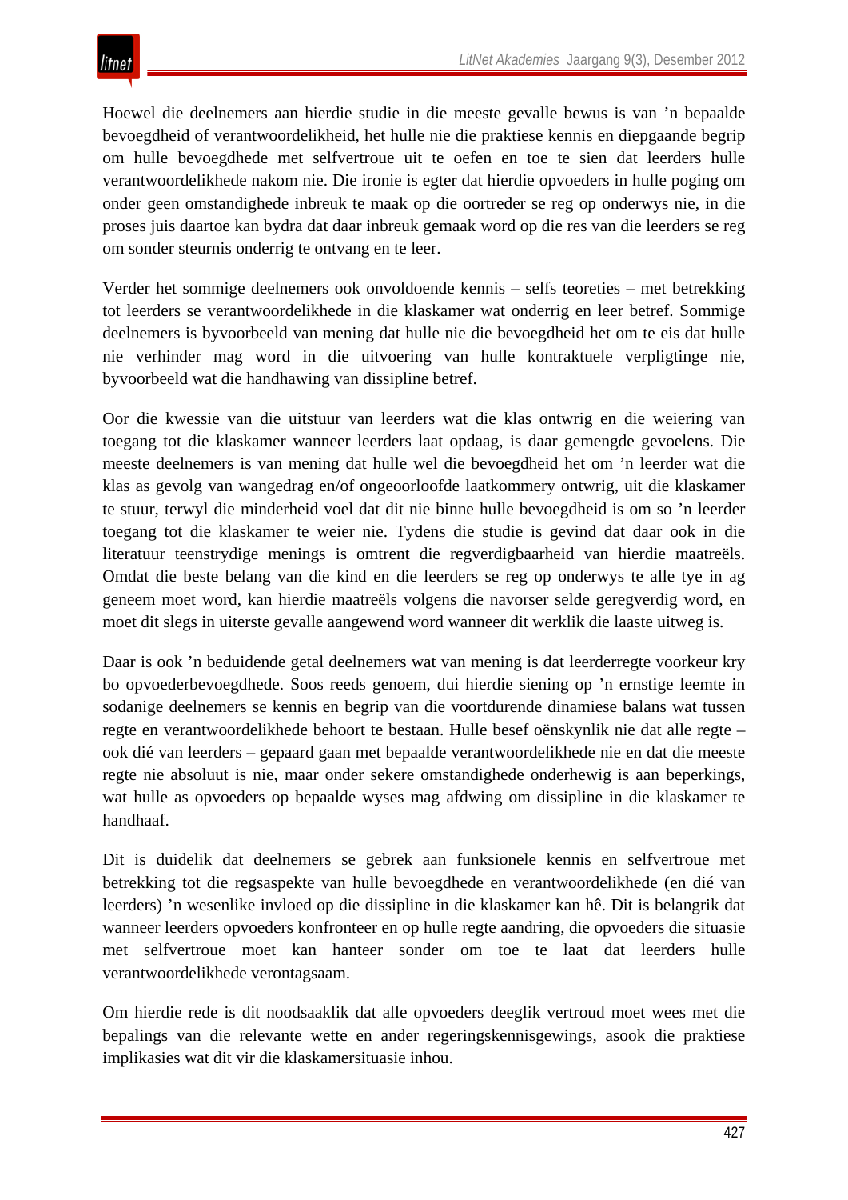Hoewel die deelnemers aan hierdie studie in die meeste gevalle bewus is van ’n bepaalde bevoegdheid of verantwoordelikheid, het hulle nie die praktiese kennis en diepgaande begrip om hulle bevoegdhede met selfvertroue uit te oefen en toe te sien dat leerders hulle verantwoordelikhede nakom nie. Die ironie is egter dat hierdie opvoeders in hulle poging om onder geen omstandighede inbreuk te maak op die oortreder se reg op onderwys nie, in die proses juis daartoe kan bydra dat daar inbreuk gemaak word op die res van die leerders se reg om sonder steurnis onderrig te ontvang en te leer.

Verder het sommige deelnemers ook onvoldoende kennis – selfs teoreties – met betrekking tot leerders se verantwoordelikhede in die klaskamer wat onderrig en leer betref. Sommige deelnemers is byvoorbeeld van mening dat hulle nie die bevoegdheid het om te eis dat hulle nie verhinder mag word in die uitvoering van hulle kontraktuele verpligtinge nie, byvoorbeeld wat die handhawing van dissipline betref.

Oor die kwessie van die uitstuur van leerders wat die klas ontwrig en die weiering van toegang tot die klaskamer wanneer leerders laat opdaag, is daar gemengde gevoelens. Die meeste deelnemers is van mening dat hulle wel die bevoegdheid het om ’n leerder wat die klas as gevolg van wangedrag en/of ongeoorloofde laatkommery ontwrig, uit die klaskamer te stuur, terwyl die minderheid voel dat dit nie binne hulle bevoegdheid is om so ’n leerder toegang tot die klaskamer te weier nie. Tydens die studie is gevind dat daar ook in die literatuur teenstrydige menings is omtrent die regverdigbaarheid van hierdie maatreëls. Omdat die beste belang van die kind en die leerders se reg op onderwys te alle tye in ag geneem moet word, kan hierdie maatreëls volgens die navorser selde geregverdig word, en moet dit slegs in uiterste gevalle aangewend word wanneer dit werklik die laaste uitweg is.

Daar is ook ’n beduidende getal deelnemers wat van mening is dat leerderregte voorkeur kry bo opvoederbevoegdhede. Soos reeds genoem, dui hierdie siening op ’n ernstige leemte in sodanige deelnemers se kennis en begrip van die voortdurende dinamiese balans wat tussen regte en verantwoordelikhede behoort te bestaan. Hulle besef oënskynlik nie dat alle regte – ook dié van leerders – gepaard gaan met bepaalde verantwoordelikhede nie en dat die meeste regte nie absoluut is nie, maar onder sekere omstandighede onderhewig is aan beperkings, wat hulle as opvoeders op bepaalde wyses mag afdwing om dissipline in die klaskamer te handhaaf.

Dit is duidelik dat deelnemers se gebrek aan funksionele kennis en selfvertroue met betrekking tot die regsaspekte van hulle bevoegdhede en verantwoordelikhede (en dié van leerders) ’n wesenlike invloed op die dissipline in die klaskamer kan hê. Dit is belangrik dat wanneer leerders opvoeders konfronteer en op hulle regte aandring, die opvoeders die situasie met selfvertroue moet kan hanteer sonder om toe te laat dat leerders hulle verantwoordelikhede verontagsaam.

Om hierdie rede is dit noodsaaklik dat alle opvoeders deeglik vertroud moet wees met die bepalings van die relevante wette en ander regeringskennisgewings, asook die praktiese implikasies wat dit vir die klaskamersituasie inhou.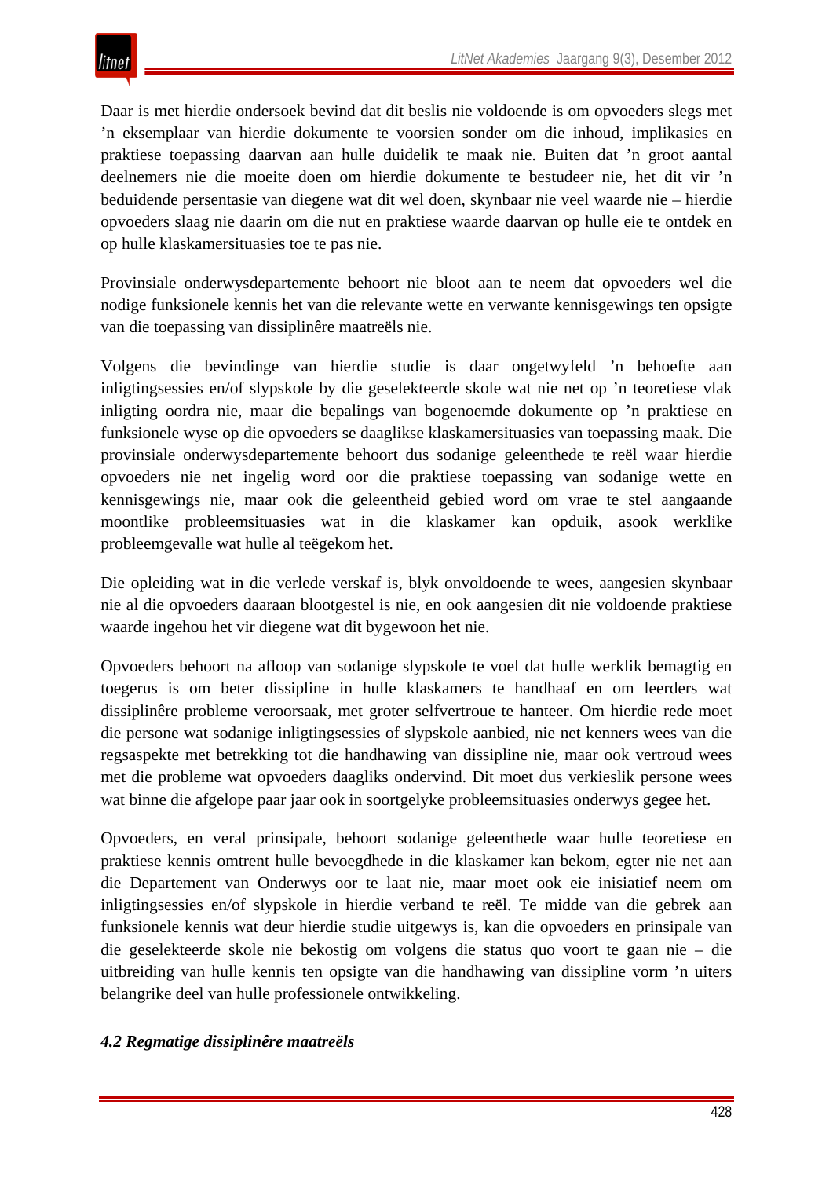Daar is met hierdie ondersoek bevind dat dit beslis nie voldoende is om opvoeders slegs met ’n eksemplaar van hierdie dokumente te voorsien sonder om die inhoud, implikasies en praktiese toepassing daarvan aan hulle duidelik te maak nie. Buiten dat ’n groot aantal deelnemers nie die moeite doen om hierdie dokumente te bestudeer nie, het dit vir ’n beduidende persentasie van diegene wat dit wel doen, skynbaar nie veel waarde nie – hierdie opvoeders slaag nie daarin om die nut en praktiese waarde daarvan op hulle eie te ontdek en op hulle klaskamersituasies toe te pas nie.

Provinsiale onderwysdepartemente behoort nie bloot aan te neem dat opvoeders wel die nodige funksionele kennis het van die relevante wette en verwante kennisgewings ten opsigte van die toepassing van dissiplinêre maatreëls nie.

Volgens die bevindinge van hierdie studie is daar ongetwyfeld ’n behoefte aan inligtingsessies en/of slypskole by die geselekteerde skole wat nie net op ’n teoretiese vlak inligting oordra nie, maar die bepalings van bogenoemde dokumente op ’n praktiese en funksionele wyse op die opvoeders se daaglikse klaskamersituasies van toepassing maak. Die provinsiale onderwysdepartemente behoort dus sodanige geleenthede te reël waar hierdie opvoeders nie net ingelig word oor die praktiese toepassing van sodanige wette en kennisgewings nie, maar ook die geleentheid gebied word om vrae te stel aangaande moontlike probleemsituasies wat in die klaskamer kan opduik, asook werklike probleemgevalle wat hulle al teëgekom het.

Die opleiding wat in die verlede verskaf is, blyk onvoldoende te wees, aangesien skynbaar nie al die opvoeders daaraan blootgestel is nie, en ook aangesien dit nie voldoende praktiese waarde ingehou het vir diegene wat dit bygewoon het nie.

Opvoeders behoort na afloop van sodanige slypskole te voel dat hulle werklik bemagtig en toegerus is om beter dissipline in hulle klaskamers te handhaaf en om leerders wat dissiplinêre probleme veroorsaak, met groter selfvertroue te hanteer. Om hierdie rede moet die persone wat sodanige inligtingsessies of slypskole aanbied, nie net kenners wees van die regsaspekte met betrekking tot die handhawing van dissipline nie, maar ook vertroud wees met die probleme wat opvoeders daagliks ondervind. Dit moet dus verkieslik persone wees wat binne die afgelope paar jaar ook in soortgelyke probleemsituasies onderwys gegee het.

Opvoeders, en veral prinsipale, behoort sodanige geleenthede waar hulle teoretiese en praktiese kennis omtrent hulle bevoegdhede in die klaskamer kan bekom, egter nie net aan die Departement van Onderwys oor te laat nie, maar moet ook eie inisiatief neem om inligtingsessies en/of slypskole in hierdie verband te reël. Te midde van die gebrek aan funksionele kennis wat deur hierdie studie uitgewys is, kan die opvoeders en prinsipale van die geselekteerde skole nie bekostig om volgens die status quo voort te gaan nie – die uitbreiding van hulle kennis ten opsigte van die handhawing van dissipline vorm ’n uiters belangrike deel van hulle professionele ontwikkeling.

### *4.2 Regmatige dissiplinêre maatreëls*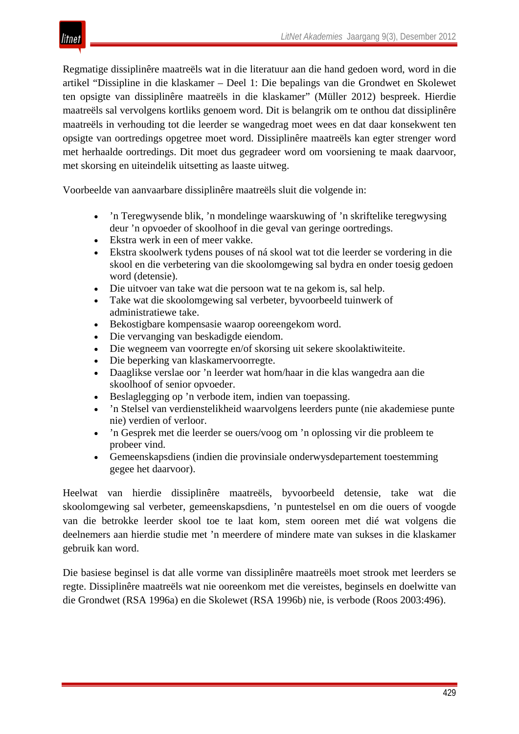Regmatige dissiplinêre maatreëls wat in die literatuur aan die hand gedoen word, word in die artikel "Dissipline in die klaskamer – Deel 1: Die bepalings van die Grondwet en Skolewet ten opsigte van dissiplinêre maatreëls in die klaskamer" (Müller 2012) bespreek. Hierdie maatreëls sal vervolgens kortliks genoem word. Dit is belangrik om te onthou dat dissiplinêre maatreëls in verhouding tot die leerder se wangedrag moet wees en dat daar konsekwent ten opsigte van oortredings opgetree moet word. Dissiplinêre maatreëls kan egter strenger word met herhaalde oortredings. Dit moet dus gegradeer word om voorsiening te maak daarvoor, met skorsing en uiteindelik uitsetting as laaste uitweg.

Voorbeelde van aanvaarbare dissiplinêre maatreëls sluit die volgende in:

- ’n Teregwysende blik, ’n mondelinge waarskuwing of ’n skriftelike teregwysing deur ’n opvoeder of skoolhoof in die geval van geringe oortredings.
- Ekstra werk in een of meer vakke.
- Ekstra skoolwerk tydens pouses of ná skool wat tot die leerder se vordering in die skool en die verbetering van die skoolomgewing sal bydra en onder toesig gedoen word (detensie).
- Die uitvoer van take wat die persoon wat te na gekom is, sal help.
- Take wat die skoolomgewing sal verbeter, byvoorbeeld tuinwerk of administratiewe take.
- Bekostigbare kompensasie waarop ooreengekom word.
- Die vervanging van beskadigde eiendom.
- Die wegneem van voorregte en/of skorsing uit sekere skoolaktiwiteite.
- Die beperking van klaskamervoorregte.
- Daaglikse verslae oor ’n leerder wat hom/haar in die klas wangedra aan die skoolhoof of senior opvoeder.
- Beslaglegging op ’n verbode item, indien van toepassing.
- ’n Stelsel van verdienstelikheid waarvolgens leerders punte (nie akademiese punte nie) verdien of verloor.
- ’n Gesprek met die leerder se ouers/voog om ’n oplossing vir die probleem te probeer vind.
- Gemeenskapsdiens (indien die provinsiale onderwysdepartement toestemming gegee het daarvoor).

Heelwat van hierdie dissiplinêre maatreëls, byvoorbeeld detensie, take wat die skoolomgewing sal verbeter, gemeenskapsdiens, ’n puntestelsel en om die ouers of voogde van die betrokke leerder skool toe te laat kom, stem ooreen met dié wat volgens die deelnemers aan hierdie studie met ’n meerdere of mindere mate van sukses in die klaskamer gebruik kan word.

Die basiese beginsel is dat alle vorme van dissiplinêre maatreëls moet strook met leerders se regte. Dissiplinêre maatreëls wat nie ooreenkom met die vereistes, beginsels en doelwitte van die Grondwet (RSA 1996a) en die Skolewet (RSA 1996b) nie, is verbode (Roos 2003:496).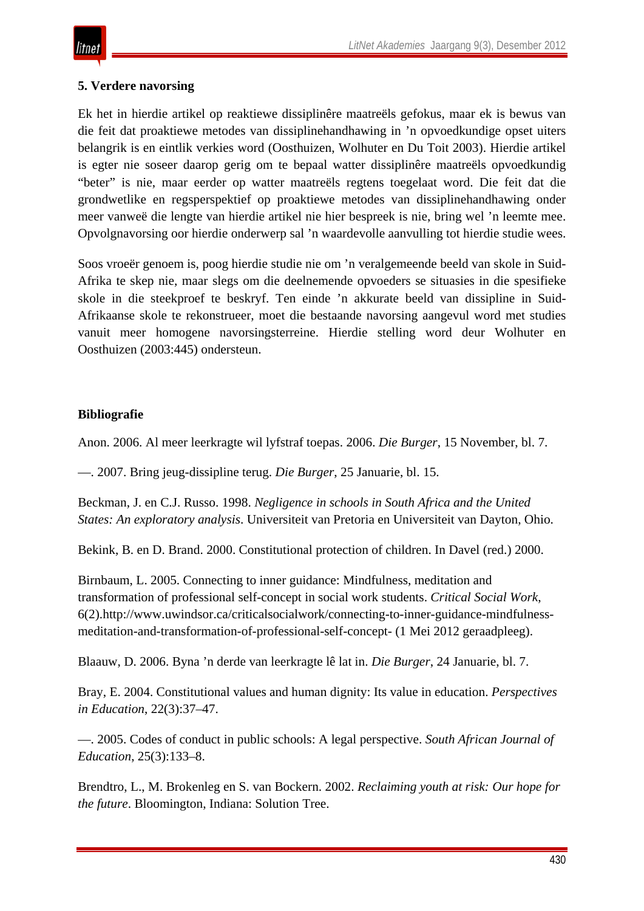## 5. Verdere navorsing

Ek het in hierdie artikel op reaktiewe dissiplinêre maatreëls gefokus, maar ek is bewus van die feit dat proaktiewe metodes van dissiplinehandhawing in ’n opvoedkundige opset uiters belangrik is en eintlik verkies word (Oosthuizen, Wolhuter en Du Toit 2003). Hierdie artikel is egter nie soseer daarop gerig om te bepaal watter dissiplinêre maatreëls opvoedkundig “beter” is nie, maar eerder op watter maatreëls regtens toegelaat word. Die feit dat die grondwetlike en regsperspektief op proaktiewe metodes van dissiplinehandhawing onder meer vanweë die lengte van hierdie artikel nie hier bespreek is nie, bring wel ’n leemte mee. Opvolgnavorsing oor hierdie onderwerp sal ’n waardevolle aanvulling tot hierdie studie wees.

Soos vroeër genoem is, poog hierdie studie nie om ’n veralgemeende beeld van skole in Suid-Afrika te skep nie, maar slegs om die deelnemende opvoeders se situasies in die spesifieke skole in die steekproef te beskryf. Ten einde ’n akkurate beeld van dissipline in Suid-Afrikaanse skole te rekonstrueer, moet die bestaande navorsing aangevul word met studies vanuit meer homogene navorsingsterreine. Hierdie stelling word deur Wolhuter en Oosthuizen (2003:445) ondersteun.

## Bibliografie

Anon. 2006. Al meer leerkragte wil lyfstraf toepas. 2006. *Die Burger*, 15 November, bl. 7.

—. 2007. Bring jeug-dissipline terug. *Die Burger*, 25 Januarie, bl. 15.

Beckman, J. en C.J. Russo. 1998. *Negligence in schools in South Africa and the United States: An exploratory analysis*. Universiteit van Pretoria en Universiteit van Dayton, Ohio.

Bekink, B. en D. Brand. 2000. Constitutional protection of children. In Davel (red.) 2000.

Birnbaum, L. 2005. Connecting to inner guidance: Mindfulness, meditation and transformation of professional self-concept in social work students. *Critical Social Work*, 6(2).http://www.uwindsor.ca/criticalsocialwork/connecting-to-inner-guidance-mindfulness-meditation-and-transformation-of-professional-self-concept- (1 Mei 2012 geraadpleeg).

Blaauw, D. 2006. Byna ’n derde van leerkragte lê lat in. *Die Burger*, 24 Januarie, bl. 7.

Bray, E. 2004. Constitutional values and human dignity: Its value in education. *Perspectives in Education*, 22(3):37–47.

—. 2005. Codes of conduct in public schools: A legal perspective. *South African Journal of Education*, 25(3):133–8.

Brendtro, L., M. Brokenleg en S. van Bockern. 2002. *Reclaiming youth at risk: Our hope for the future*. Bloomington, Indiana: Solution Tree.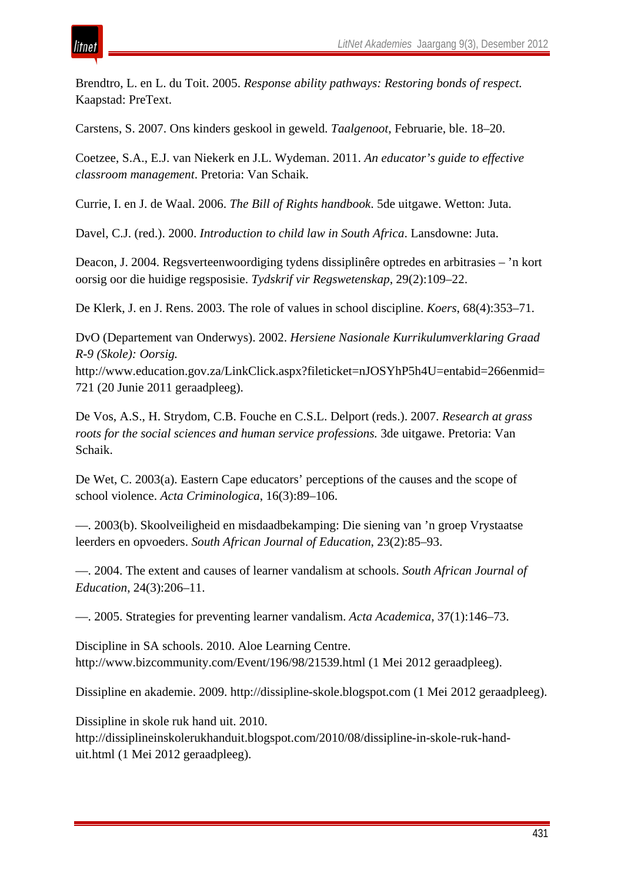Brendtro, L. en L. du Toit. 2005. *Response ability pathways: Restoring bonds of respect.* Kaapstad: PreText.

Carstens, S. 2007. Ons kinders geskool in geweld. *Taalgenoot*, Februarie, ble. 18–20.

Coetzee, S.A., E.J. van Niekerk en J.L. Wydeman. 2011. *An educator's guide to effective classroom management*. Pretoria: Van Schaik.

Currie, I. en J. de Waal. 2006. *The Bill of Rights handbook*. 5de uitgawe. Wetton: Juta.

Davel, C.J. (red.). 2000. *Introduction to child law in South Africa*. Lansdowne: Juta.

Deacon, J. 2004. Regsverteenwoordiging tydens dissiplinêre optredes en arbitrasies – 'n kort oorsig oor die huidige regsposisie. *Tydskrif vir Regswetenskap*, 29(2):109–22.

De Klerk, J. en J. Rens. 2003. The role of values in school discipline. *Koers*, 68(4):353–71.

DvO (Departement van Onderwys). 2002. *Hersiene Nasionale Kurrikulumverklaring Graad R-9 (Skole): Oorsig.* http://www.education.gov.za/LinkClick.aspx?fileticket=nJOSYhP5h4U=entabid=266enmid=721 (20 Junie 2011 geraadpleeg).

De Vos, A.S., H. Strydom, C.B. Fouche en C.S.L. Delport (reds.). 2007. *Research at grass roots for the social sciences and human service professions.* 3de uitgawe. Pretoria: Van Schaik.

De Wet, C. 2003(a). Eastern Cape educators' perceptions of the causes and the scope of school violence. *Acta Criminologica*, 16(3):89–106.

—. 2003(b). Skoolveiligheid en misdaadbekamping: Die siening van 'n groep Vrystaatse leerders en opvoeders. *South African Journal of Education*, 23(2):85–93.

—. 2004. The extent and causes of learner vandalism at schools. *South African Journal of Education*, 24(3):206–11.

—. 2005. Strategies for preventing learner vandalism. *Acta Academica*, 37(1):146–73.

Discipline in SA schools. 2010. Aloe Learning Centre. http://www.bizcommunity.com/Event/196/98/21539.html (1 Mei 2012 geraadpleeg).

Dissipline en akademie. 2009. http://dissipline-skole.blogspot.com (1 Mei 2012 geraadpleeg).

Dissipline in skole ruk hand uit. 2010. http://dissiplineinskolerukhanduit.blogspot.com/2010/08/dissipline-in-skole-ruk-hand-uit.html (1 Mei 2012 geraadpleeg).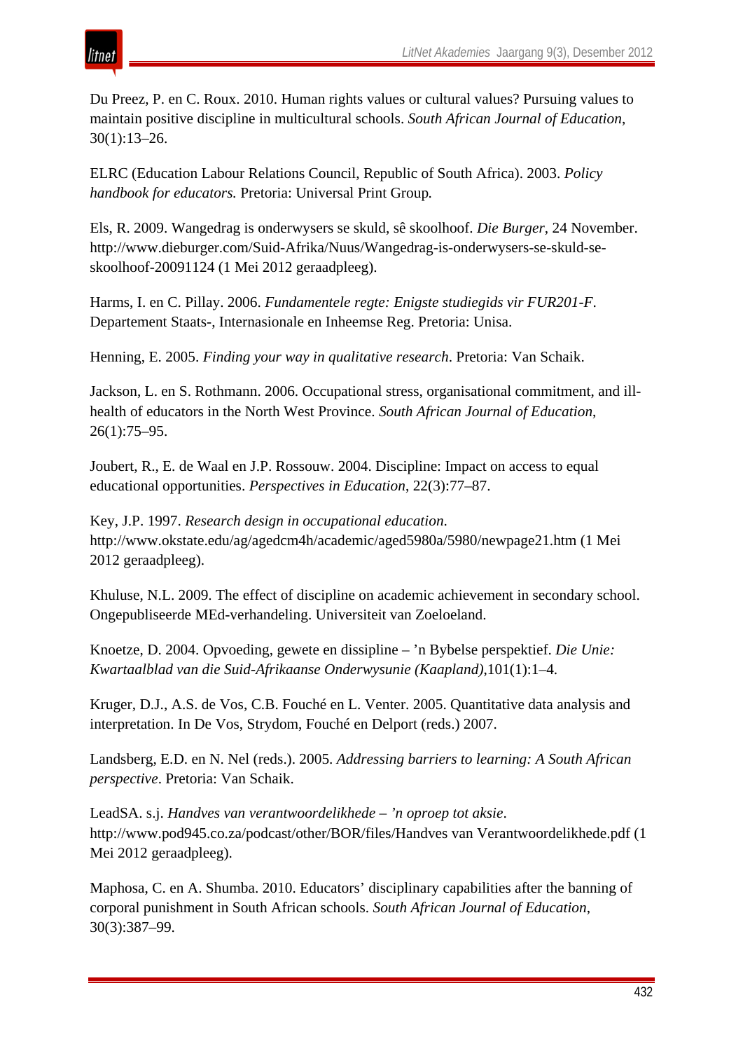Du Preez, P. en C. Roux. 2010. Human rights values or cultural values? Pursuing values to maintain positive discipline in multicultural schools. *South African Journal of Education*, 30(1):13–26.

ELRC (Education Labour Relations Council, Republic of South Africa). 2003. *Policy handbook for educators.* Pretoria: Universal Print Group.

Els, R. 2009. Wangedrag is onderwysers se skuld, sê skoolhoof. *Die Burger*, 24 November. http://www.dieburger.com/Suid-Afrika/Nuus/Wangedrag-is-onderwysers-se-skuld-se-skoolhoof-20091124 (1 Mei 2012 geraadpleeg).

Harms, I. en C. Pillay. 2006. *Fundamentele regte: Enigste studiegids vir FUR201-F*. Departement Staats-, Internasionale en Inheemse Reg. Pretoria: Unisa.

Henning, E. 2005. *Finding your way in qualitative research*. Pretoria: Van Schaik.

Jackson, L. en S. Rothmann. 2006. Occupational stress, organisational commitment, and ill-health of educators in the North West Province. *South African Journal of Education*, 26(1):75–95.

Joubert, R., E. de Waal en J.P. Rossouw. 2004. Discipline: Impact on access to equal educational opportunities. *Perspectives in Education*, 22(3):77–87.

Key, J.P. 1997. *Research design in occupational education.* http://www.okstate.edu/ag/agedcm4h/academic/aged5980a/5980/newpage21.htm (1 Mei 2012 geraadpleeg).

Khuluse, N.L. 2009. The effect of discipline on academic achievement in secondary school. Ongepubliseerde MEd-verhandeling. Universiteit van Zoeloeland.

Knoetze, D. 2004. Opvoeding, gewete en dissipline – ’n Bybelse perspektief. *Die Unie: Kwartaalblad van die Suid-Afrikaanse Onderwysunie (Kaapland)*,101(1):1–4.

Kruger, D.J., A.S. de Vos, C.B. Fouché en L. Venter. 2005. Quantitative data analysis and interpretation. In De Vos, Strydom, Fouché en Delport (reds.) 2007.

Landsberg, E.D. en N. Nel (reds.). 2005. *Addressing barriers to learning: A South African perspective*. Pretoria: Van Schaik.

LeadSA. s.j. *Handves van verantwoordelikhede – ’n oproep tot aksie*. http://www.pod945.co.za/podcast/other/BOR/files/Handves van Verantwoordelikhede.pdf (1 Mei 2012 geraadpleeg).

Maphosa, C. en A. Shumba. 2010. Educators’ disciplinary capabilities after the banning of corporal punishment in South African schools. *South African Journal of Education*, 30(3):387–99.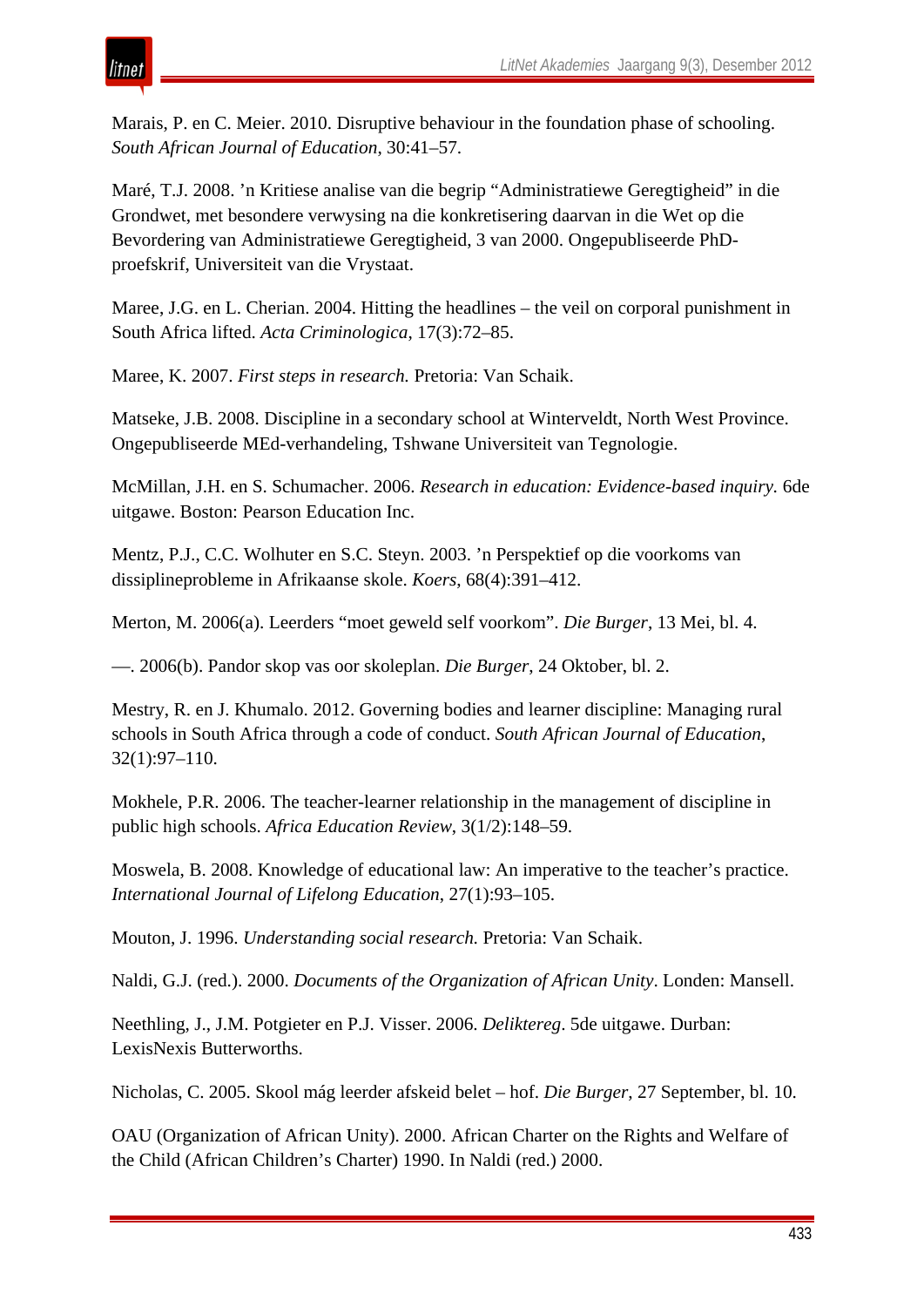Marais, P. en C. Meier. 2010. Disruptive behaviour in the foundation phase of schooling. *South African Journal of Education*, 30:41–57.

Maré, T.J. 2008. ’n Kritiese analise van die begrip “Administratiewe Geregtigheid” in die Grondwet, met besondere verwysing na die konkretisering daarvan in die Wet op die Bevordering van Administratiewe Geregtigheid, 3 van 2000. Ongepubliseerde PhD-proefskrif, Universiteit van die Vrystaat.

Maree, J.G. en L. Cherian. 2004. Hitting the headlines – the veil on corporal punishment in South Africa lifted. *Acta Criminologica*, 17(3):72–85.

Maree, K. 2007. *First steps in research.* Pretoria: Van Schaik.

Matseke, J.B. 2008. Discipline in a secondary school at Winterveldt, North West Province. Ongepubliseerde MEd-verhandeling, Tshwane Universiteit van Tegnologie.

McMillan, J.H. en S. Schumacher. 2006. *Research in education: Evidence-based inquiry.* 6de uitgawe. Boston: Pearson Education Inc.

Mentz, P.J., C.C. Wolhuter en S.C. Steyn. 2003. ’n Perspektief op die voorkoms van dissiplineprobleme in Afrikaanse skole. *Koers*, 68(4):391–412.

Merton, M. 2006(a). Leerders “moet geweld self voorkom”. *Die Burger*, 13 Mei, bl. 4.

—. 2006(b). Pandor skop vas oor skoleplan. *Die Burger*, 24 Oktober, bl. 2.

Mestry, R. en J. Khumalo. 2012. Governing bodies and learner discipline: Managing rural schools in South Africa through a code of conduct. *South African Journal of Education*, 32(1):97–110.

Mokhele, P.R. 2006. The teacher-learner relationship in the management of discipline in public high schools. *Africa Education Review*, 3(1/2):148–59.

Moswela, B. 2008. Knowledge of educational law: An imperative to the teacher’s practice. *International Journal of Lifelong Education*, 27(1):93–105.

Mouton, J. 1996. *Understanding social research.* Pretoria: Van Schaik.

Naldi, G.J. (red.). 2000. *Documents of the Organization of African Unity*. Londen: Mansell.

Neethling, J., J.M. Potgieter en P.J. Visser. 2006. *Deliktereg*. 5de uitgawe. Durban: LexisNexis Butterworths.

Nicholas, C. 2005. Skool mág leerder afskeid belet – hof. *Die Burger*, 27 September, bl. 10.

OAU (Organization of African Unity). 2000. African Charter on the Rights and Welfare of the Child (African Children’s Charter) 1990. In Naldi (red.) 2000.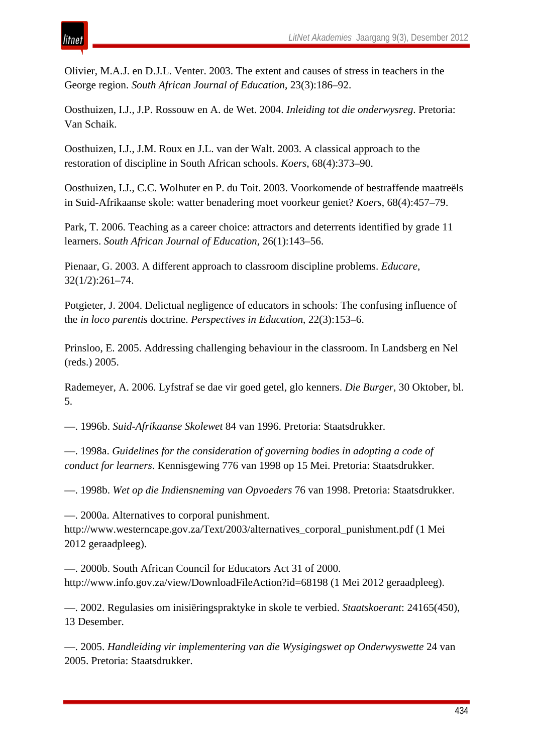Olivier, M.A.J. en D.J.L. Venter. 2003. The extent and causes of stress in teachers in the George region. *South African Journal of Education*, 23(3):186–92.

Oosthuizen, I.J., J.P. Rossouw en A. de Wet. 2004. *Inleiding tot die onderwysreg*. Pretoria: Van Schaik.

Oosthuizen, I.J., J.M. Roux en J.L. van der Walt. 2003. A classical approach to the restoration of discipline in South African schools. *Koers*, 68(4):373–90.

Oosthuizen, I.J., C.C. Wolhuter en P. du Toit. 2003. Voorkomende of bestraffende maatreëls in Suid-Afrikaanse skole: watter benadering moet voorkeur geniet? *Koers*, 68(4):457–79.

Park, T. 2006. Teaching as a career choice: attractors and deterrents identified by grade 11 learners. *South African Journal of Education*, 26(1):143–56.

Pienaar, G. 2003. A different approach to classroom discipline problems. *Educare*, 32(1/2):261–74.

Potgieter, J. 2004. Delictual negligence of educators in schools: The confusing influence of the *in loco parentis* doctrine. *Perspectives in Education*, 22(3):153–6.

Prinsloo, E. 2005. Addressing challenging behaviour in the classroom. In Landsberg en Nel (reds.) 2005.

Rademeyer, A. 2006. Lyfstraf se dae vir goed getel, glo kenners. *Die Burger*, 30 Oktober, bl. 5.

—. 1996b. *Suid-Afrikaanse Skolewet* 84 van 1996. Pretoria: Staatsdrukker.

—. 1998a. *Guidelines for the consideration of governing bodies in adopting a code of conduct for learners*. Kennisgewing 776 van 1998 op 15 Mei. Pretoria: Staatsdrukker.

—. 1998b. *Wet op die Indiensneming van Opvoeders* 76 van 1998. Pretoria: Staatsdrukker.

—. 2000a. Alternatives to corporal punishment. http://www.westerncape.gov.za/Text/2003/alternatives_corporal_punishment.pdf (1 Mei 2012 geraadpleeg).

—. 2000b. South African Council for Educators Act 31 of 2000. http://www.info.gov.za/view/DownloadFileAction?id=68198 (1 Mei 2012 geraadpleeg).

—. 2002. Regulasies om inisiëringspraktyke in skole te verbied. *Staatskoerant*: 24165(450), 13 Desember.

—. 2005. *Handleiding vir implementering van die Wysigingswet op Onderwyswette* 24 van 2005. Pretoria: Staatsdrukker.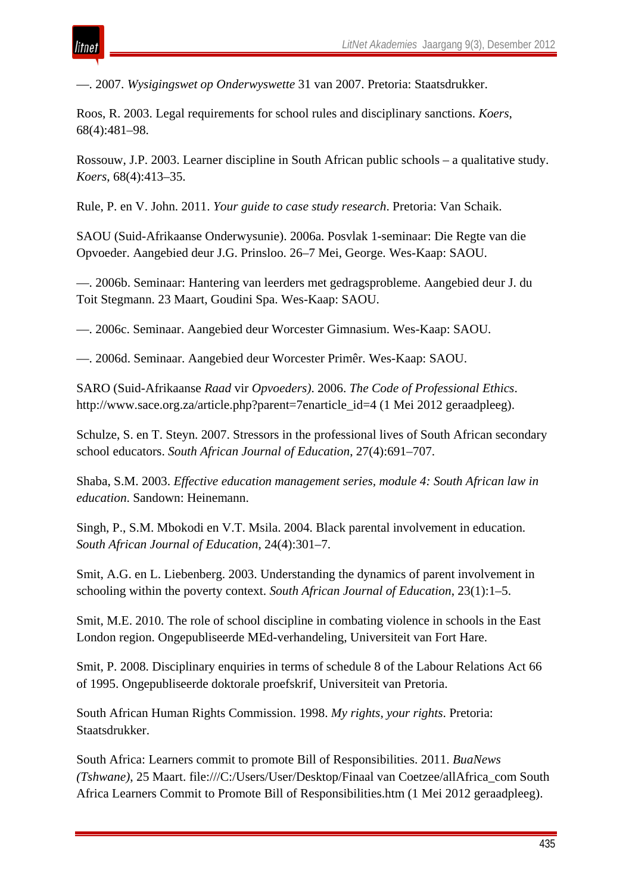—. 2007. *Wysigingswet op Onderwyswette* 31 van 2007. Pretoria: Staatsdrukker.

Roos, R. 2003. Legal requirements for school rules and disciplinary sanctions. *Koers*, 68(4):481–98.

Rossouw, J.P. 2003. Learner discipline in South African public schools – a qualitative study. *Koers*, 68(4):413–35.

Rule, P. en V. John. 2011. *Your guide to case study research*. Pretoria: Van Schaik.

SAOU (Suid-Afrikaanse Onderwysunie). 2006a. Posvlak 1-seminaar: Die Regte van die Opvoeder. Aangebied deur J.G. Prinsloo. 26–7 Mei, George. Wes-Kaap: SAOU.

—. 2006b. Seminaar: Hantering van leerders met gedragsprobleme. Aangebied deur J. du Toit Stegmann. 23 Maart, Goudini Spa. Wes-Kaap: SAOU.

—. 2006c. Seminaar. Aangebied deur Worcester Gimnasium. Wes-Kaap: SAOU.

—. 2006d. Seminaar. Aangebied deur Worcester Primêr. Wes-Kaap: SAOU.

SARO (Suid-Afrikaanse *Raad* vir *Opvoeders)*. 2006. *The Code of Professional Ethics*. http://www.sace.org.za/article.php?parent=7enarticle_id=4 (1 Mei 2012 geraadpleeg).

Schulze, S. en T. Steyn. 2007. Stressors in the professional lives of South African secondary school educators. *South African Journal of Education*, 27(4):691–707.

Shaba, S.M. 2003. *Effective education management series, module 4: South African law in education*. Sandown: Heinemann.

Singh, P., S.M. Mbokodi en V.T. Msila. 2004. Black parental involvement in education. *South African Journal of Education*, 24(4):301–7.

Smit, A.G. en L. Liebenberg. 2003. Understanding the dynamics of parent involvement in schooling within the poverty context. *South African Journal of Education*, 23(1):1–5.

Smit, M.E. 2010. The role of school discipline in combating violence in schools in the East London region. Ongepubliseerde MEd-verhandeling, Universiteit van Fort Hare.

Smit, P. 2008. Disciplinary enquiries in terms of schedule 8 of the Labour Relations Act 66 of 1995. Ongepubliseerde doktorale proefskrif, Universiteit van Pretoria.

South African Human Rights Commission. 1998. *My rights, your rights*. Pretoria: Staatsdrukker.

South Africa: Learners commit to promote Bill of Responsibilities. 2011. *BuaNews (Tshwane)*, 25 Maart. file:///C:/Users/User/Desktop/Finaal van Coetzee/allAfrica_com South Africa Learners Commit to Promote Bill of Responsibilities.htm (1 Mei 2012 geraadpleeg).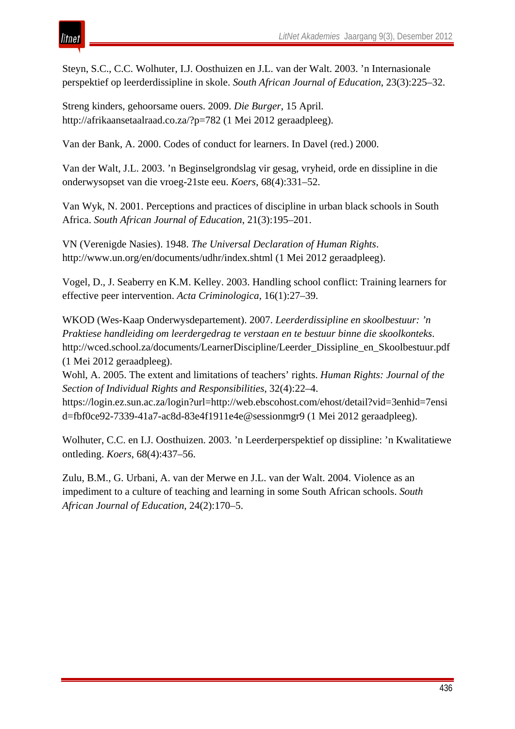Steyn, S.C., C.C. Wolhuter, I.J. Oosthuizen en J.L. van der Walt. 2003. ’n Internasionale perspektief op leerderdissipline in skole. *South African Journal of Education*, 23(3):225–32.

Streng kinders, gehoorsame ouers. 2009. *Die Burger*, 15 April. http://afrikaansetaalraad.co.za/?p=782 (1 Mei 2012 geraadpleeg).

Van der Bank, A. 2000. Codes of conduct for learners. In Davel (red.) 2000.

Van der Walt, J.L. 2003. ’n Beginselgrondslag vir gesag, vryheid, orde en dissipline in die onderwysopset van die vroeg-21ste eeu. *Koers*, 68(4):331–52.

Van Wyk, N. 2001. Perceptions and practices of discipline in urban black schools in South Africa. *South African Journal of Education*, 21(3):195–201.

VN (Verenigde Nasies). 1948. *The Universal Declaration of Human Rights*. http://www.un.org/en/documents/udhr/index.shtml (1 Mei 2012 geraadpleeg).

Vogel, D., J. Seaberry en K.M. Kelley. 2003. Handling school conflict: Training learners for effective peer intervention. *Acta Criminologica*, 16(1):27–39.

WKOD (Wes-Kaap Onderwysdepartement). 2007. *Leerderdissipline en skoolbestuur: ’n Praktiese handleiding om leerdergedrag te verstaan en te bestuur binne die skoolkonteks*. http://wced.school.za/documents/LearnerDiscipline/Leerder_Dissipline_en_Skoolbestuur.pdf (1 Mei 2012 geraadpleeg).

Wohl, A. 2005. The extent and limitations of teachers’ rights. *Human Rights: Journal of the Section of Individual Rights and Responsibilities*, 32(4):22–4. https://login.ez.sun.ac.za/login?url=http://web.ebscohost.com/ehost/detail?vid=3enhid=7ensid=fbf0ce92-7339-41a7-ac8d-83e4f1911e4e@sessionmgr9 (1 Mei 2012 geraadpleeg).

Wolhuter, C.C. en I.J. Oosthuizen. 2003. ’n Leerderperspektief op dissipline: ’n Kwalitatiewe ontleding. *Koers*, 68(4):437–56.

Zulu, B.M., G. Urbani, A. van der Merwe en J.L. van der Walt. 2004. Violence as an impediment to a culture of teaching and learning in some South African schools. *South African Journal of Education*, 24(2):170–5.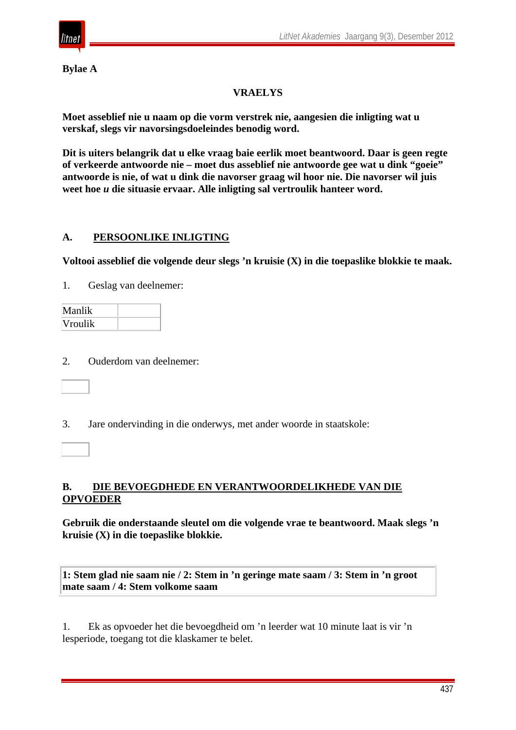**Bylae A**

**VRAELYS**

**Moet asseblief nie u naam op die vorm verstrek nie, aangesien die inligting wat u verskaf, slegs vir navorsingsdoeleindes benodig word.**

**Dit is uiters belangrik dat u elke vraag baie eerlik moet beantwoord. Daar is geen regte of verkeerde antwoorde nie – moet dus asseblief nie antwoorde gee wat u dink "goeie" antwoorde is nie, of wat u dink die navorser graag wil hoor nie. Die navorser wil juis weet hoe *u* die situasie ervaar. Alle inligting sal vertroulik hanteer word.**

## A. PERSOONLIKE INLIGTING

**Voltooi asseblief die volgende deur slegs 'n kruisie (X) in die toepaslike blokkie te maak.**

1. Geslag van deelnemer:

| Manlik | |
|---|---|
| Vroulik | |

2. Ouderdom van deelnemer:

| |
|---|

3. Jare ondervinding in die onderwys, met ander woorde in staatskole:

| |
|---|

## B. DIE BEVOEGDHEDE EN VERANTWOORDELIKHEDE VAN DIE OPVOEDER

**Gebruik die onderstaande sleutel om die volgende vrae te beantwoord. Maak slegs 'n kruisie (X) in die toepaslike blokkie.**

| **1: Stem glad nie saam nie / 2: Stem in 'n geringe mate saam / 3: Stem in 'n groot mate saam / 4: Stem volkome saam** |
|---|

1. Ek as opvoeder het die bevoegdheid om 'n leerder wat 10 minute laat is vir 'n lesperiode, toegang tot die klaskamer te belet.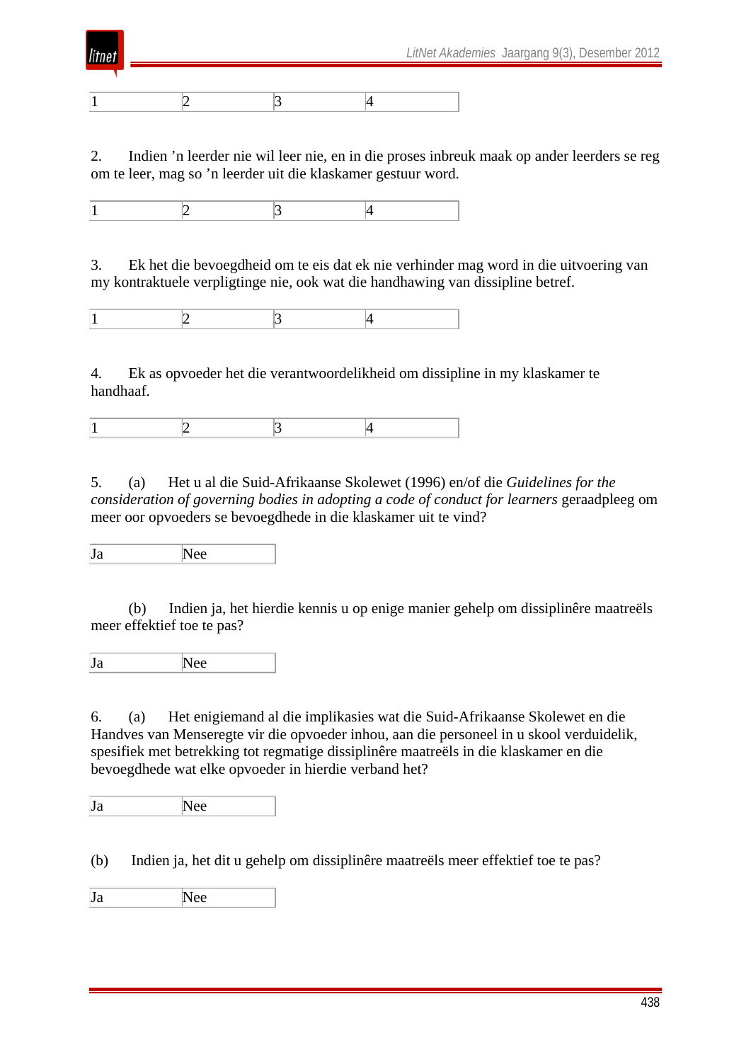| 1 | 2 | 3 | 4 |
|---|---|---|---|

2. Indien ’n leerder nie wil leer nie, en in die proses inbreuk maak op ander leerders se reg om te leer, mag so ’n leerder uit die klaskamer gestuur word.

| 1 | 2 | 3 | 4 |
|---|---|---|---|

3. Ek het die bevoegdheid om te eis dat ek nie verhinder mag word in die uitvoering van my kontraktuele verpligtinge nie, ook wat die handhawing van dissipline betref.

| 1 | 2 | 3 | 4 |
|---|---|---|---|

4. Ek as opvoeder het die verantwoordelikheid om dissipline in my klaskamer te handhaaf.

| 1 | 2 | 3 | 4 |
|---|---|---|---|

5. (a) Het u al die Suid-Afrikaanse Skolewet (1996) en/of die *Guidelines for the consideration of governing bodies in adopting a code of conduct for learners* geraadpleeg om meer oor opvoeders se bevoegdhede in die klaskamer uit te vind?

| Ja | Nee |
|---|---|

(b) Indien ja, het hierdie kennis u op enige manier gehelp om dissiplinêre maatreëls meer effektief toe te pas?

| Ja | Nee |
|---|---|

6. (a) Het enigiemand al die implikasies wat die Suid-Afrikaanse Skolewet en die Handves van Menseregte vir die opvoeder inhou, aan die personeel in u skool verduidelik, spesifiek met betrekking tot regmatige dissiplinêre maatreëls in die klaskamer en die bevoegdhede wat elke opvoeder in hierdie verband het?

| Ja | Nee |
|---|---|

(b) Indien ja, het dit u gehelp om dissiplinêre maatreëls meer effektief toe te pas?

| Ja | Nee |
|---|---|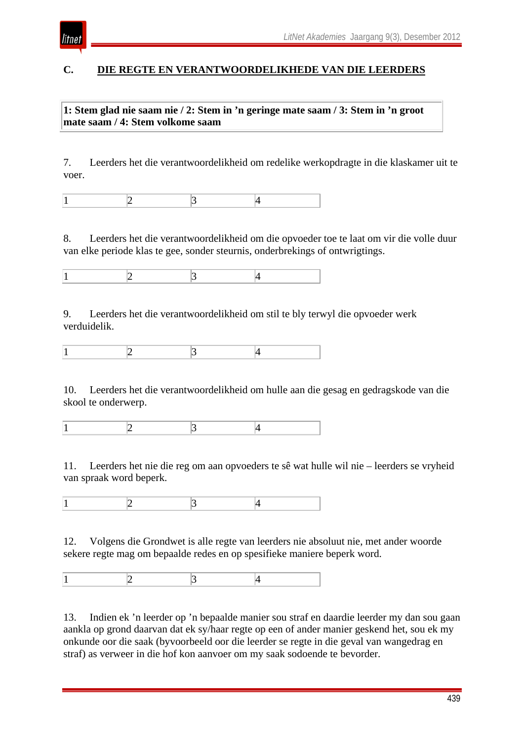## C. DIE REGTE EN VERANTWOORDELIKHEDE VAN DIE LEERDERS

**1: Stem glad nie saam nie / 2: Stem in ’n geringe mate saam / 3: Stem in ’n groot mate saam / 4: Stem volkome saam**

7. Leerders het die verantwoordelikheid om redelike werkopdragte in die klaskamer uit te voer.

| 1 | 2 | 3 | 4 |
|---|---|---|---|

8. Leerders het die verantwoordelikheid om die opvoeder toe te laat om vir die volle duur van elke periode klas te gee, sonder steurnis, onderbrekings of ontwrigtings.

| 1 | 2 | 3 | 4 |
|---|---|---|---|

9. Leerders het die verantwoordelikheid om stil te bly terwyl die opvoeder werk verduidelik.

| 1 | 2 | 3 | 4 |
|---|---|---|---|

10. Leerders het die verantwoordelikheid om hulle aan die gesag en gedragskode van die skool te onderwerp.

| 1 | 2 | 3 | 4 |
|---|---|---|---|

11. Leerders het nie die reg om aan opvoeders te sê wat hulle wil nie – leerders se vryheid van spraak word beperk.

| 1 | 2 | 3 | 4 |
|---|---|---|---|

12. Volgens die Grondwet is alle regte van leerders nie absoluut nie, met ander woorde sekere regte mag om bepaalde redes en op spesifieke maniere beperk word.

| 1 | 2 | 3 | 4 |
|---|---|---|---|

13. Indien ek ’n leerder op ’n bepaalde manier sou straf en daardie leerder my dan sou gaan aankla op grond daarvan dat ek sy/haar regte op een of ander manier geskend het, sou ek my onkunde oor die saak (byvoorbeeld oor die leerder se regte in die geval van wangedrag en straf) as verweer in die hof kon aanvoer om my saak sodoende te bevorder.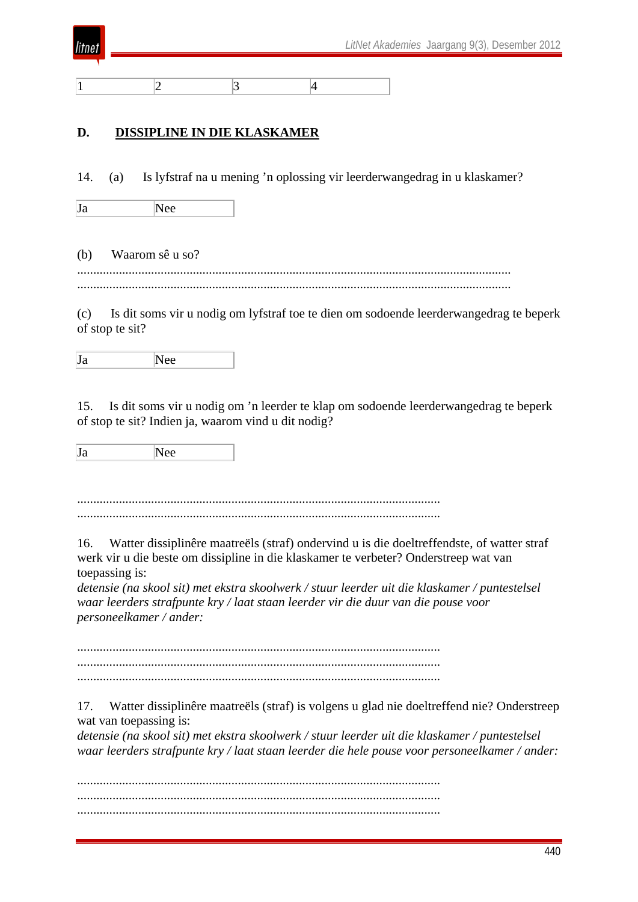| 1 | 2 | 3 | 4 |
|---|---|---|---|

**D. DISSIPLINE IN DIE KLASKAMER**

14. (a) Is lyfstraf na u mening ’n oplossing vir leerderwangedrag in u klaskamer?

| Ja | Nee |
|---|---|

(b) Waarom sê u so?

.....................................................................................................................................

.....................................................................................................................................

(c) Is dit soms vir u nodig om lyfstraf toe te dien om sodoende leerderwangedrag te beperk of stop te sit?

| Ja | Nee |
|---|---|

15. Is dit soms vir u nodig om ’n leerder te klap om sodoende leerderwangedrag te beperk of stop te sit? Indien ja, waarom vind u dit nodig?

| Ja | Nee |
|---|---|

...............................................................................................................

...............................................................................................................

16. Watter dissiplinêre maatreëls (straf) ondervind u is die doeltreffendste, of watter straf werk vir u die beste om dissipline in die klaskamer te verbeter? Onderstreep wat van toepassing is:
*detensie (na skool sit) met ekstra skoolwerk / stuur leerder uit die klaskamer / puntestelsel waar leerders strafpunte kry / laat staan leerder vir die duur van die pouse voor personeelkamer / ander:*

...............................................................................................................

...............................................................................................................

...............................................................................................................

17. Watter dissiplinêre maatreëls (straf) is volgens u glad nie doeltreffend nie? Onderstreep wat van toepassing is:
*detensie (na skool sit) met ekstra skoolwerk / stuur leerder uit die klaskamer / puntestelsel waar leerders strafpunte kry / laat staan leerder die hele pouse voor personeelkamer / ander:*

...............................................................................................................

...............................................................................................................

...............................................................................................................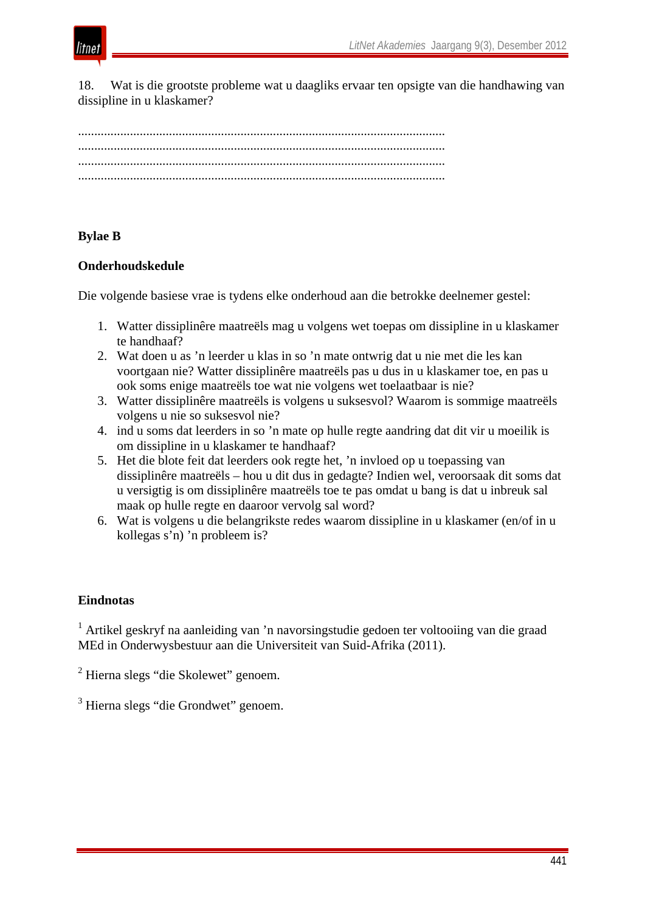18. Wat is die grootste probleme wat u daagliks ervaar ten opsigte van die handhawing van dissipline in u klaskamer?

................................................................................................................
................................................................................................................
................................................................................................................
................................................................................................................

**Bylae B**

**Onderhoudskedule**

Die volgende basiese vrae is tydens elke onderhoud aan die betrokke deelnemer gestel:

1. Watter dissiplinêre maatreëls mag u volgens wet toepas om dissipline in u klaskamer te handhaaf?
2. Wat doen u as ’n leerder u klas in so ’n mate ontwrig dat u nie met die les kan voortgaan nie? Watter dissiplinêre maatreëls pas u dus in u klaskamer toe, en pas u ook soms enige maatreëls toe wat nie volgens wet toelaatbaar is nie?
3. Watter dissiplinêre maatreëls is volgens u suksesvol? Waarom is sommige maatreëls volgens u nie so suksesvol nie?
4. ind u soms dat leerders in so ’n mate op hulle regte aandring dat dit vir u moeilik is om dissipline in u klaskamer te handhaaf?
5. Het die blote feit dat leerders ook regte het, ’n invloed op u toepassing van dissiplinêre maatreëls – hou u dit dus in gedagte? Indien wel, veroorsaak dit soms dat u versigtig is om dissiplinêre maatreëls toe te pas omdat u bang is dat u inbreuk sal maak op hulle regte en daaroor vervolg sal word?
6. Wat is volgens u die belangrikste redes waarom dissipline in u klaskamer (en/of in u kollegas s’n) ’n probleem is?

**Eindnotas**

[1] Artikel geskryf na aanleiding van ’n navorsingstudie gedoen ter voltooiing van die graad MEd in Onderwysbestuur aan die Universiteit van Suid-Afrika (2011).

[2] Hierna slegs “die Skolewet” genoem.

[3] Hierna slegs “die Grondwet” genoem.